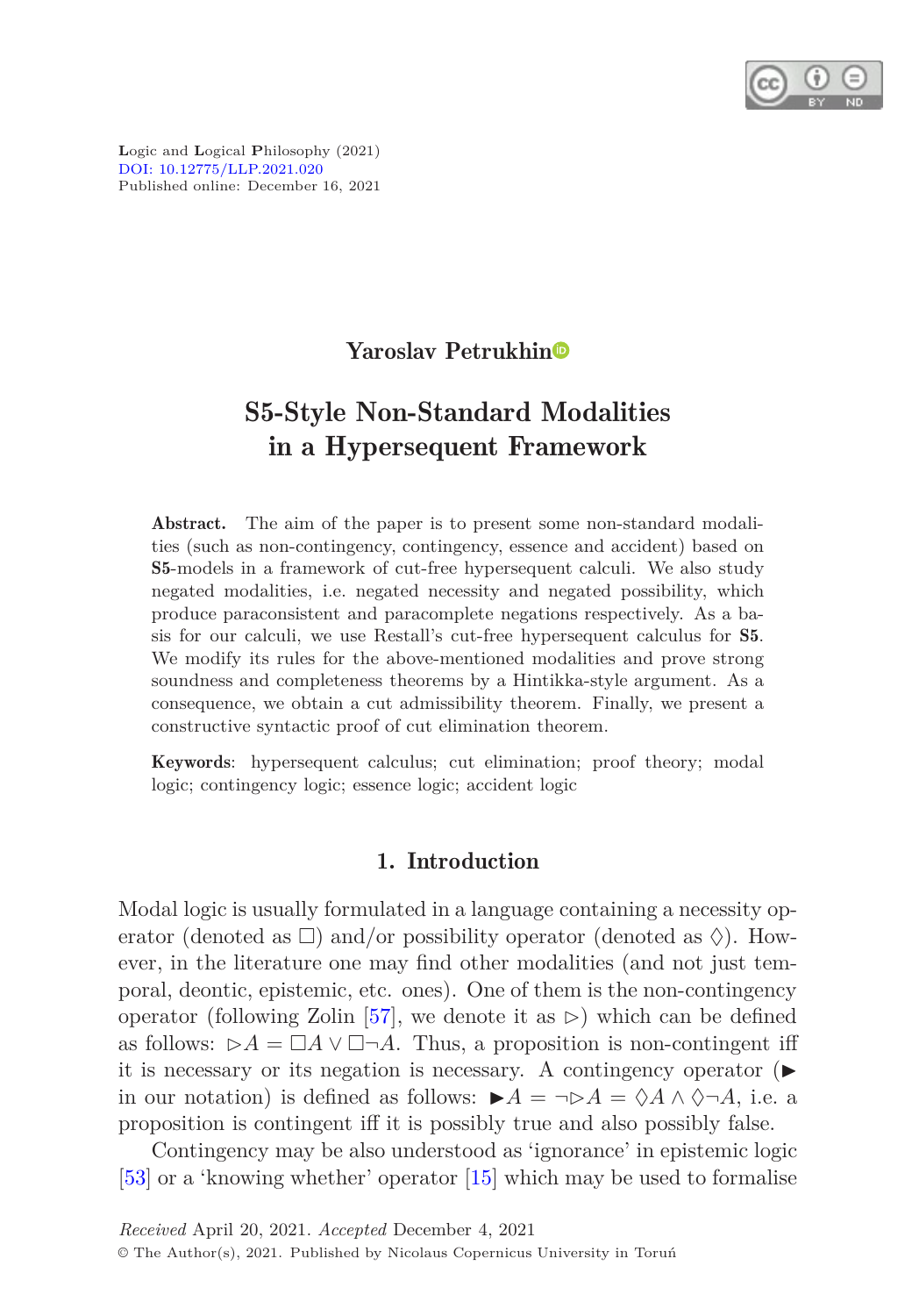Logic and Logical Philosophy (2021)
DOI: 10.12775/LLP.2021.020
Published online: December 16, 2021

**Yaroslav Petrukhin**

# S5-Style Non-Standard Modalities in a Hypersequent Framework

**Abstract.** The aim of the paper is to present some non-standard modalities (such as non-contingency, contingency, essence and accident) based on **S5**-models in a framework of cut-free hypersequent calculi. We also study negated modalities, i.e. negated necessity and negated possibility, which produce paraconsistent and paracomplete negations respectively. As a basis for our calculi, we use Restall's cut-free hypersequent calculus for **S5**. We modify its rules for the above-mentioned modalities and prove strong soundness and completeness theorems by a Hintikka-style argument. As a consequence, we obtain a cut admissibility theorem. Finally, we present a constructive syntactic proof of cut elimination theorem.

**Keywords**: hypersequent calculus; cut elimination; proof theory; modal logic; contingency logic; essence logic; accident logic

## 1. Introduction

Modal logic is usually formulated in a language containing a necessity operator (denoted as $\Box$) and/or possibility operator (denoted as $\Diamond$). However, in the literature one may find other modalities (and not just temporal, deontic, epistemic, etc. ones). One of them is the non-contingency operator (following Zolin [57], we denote it as $\rhd$) which can be defined as follows: $\rhd A = \Box A \vee \Box\neg A$. Thus, a proposition is non-contingent iff it is necessary or its negation is necessary. A contingency operator ($\blacktriangleright$ in our notation) is defined as follows: $\blacktriangleright A = \neg\rhd A = \Diamond A \wedge \Diamond\neg A$, i.e. a proposition is contingent iff it is possibly true and also possibly false.

Contingency may be also understood as 'ignorance' in epistemic logic [53] or a 'knowing whether' operator [15] which may be used to formalise

*Received* April 20, 2021. *Accepted* December 4, 2021
© The Author(s), 2021. Published by Nicolaus Copernicus University in Toruń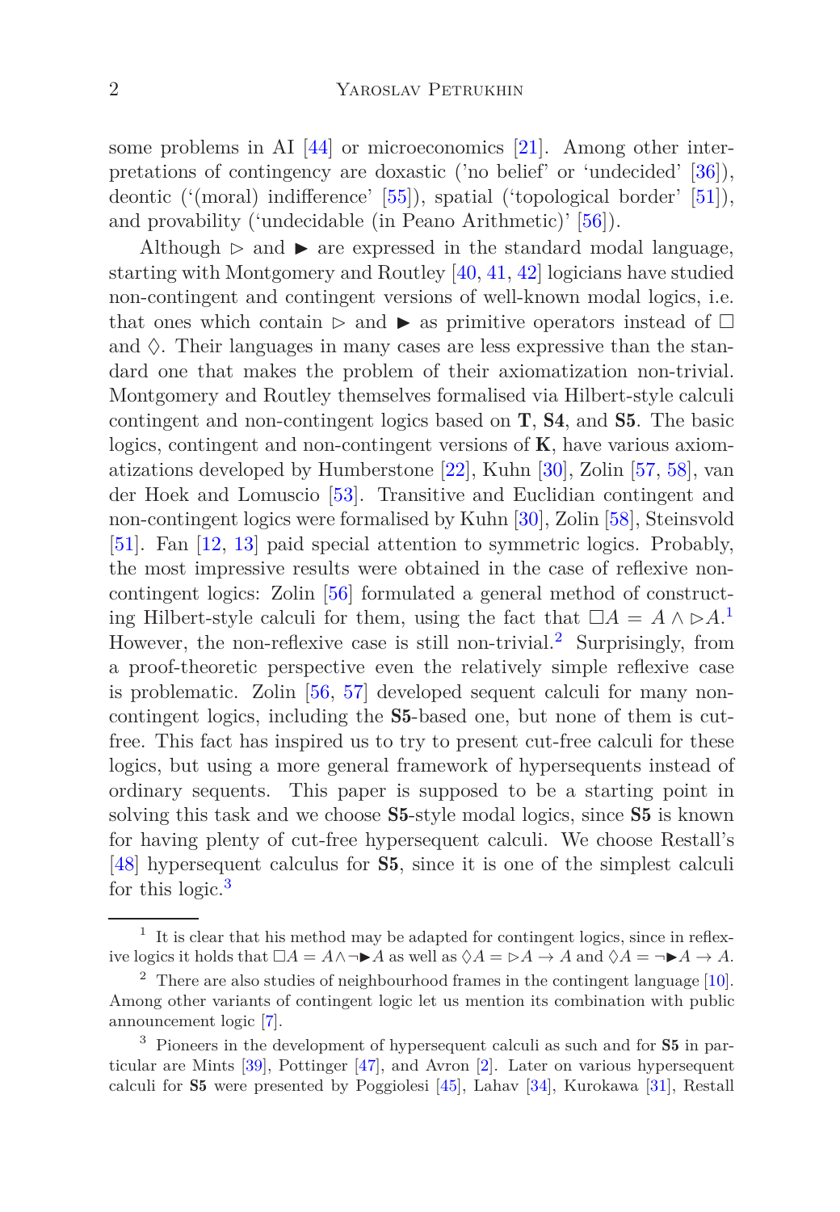some problems in AI [44] or microeconomics [21]. Among other interpretations of contingency are doxastic ('no belief' or 'undecided' [36]), deontic ('(moral) indifference' [55]), spatial ('topological border' [51]), and provability ('undecidable (in Peano Arithmetic)' [56]).

Although $\rhd$ and $\blacktriangleright$ are expressed in the standard modal language, starting with Montgomery and Routley [40, 41, 42] logicians have studied non-contingent and contingent versions of well-known modal logics, i.e. that ones which contain $\rhd$ and $\blacktriangleright$ as primitive operators instead of $\Box$ and $\Diamond$. Their languages in many cases are less expressive than the standard one that makes the problem of their axiomatization non-trivial. Montgomery and Routley themselves formalised via Hilbert-style calculi contingent and non-contingent logics based on **T**, **S4**, and **S5**. The basic logics, contingent and non-contingent versions of **K**, have various axiomatizations developed by Humberstone [22], Kuhn [30], Zolin [57, 58], van der Hoek and Lomuscio [53]. Transitive and Euclidian contingent and non-contingent logics were formalised by Kuhn [30], Zolin [58], Steinsvold [51]. Fan [12, 13] paid special attention to symmetric logics. Probably, the most impressive results were obtained in the case of reflexive non-contingent logics: Zolin [56] formulated a general method of constructing Hilbert-style calculi for them, using the fact that $\Box A = A \wedge \rhd A$.[1] However, the non-reflexive case is still non-trivial.[2] Surprisingly, from a proof-theoretic perspective even the relatively simple reflexive case is problematic. Zolin [56, 57] developed sequent calculi for many non-contingent logics, including the **S5**-based one, but none of them is cut-free. This fact has inspired us to try to present cut-free calculi for these logics, but using a more general framework of hypersequents instead of ordinary sequents. This paper is supposed to be a starting point in solving this task and we choose **S5**-style modal logics, since **S5** is known for having plenty of cut-free hypersequent calculi. We choose Restall's [48] hypersequent calculus for **S5**, since it is one of the simplest calculi for this logic.[3]

---

[1] It is clear that his method may be adapted for contingent logics, since in reflexive logics it holds that $\Box A = A \wedge \neg\blacktriangleright A$ as well as $\Diamond A = \rhd A \to A$ and $\Diamond A = \neg\blacktriangleright A \to A$.

[2] There are also studies of neighbourhood frames in the contingent language [10]. Among other variants of contingent logic let us mention its combination with public announcement logic [7].

[3] Pioneers in the development of hypersequent calculi as such and for **S5** in particular are Mints [39], Pottinger [47], and Avron [2]. Later on various hypersequent calculi for **S5** were presented by Poggiolesi [45], Lahav [34], Kurokawa [31], Restall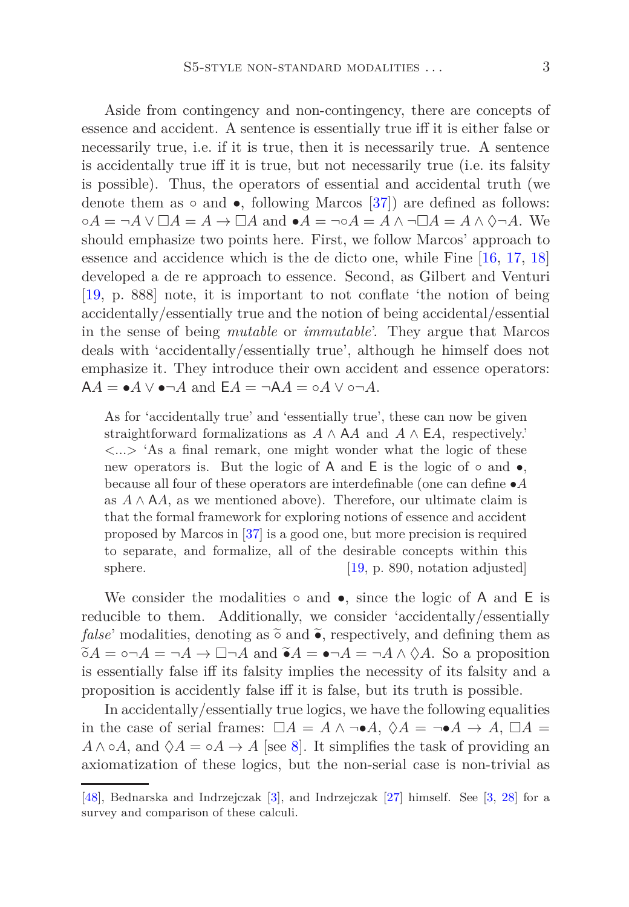Aside from contingency and non-contingency, there are concepts of essence and accident. A sentence is essentially true iff it is either false or necessarily true, i.e. if it is true, then it is necessarily true. A sentence is accidentally true iff it is true, but not necessarily true (i.e. its falsity is possible). Thus, the operators of essential and accidental truth (we denote them as $\circ$ and $\bullet$, following Marcos [37]) are defined as follows: $\circ A = \neg A \vee \Box A = A \to \Box A$ and $\bullet A = \neg\circ A = A \wedge \neg\Box A = A \wedge \Diamond\neg A$. We should emphasize two points here. First, we follow Marcos' approach to essence and accidence which is the de dicto one, while Fine [16, 17, 18] developed a de re approach to essence. Second, as Gilbert and Venturi [19, p. 888] note, it is important to not conflate 'the notion of being accidentally/essentially true and the notion of being accidental/essential in the sense of being *mutable* or *immutable*'. They argue that Marcos deals with 'accidentally/essentially true', although he himself does not emphasize it. They introduce their own accident and essence operators: $\mathsf{A}A = \bullet A \vee \bullet\neg A$ and $\mathsf{E}A = \neg\mathsf{A}A = \circ A \vee \circ\neg A$.

> As for 'accidentally true' and 'essentially true', these can now be given straightforward formalizations as $A \wedge \mathsf{A}A$ and $A \wedge \mathsf{E}A$, respectively.' <...> 'As a final remark, one might wonder what the logic of these new operators is. But the logic of $\mathsf{A}$ and $\mathsf{E}$ is the logic of $\circ$ and $\bullet$, because all four of these operators are interdefinable (one can define $\bullet A$ as $A \wedge \mathsf{A}A$, as we mentioned above). Therefore, our ultimate claim is that the formal framework for exploring notions of essence and accident proposed by Marcos in [37] is a good one, but more precision is required to separate, and formalize, all of the desirable concepts within this sphere. [19, p. 890, notation adjusted]

We consider the modalities $\circ$ and $\bullet$, since the logic of $\mathsf{A}$ and $\mathsf{E}$ is reducible to them. Additionally, we consider 'accidentally/essentially *false*' modalities, denoting as $\widetilde{\circ}$ and $\widetilde{\bullet}$, respectively, and defining them as $\widetilde{\circ}A = \circ\neg A = \neg A \to \Box\neg A$ and $\widetilde{\bullet}A = \bullet\neg A = \neg A \wedge \Diamond A$. So a proposition is essentially false iff its falsity implies the necessity of its falsity and a proposition is accidently false iff it is false, but its truth is possible.

In accidentally/essentially true logics, we have the following equalities in the case of serial frames: $\Box A = A \wedge \neg\bullet A$, $\Diamond A = \neg\bullet A \to A$, $\Box A = A \wedge \circ A$, and $\Diamond A = \circ A \to A$ [see 8]. It simplifies the task of providing an axiomatization of these logics, but the non-serial case is non-trivial as

---

[48], Bednarska and Indrzejczak [3], and Indrzejczak [27] himself. See [3, 28] for a survey and comparison of these calculi.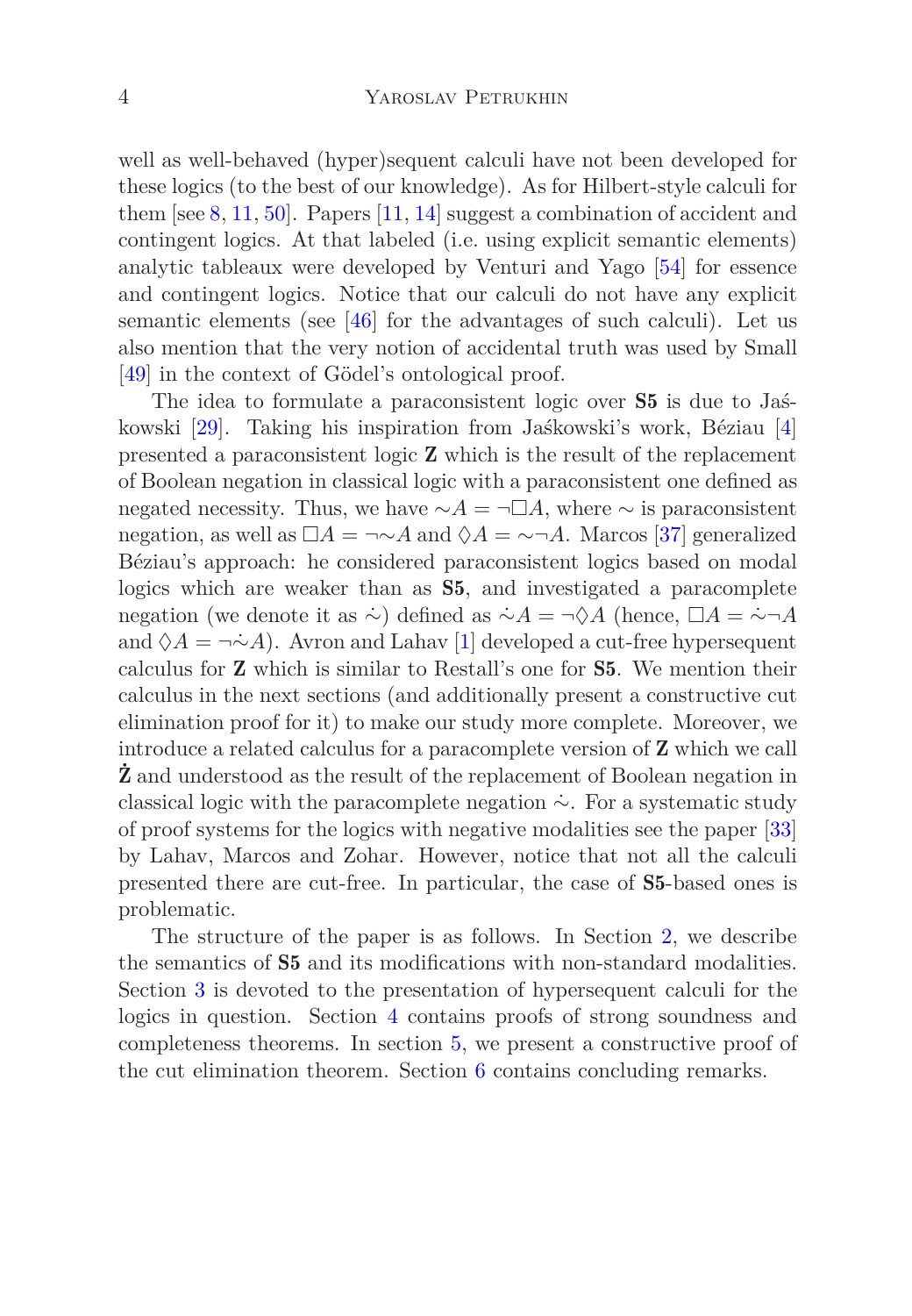well as well-behaved (hyper)sequent calculi have not been developed for these logics (to the best of our knowledge). As for Hilbert-style calculi for them [see 8, 11, 50]. Papers [11, 14] suggest a combination of accident and contingent logics. At that labeled (i.e. using explicit semantic elements) analytic tableaux were developed by Venturi and Yago [54] for essence and contingent logics. Notice that our calculi do not have any explicit semantic elements (see [46] for the advantages of such calculi). Let us also mention that the very notion of accidental truth was used by Small [49] in the context of Gödel's ontological proof.

The idea to formulate a paraconsistent logic over **S5** is due to Jaśkowski [29]. Taking his inspiration from Jaśkowski's work, Béziau [4] presented a paraconsistent logic **Z** which is the result of the replacement of Boolean negation in classical logic with a paraconsistent one defined as negated necessity. Thus, we have $\sim A = \neg\Box A$, where $\sim$ is paraconsistent negation, as well as $\Box A = \neg{\sim}A$ and $\Diamond A = {\sim}\neg A$. Marcos [37] generalized Béziau's approach: he considered paraconsistent logics based on modal logics which are weaker than as **S5**, and investigated a paracomplete negation (we denote it as $\dot{\sim}$) defined as $\dot{\sim}A = \neg\Diamond A$ (hence, $\Box A = \dot{\sim}\neg A$ and $\Diamond A = \neg\dot{\sim}A$). Avron and Lahav [1] developed a cut-free hypersequent calculus for **Z** which is similar to Restall's one for **S5**. We mention their calculus in the next sections (and additionally present a constructive cut elimination proof for it) to make our study more complete. Moreover, we introduce a related calculus for a paracomplete version of **Z** which we call $\dot{\mathbf{Z}}$ and understood as the result of the replacement of Boolean negation in classical logic with the paracomplete negation $\dot{\sim}$. For a systematic study of proof systems for the logics with negative modalities see the paper [33] by Lahav, Marcos and Zohar. However, notice that not all the calculi presented there are cut-free. In particular, the case of **S5**-based ones is problematic.

The structure of the paper is as follows. In Section 2, we describe the semantics of **S5** and its modifications with non-standard modalities. Section 3 is devoted to the presentation of hypersequent calculi for the logics in question. Section 4 contains proofs of strong soundness and completeness theorems. In section 5, we present a constructive proof of the cut elimination theorem. Section 6 contains concluding remarks.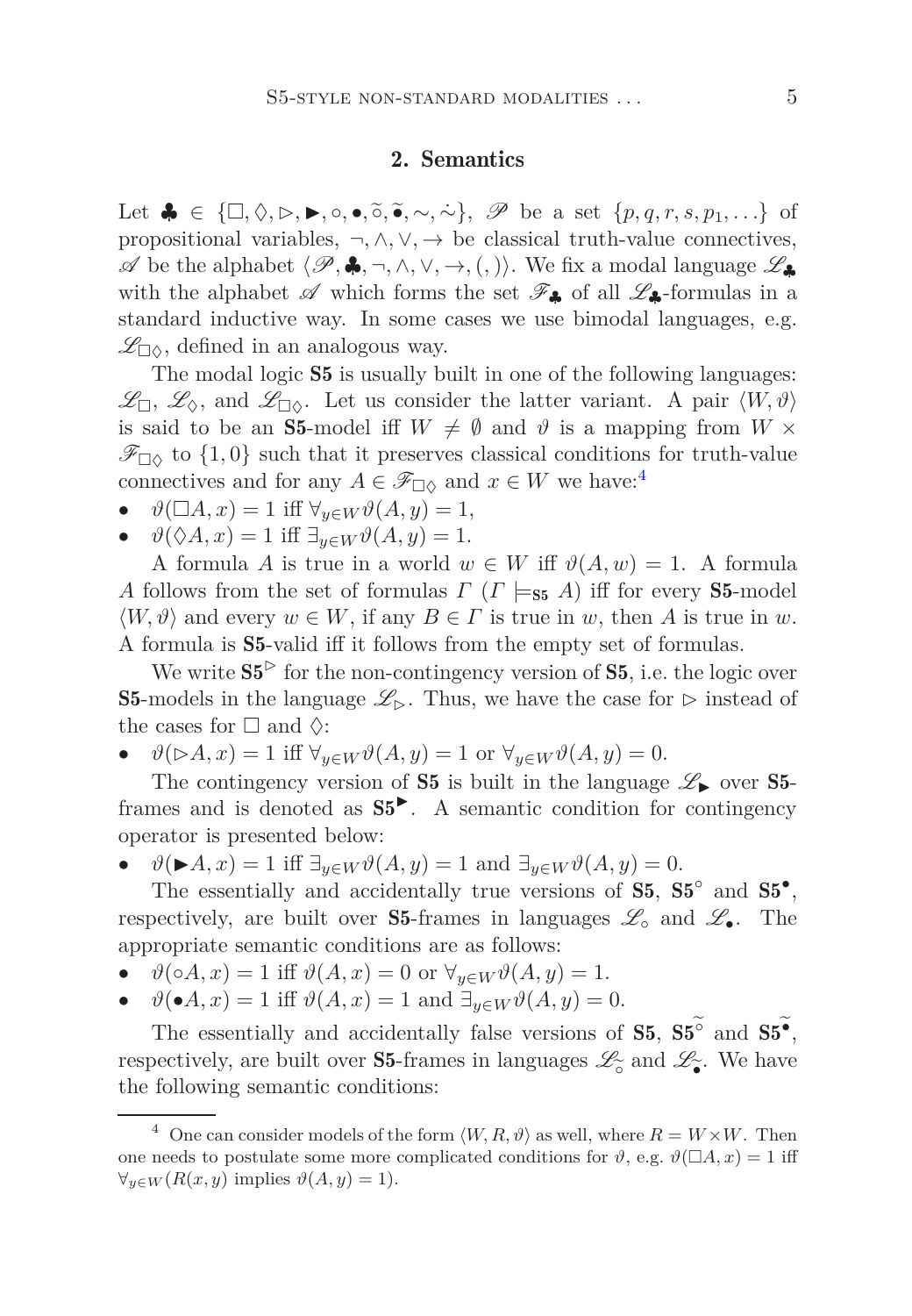## 2. Semantics

Let $\clubsuit \in \{\Box, \Diamond, \rhd, \blacktriangleright, \circ, \bullet, \widetilde{\circ}, \widetilde{\bullet}, \sim, \dot{\sim}\}$, $\mathscr{P}$ be a set $\{p, q, r, s, p_1, \ldots\}$ of propositional variables, $\neg, \wedge, \vee, \rightarrow$ be classical truth-value connectives, $\mathscr{A}$ be the alphabet $\langle \mathscr{P}, \clubsuit, \neg, \wedge, \vee, \rightarrow, (, ) \rangle$. We fix a modal language $\mathscr{L}_\clubsuit$ with the alphabet $\mathscr{A}$ which forms the set $\mathscr{F}_\clubsuit$ of all $\mathscr{L}_\clubsuit$-formulas in a standard inductive way. In some cases we use bimodal languages, e.g. $\mathscr{L}_{\Box\Diamond}$, defined in an analogous way.

The modal logic **S5** is usually built in one of the following languages: $\mathscr{L}_\Box$, $\mathscr{L}_\Diamond$, and $\mathscr{L}_{\Box\Diamond}$. Let us consider the latter variant. A pair $\langle W, \vartheta \rangle$ is said to be an **S5**-model iff $W \neq \emptyset$ and $\vartheta$ is a mapping from $W \times \mathscr{F}_{\Box\Diamond}$ to $\{1, 0\}$ such that it preserves classical conditions for truth-value connectives and for any $A \in \mathscr{F}_{\Box\Diamond}$ and $x \in W$ we have:[4]

- $\vartheta(\Box A, x) = 1$ iff $\forall_{y \in W} \vartheta(A, y) = 1$,
- $\vartheta(\Diamond A, x) = 1$ iff $\exists_{y \in W} \vartheta(A, y) = 1$.

A formula $A$ is true in a world $w \in W$ iff $\vartheta(A, w) = 1$. A formula $A$ follows from the set of formulas $\Gamma$ ($\Gamma \models_{\mathbf{S5}} A$) iff for every **S5**-model $\langle W, \vartheta \rangle$ and every $w \in W$, if any $B \in \Gamma$ is true in $w$, then $A$ is true in $w$. A formula is **S5**-valid iff it follows from the empty set of formulas.

We write $\mathbf{S5}^{\rhd}$ for the non-contingency version of **S5**, i.e. the logic over **S5**-models in the language $\mathscr{L}_\rhd$. Thus, we have the case for $\rhd$ instead of the cases for $\Box$ and $\Diamond$:

- $\vartheta(\rhd A, x) = 1$ iff $\forall_{y \in W} \vartheta(A, y) = 1$ or $\forall_{y \in W} \vartheta(A, y) = 0$.

The contingency version of **S5** is built in the language $\mathscr{L}_\blacktriangleright$ over **S5**-frames and is denoted as $\mathbf{S5}^{\blacktriangleright}$. A semantic condition for contingency operator is presented below:

- $\vartheta(\blacktriangleright A, x) = 1$ iff $\exists_{y \in W} \vartheta(A, y) = 1$ and $\exists_{y \in W} \vartheta(A, y) = 0$.

The essentially and accidentally true versions of **S5**, $\mathbf{S5}^{\circ}$ and $\mathbf{S5}^{\bullet}$, respectively, are built over **S5**-frames in languages $\mathscr{L}_\circ$ and $\mathscr{L}_\bullet$. The appropriate semantic conditions are as follows:

- $\vartheta(\circ A, x) = 1$ iff $\vartheta(A, x) = 0$ or $\forall_{y \in W} \vartheta(A, y) = 1$.
- $\vartheta(\bullet A, x) = 1$ iff $\vartheta(A, x) = 1$ and $\exists_{y \in W} \vartheta(A, y) = 0$.

The essentially and accidentally false versions of **S5**, $\mathbf{S5}^{\widetilde{\circ}}$ and $\mathbf{S5}^{\widetilde{\bullet}}$, respectively, are built over **S5**-frames in languages $\mathscr{L}_{\widetilde{\circ}}$ and $\mathscr{L}_{\widetilde{\bullet}}$. We have the following semantic conditions:

---

[4] One can consider models of the form $\langle W, R, \vartheta \rangle$ as well, where $R = W \times W$. Then one needs to postulate some more complicated conditions for $\vartheta$, e.g. $\vartheta(\Box A, x) = 1$ iff $\forall_{y \in W}(R(x, y)$ implies $\vartheta(A, y) = 1)$.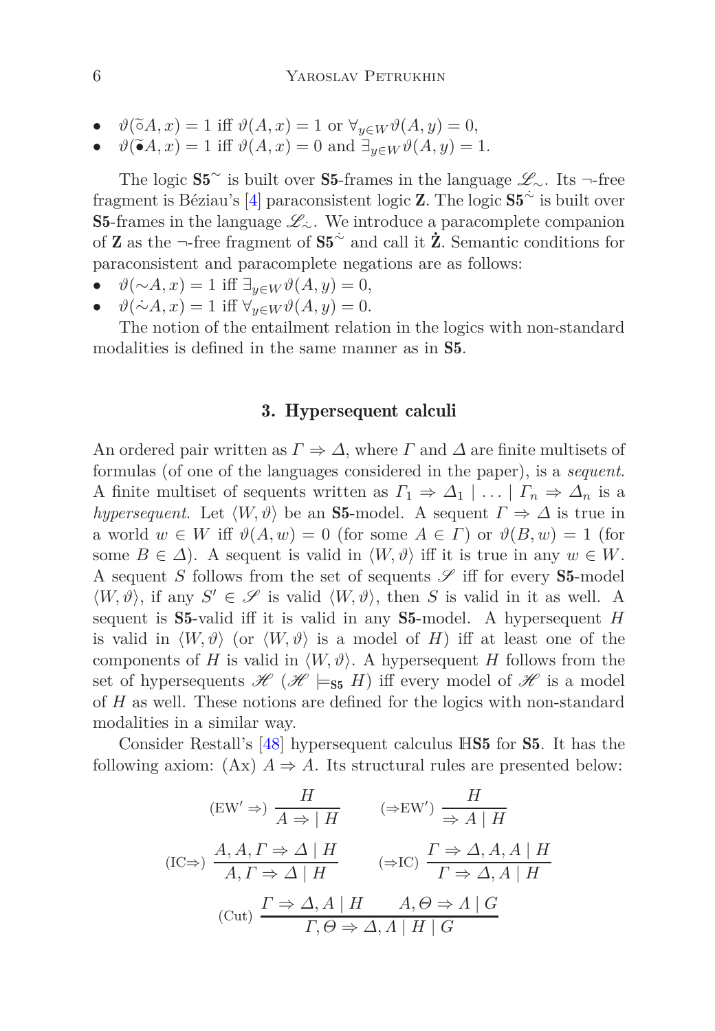- $\vartheta(\widetilde{\circ} A, x) = 1$ iff $\vartheta(A, x) = 1$ or $\forall_{y \in W} \vartheta(A, y) = 0$,
- $\vartheta(\widetilde{\bullet} A, x) = 1$ iff $\vartheta(A, x) = 0$ and $\exists_{y \in W} \vartheta(A, y) = 1$.

The logic $\mathbf{S5}^{\sim}$ is built over **S5**-frames in the language $\mathscr{L}_{\sim}$. Its $\neg$-free fragment is Béziau's [4] paraconsistent logic **Z**. The logic $\mathbf{S5}^{\dot{\sim}}$ is built over **S5**-frames in the language $\mathscr{L}_{\dot{\sim}}$. We introduce a paracomplete companion of **Z** as the $\neg$-free fragment of $\mathbf{S5}^{\dot{\sim}}$ and call it $\dot{\mathbf{Z}}$. Semantic conditions for paraconsistent and paracomplete negations are as follows:

- $\vartheta(\sim A, x) = 1$ iff $\exists_{y \in W} \vartheta(A, y) = 0$,
- $\vartheta(\dot{\sim} A, x) = 1$ iff $\forall_{y \in W} \vartheta(A, y) = 0$.

The notion of the entailment relation in the logics with non-standard modalities is defined in the same manner as in **S5**.

## 3. Hypersequent calculi

An ordered pair written as $\Gamma \Rightarrow \Delta$, where $\Gamma$ and $\Delta$ are finite multisets of formulas (of one of the languages considered in the paper), is a *sequent*. A finite multiset of sequents written as $\Gamma_1 \Rightarrow \Delta_1 \mid \ldots \mid \Gamma_n \Rightarrow \Delta_n$ is a *hypersequent*. Let $\langle W, \vartheta \rangle$ be an **S5**-model. A sequent $\Gamma \Rightarrow \Delta$ is true in a world $w \in W$ iff $\vartheta(A, w) = 0$ (for some $A \in \Gamma$) or $\vartheta(B, w) = 1$ (for some $B \in \Delta$). A sequent is valid in $\langle W, \vartheta \rangle$ iff it is true in any $w \in W$. A sequent $S$ follows from the set of sequents $\mathscr{S}$ iff for every **S5**-model $\langle W, \vartheta \rangle$, if any $S' \in \mathscr{S}$ is valid $\langle W, \vartheta \rangle$, then $S$ is valid in it as well. A sequent is **S5**-valid iff it is valid in any **S5**-model. A hypersequent $H$ is valid in $\langle W, \vartheta \rangle$ (or $\langle W, \vartheta \rangle$ is a model of $H$) iff at least one of the components of $H$ is valid in $\langle W, \vartheta \rangle$. A hypersequent $H$ follows from the set of hypersequents $\mathscr{H}$ ($\mathscr{H} \models_{\mathbf{S5}} H$) iff every model of $\mathscr{H}$ is a model of $H$ as well. These notions are defined for the logics with non-standard modalities in a similar way.

Consider Restall's [48] hypersequent calculus $\mathbb{H}\mathbf{S5}$ for **S5**. It has the following axiom: (Ax) $A \Rightarrow A$. Its structural rules are presented below:

$$(\text{EW}' \Rightarrow)\ \frac{H}{A \Rightarrow \mid H} \qquad (\Rightarrow \text{EW}')\ \frac{H}{\Rightarrow A \mid H}$$

$$(\text{IC}\Rightarrow)\ \frac{A, A, \Gamma \Rightarrow \Delta \mid H}{A, \Gamma \Rightarrow \Delta \mid H} \qquad (\Rightarrow\text{IC})\ \frac{\Gamma \Rightarrow \Delta, A, A \mid H}{\Gamma \Rightarrow \Delta, A \mid H}$$

$$(\text{Cut})\ \frac{\Gamma \Rightarrow \Delta, A \mid H \qquad A, \Theta \Rightarrow \Lambda \mid G}{\Gamma, \Theta \Rightarrow \Delta, \Lambda \mid H \mid G}$$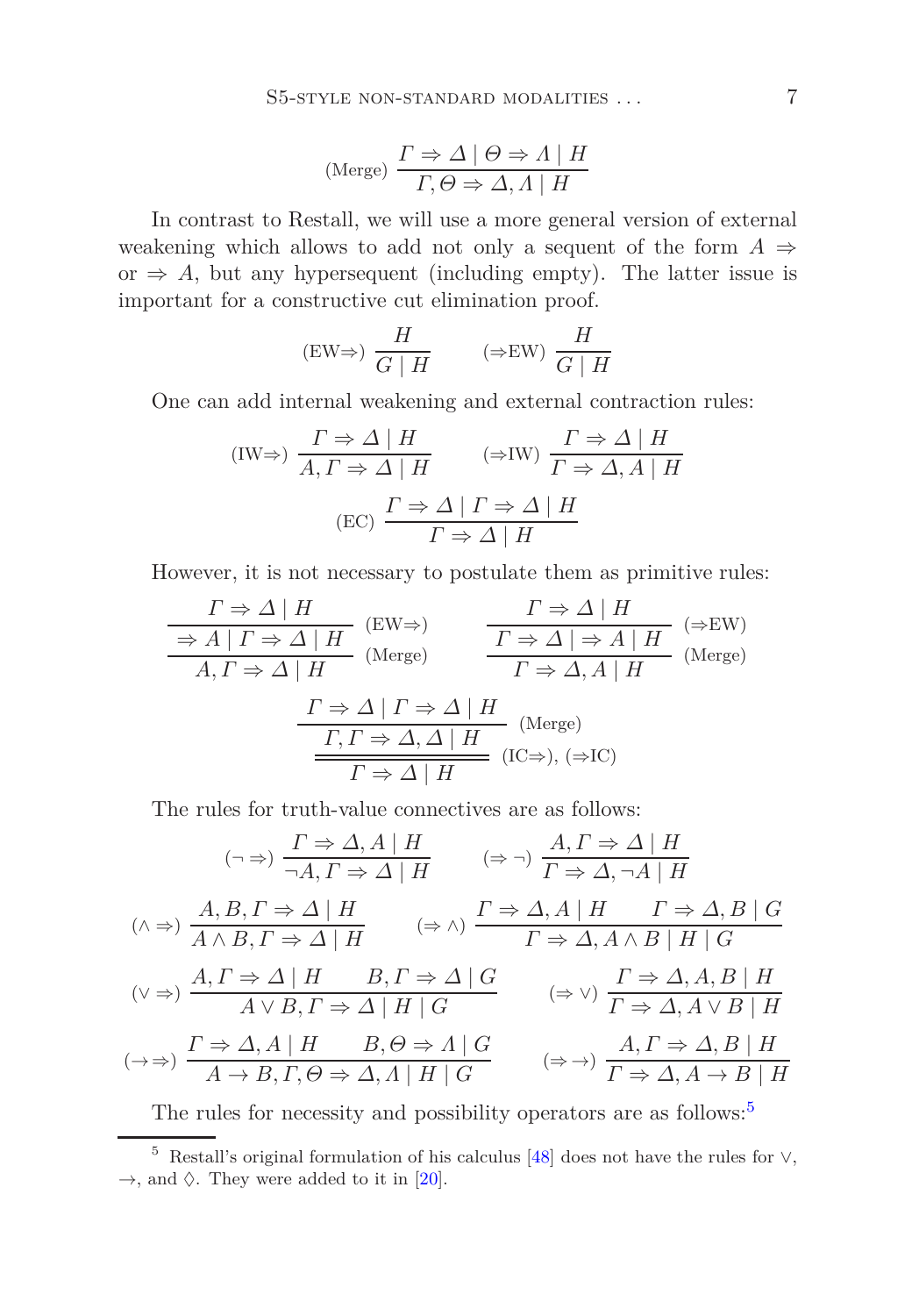$$(\text{Merge})\ \frac{\Gamma \Rightarrow \Delta \mid \Theta \Rightarrow \Lambda \mid H}{\Gamma, \Theta \Rightarrow \Delta, \Lambda \mid H}$$

In contrast to Restall, we will use a more general version of external weakening which allows to add not only a sequent of the form $A \Rightarrow$ or $\Rightarrow A$, but any hypersequent (including empty). The latter issue is important for a constructive cut elimination proof.

$$(\text{EW}\Rightarrow)\ \frac{H}{G \mid H} \qquad (\Rightarrow\text{EW})\ \frac{H}{G \mid H}$$

One can add internal weakening and external contraction rules:

$$(\text{IW}\Rightarrow)\ \frac{\Gamma \Rightarrow \Delta \mid H}{A, \Gamma \Rightarrow \Delta \mid H} \qquad (\Rightarrow\text{IW})\ \frac{\Gamma \Rightarrow \Delta \mid H}{\Gamma \Rightarrow \Delta, A \mid H}$$

$$(\text{EC})\ \frac{\Gamma \Rightarrow \Delta \mid \Gamma \Rightarrow \Delta \mid H}{\Gamma \Rightarrow \Delta \mid H}$$

However, it is not necessary to postulate them as primitive rules:

$$\dfrac{\dfrac{\Gamma \Rightarrow \Delta \mid H}{\Rightarrow A \mid \Gamma \Rightarrow \Delta \mid H}\ (\text{EW}\Rightarrow)}{A, \Gamma \Rightarrow \Delta \mid H}\ (\text{Merge}) \qquad \dfrac{\dfrac{\Gamma \Rightarrow \Delta \mid H}{\Gamma \Rightarrow \Delta \mid \Rightarrow A \mid H}\ (\Rightarrow\text{EW})}{\Gamma \Rightarrow \Delta, A \mid H}\ (\text{Merge})$$

$$\dfrac{\dfrac{\Gamma \Rightarrow \Delta \mid \Gamma \Rightarrow \Delta \mid H}{\Gamma, \Gamma \Rightarrow \Delta, \Delta \mid H}\ (\text{Merge})}{\Gamma \Rightarrow \Delta \mid H}\ (\text{IC}\Rightarrow), (\Rightarrow\text{IC})$$

The rules for truth-value connectives are as follows:

$$(\neg\Rightarrow)\ \frac{\Gamma \Rightarrow \Delta, A \mid H}{\neg A, \Gamma \Rightarrow \Delta \mid H} \qquad (\Rightarrow\neg)\ \frac{A, \Gamma \Rightarrow \Delta \mid H}{\Gamma \Rightarrow \Delta, \neg A \mid H}$$

$$(\wedge\Rightarrow)\ \frac{A, B, \Gamma \Rightarrow \Delta \mid H}{A \wedge B, \Gamma \Rightarrow \Delta \mid H} \qquad (\Rightarrow\wedge)\ \frac{\Gamma \Rightarrow \Delta, A \mid H \qquad \Gamma \Rightarrow \Delta, B \mid G}{\Gamma \Rightarrow \Delta, A \wedge B \mid H \mid G}$$

$$(\vee\Rightarrow)\ \frac{A, \Gamma \Rightarrow \Delta \mid H \qquad B, \Gamma \Rightarrow \Delta \mid G}{A \vee B, \Gamma \Rightarrow \Delta \mid H \mid G} \qquad (\Rightarrow\vee)\ \frac{\Gamma \Rightarrow \Delta, A, B \mid H}{\Gamma \Rightarrow \Delta, A \vee B \mid H}$$

$$(\to\Rightarrow)\ \frac{\Gamma \Rightarrow \Delta, A \mid H \qquad B, \Theta \Rightarrow \Lambda \mid G}{A \to B, \Gamma, \Theta \Rightarrow \Delta, \Lambda \mid H \mid G} \qquad (\Rightarrow\to)\ \frac{A, \Gamma \Rightarrow \Delta, B \mid H}{\Gamma \Rightarrow \Delta, A \to B \mid H}$$

The rules for necessity and possibility operators are as follows:[5]

[5] Restall's original formulation of his calculus [48] does not have the rules for $\vee$, $\to$, and $\Diamond$. They were added to it in [20].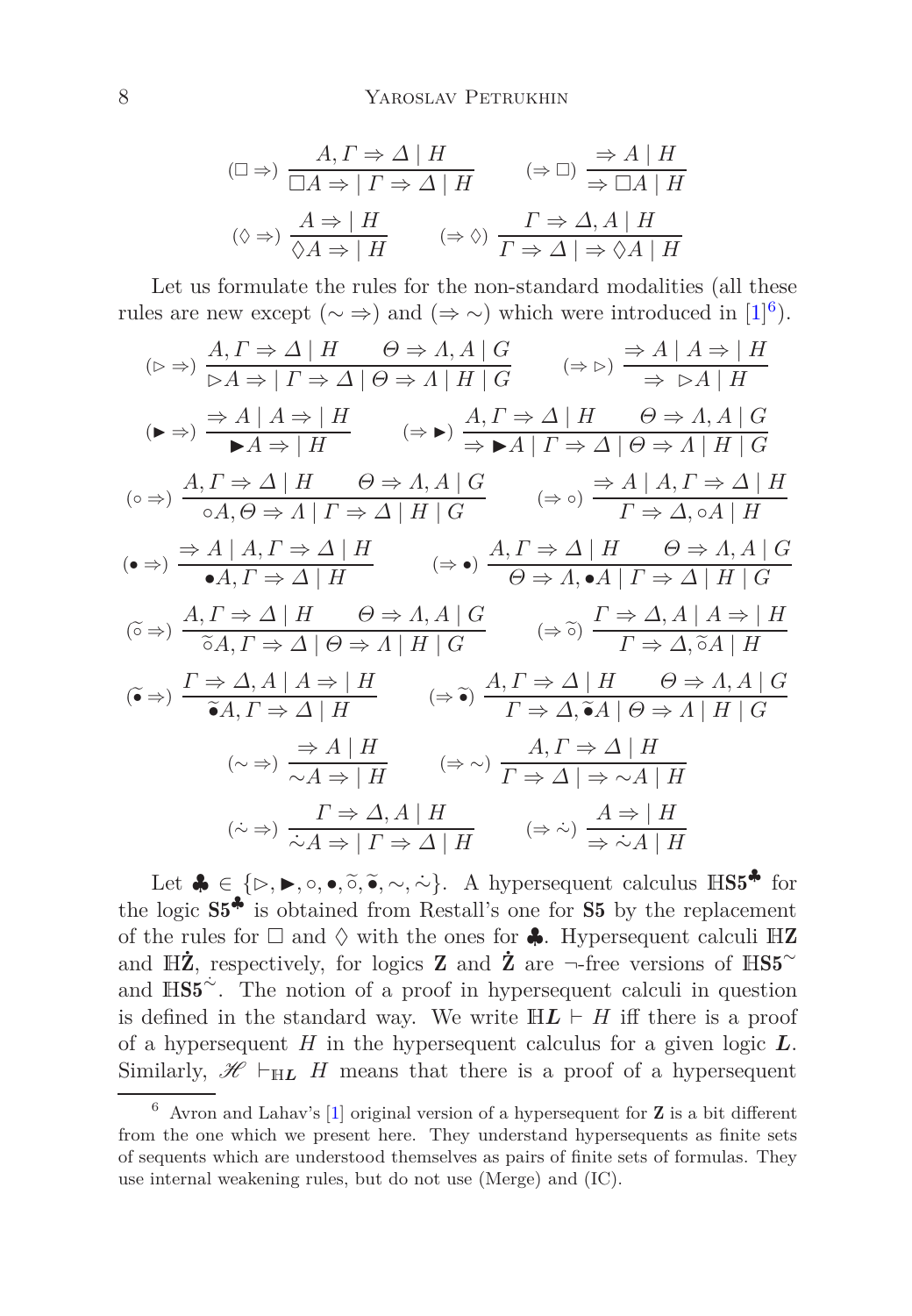$$(\Box\Rightarrow)\ \frac{A,\Gamma\Rightarrow\Delta\mid H}{\Box A\Rightarrow\ \mid\Gamma\Rightarrow\Delta\mid H}\qquad(\Rightarrow\Box)\ \frac{\Rightarrow A\mid H}{\Rightarrow\Box A\mid H}$$

$$(\Diamond\Rightarrow)\ \frac{A\Rightarrow\ \mid H}{\Diamond A\Rightarrow\ \mid H}\qquad(\Rightarrow\Diamond)\ \frac{\Gamma\Rightarrow\Delta,A\mid H}{\Gamma\Rightarrow\Delta\mid\ \Rightarrow\Diamond A\mid H}$$

Let us formulate the rules for the non-standard modalities (all these rules are new except $(\sim\Rightarrow)$ and $(\Rightarrow\sim)$ which were introduced in [1][6]).

$$(\rhd\Rightarrow)\ \frac{A,\Gamma\Rightarrow\Delta\mid H\qquad\Theta\Rightarrow\Lambda,A\mid G}{\rhd A\Rightarrow\ \mid\Gamma\Rightarrow\Delta\mid\Theta\Rightarrow\Lambda\mid H\mid G}\qquad(\Rightarrow\rhd)\ \frac{\Rightarrow A\mid A\Rightarrow\ \mid H}{\Rightarrow\ \rhd A\mid H}$$

$$(\blacktriangleright\Rightarrow)\ \frac{\Rightarrow A\mid A\Rightarrow\ \mid H}{\blacktriangleright A\Rightarrow\ \mid H}\qquad(\Rightarrow\blacktriangleright)\ \frac{A,\Gamma\Rightarrow\Delta\mid H\qquad\Theta\Rightarrow\Lambda,A\mid G}{\Rightarrow\blacktriangleright A\mid\Gamma\Rightarrow\Delta\mid\Theta\Rightarrow\Lambda\mid H\mid G}$$

$$(\circ\Rightarrow)\ \frac{A,\Gamma\Rightarrow\Delta\mid H\qquad\Theta\Rightarrow\Lambda,A\mid G}{\circ A,\Theta\Rightarrow\Lambda\mid\Gamma\Rightarrow\Delta\mid H\mid G}\qquad(\Rightarrow\circ)\ \frac{\Rightarrow A\mid A,\Gamma\Rightarrow\Delta\mid H}{\Gamma\Rightarrow\Delta,\circ A\mid H}$$

$$(\bullet\Rightarrow)\ \frac{\Rightarrow A\mid A,\Gamma\Rightarrow\Delta\mid H}{\bullet A,\Gamma\Rightarrow\Delta\mid H}\qquad(\Rightarrow\bullet)\ \frac{A,\Gamma\Rightarrow\Delta\mid H\qquad\Theta\Rightarrow\Lambda,A\mid G}{\Theta\Rightarrow\Lambda,\bullet A\mid\Gamma\Rightarrow\Delta\mid H\mid G}$$

$$(\widetilde{\circ}\Rightarrow)\ \frac{A,\Gamma\Rightarrow\Delta\mid H\qquad\Theta\Rightarrow\Lambda,A\mid G}{\widetilde{\circ}A,\Gamma\Rightarrow\Delta\mid\Theta\Rightarrow\Lambda\mid H\mid G}\qquad(\Rightarrow\widetilde{\circ})\ \frac{\Gamma\Rightarrow\Delta,A\mid A\Rightarrow\ \mid H}{\Gamma\Rightarrow\Delta,\widetilde{\circ}A\mid H}$$

$$(\widetilde{\bullet}\Rightarrow)\ \frac{\Gamma\Rightarrow\Delta,A\mid A\Rightarrow\ \mid H}{\widetilde{\bullet}A,\Gamma\Rightarrow\Delta\mid H}\qquad(\Rightarrow\widetilde{\bullet})\ \frac{A,\Gamma\Rightarrow\Delta\mid H\qquad\Theta\Rightarrow\Lambda,A\mid G}{\Gamma\Rightarrow\Delta,\widetilde{\bullet}A\mid\Theta\Rightarrow\Lambda\mid H\mid G}$$

$$(\sim\Rightarrow)\ \frac{\Rightarrow A\mid H}{\sim A\Rightarrow\ \mid H}\qquad(\Rightarrow\sim)\ \frac{A,\Gamma\Rightarrow\Delta\mid H}{\Gamma\Rightarrow\Delta\mid\ \Rightarrow\sim A\mid H}$$

$$(\dot\sim\Rightarrow)\ \frac{\Gamma\Rightarrow\Delta,A\mid H}{\dot\sim A\Rightarrow\ \mid\Gamma\Rightarrow\Delta\mid H}\qquad(\Rightarrow\dot\sim)\ \frac{A\Rightarrow\ \mid H}{\Rightarrow\dot\sim A\mid H}$$

Let $\clubsuit\in\{\rhd,\blacktriangleright,\circ,\bullet,\widetilde{\circ},\widetilde{\bullet},\sim,\dot\sim\}$. A hypersequent calculus $\mathbb{H}\mathbf{S5}^{\clubsuit}$ for the logic $\mathbf{S5}^{\clubsuit}$ is obtained from Restall's one for **S5** by the replacement of the rules for $\Box$ and $\Diamond$ with the ones for $\clubsuit$. Hypersequent calculi $\mathbb{H}\mathbf{Z}$ and $\mathbb{H}\dot{\mathbf{Z}}$, respectively, for logics **Z** and $\dot{\mathbf{Z}}$ are $\neg$-free versions of $\mathbb{H}\mathbf{S5}^{\sim}$ and $\mathbb{H}\mathbf{S5}^{\dot\sim}$. The notion of a proof in hypersequent calculi in question is defined in the standard way. We write $\mathbb{H}\boldsymbol{L}\vdash H$ iff there is a proof of a hypersequent $H$ in the hypersequent calculus for a given logic $\boldsymbol{L}$. Similarly, $\mathscr{H}\vdash_{\mathbb{H}\boldsymbol{L}}H$ means that there is a proof of a hypersequent

---

[6] Avron and Lahav's [1] original version of a hypersequent for **Z** is a bit different from the one which we present here. They understand hypersequents as finite sets of sequents which are understood themselves as pairs of finite sets of formulas. They use internal weakening rules, but do not use (Merge) and (IC).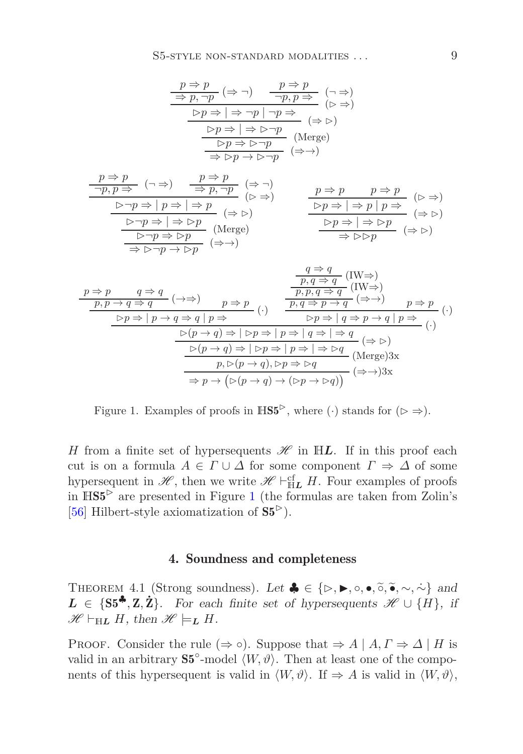$$\dfrac{\dfrac{\dfrac{\dfrac{\dfrac{p \Rightarrow p}{\Rightarrow p, \neg p}\,(\Rightarrow \neg) \qquad \dfrac{p \Rightarrow p}{\neg p, p \Rightarrow}\,(\neg \Rightarrow)}{\rhd p \Rightarrow \mid \Rightarrow \neg p \mid \neg p \Rightarrow}\,(\rhd \Rightarrow)}{\rhd p \Rightarrow \mid \Rightarrow \rhd \neg p}\,(\Rightarrow \rhd)}{\rhd p \Rightarrow \rhd \neg p}\,(\text{Merge})}{\Rightarrow \rhd p \to \rhd \neg p}\,(\Rightarrow\to)$$

$$\dfrac{\dfrac{\dfrac{\dfrac{\dfrac{p \Rightarrow p}{\neg p, p \Rightarrow}\,(\neg \Rightarrow) \qquad \dfrac{p \Rightarrow p}{\Rightarrow p, \neg p}\,(\Rightarrow \neg)}{\rhd \neg p \Rightarrow \mid p \Rightarrow \mid \Rightarrow p}\,(\rhd \Rightarrow)}{\rhd \neg p \Rightarrow \mid \Rightarrow \rhd p}\,(\Rightarrow \rhd)}{\rhd \neg p \Rightarrow \rhd p}\,(\text{Merge})}{\Rightarrow \rhd \neg p \to \rhd p}\,(\Rightarrow\to)
\qquad
\dfrac{\dfrac{\dfrac{p \Rightarrow p \qquad p \Rightarrow p}{\rhd p \Rightarrow \mid \Rightarrow p \mid p \Rightarrow}\,(\rhd \Rightarrow)}{\rhd p \Rightarrow \mid \Rightarrow \rhd p}\,(\Rightarrow \rhd)}{\Rightarrow \rhd\rhd p}\,(\Rightarrow \rhd)$$

$$\dfrac{\dfrac{\dfrac{\dfrac{\dfrac{\dfrac{p \Rightarrow p \qquad q \Rightarrow q}{p, p \to q \Rightarrow q}\,(\to\Rightarrow) \qquad p \Rightarrow p}{\rhd p \Rightarrow \mid p \to q \Rightarrow q \mid p \Rightarrow}\,(\cdot) \qquad \dfrac{\dfrac{\dfrac{\dfrac{q \Rightarrow q}{p, q \Rightarrow q}\,(\text{IW}\Rightarrow)}{p, p, q \Rightarrow q}\,(\text{IW}\Rightarrow)}{p, q \Rightarrow p \to q}\,(\Rightarrow\to) \qquad p \Rightarrow p}{\rhd p \Rightarrow \mid q \Rightarrow p \to q \mid p \Rightarrow}\,(\cdot)}{\rhd(p \to q) \Rightarrow \mid \rhd p \Rightarrow \mid p \Rightarrow \mid q \Rightarrow \mid \Rightarrow q}\,(\cdot)}{\rhd(p \to q) \Rightarrow \mid \rhd p \Rightarrow \mid p \Rightarrow \mid \Rightarrow \rhd q}\,(\Rightarrow \rhd)}{p, \rhd(p \to q), \rhd p \Rightarrow \rhd q}\,(\text{Merge})3\text{x}}{\Rightarrow p \to \big(\rhd(p \to q) \to (\rhd p \to \rhd q)\big)}\,(\Rightarrow\to)3\text{x}$$

Figure 1. Examples of proofs in $\mathbb{H}\mathbf{S5}^{\rhd}$, where $(\cdot)$ stands for $(\rhd \Rightarrow)$.

$H$ from a finite set of hypersequents $\mathscr{H}$ in $\mathbb{H}\boldsymbol{L}$. If in this proof each cut is on a formula $A \in \Gamma \cup \Delta$ for some component $\Gamma \Rightarrow \Delta$ of some hypersequent in $\mathscr{H}$, then we write $\mathscr{H} \vdash^{\mathrm{cf}}_{\mathbb{H}\boldsymbol{L}} H$. Four examples of proofs in $\mathbb{H}\mathbf{S5}^{\rhd}$ are presented in Figure 1 (the formulas are taken from Zolin's [56] Hilbert-style axiomatization of $\mathbf{S5}^{\rhd}$).

## 4. Soundness and completeness

Theorem 4.1 (Strong soundness). *Let* $\clubsuit \in \{\rhd, \blacktriangleright, \circ, \bullet, \widetilde{\circ}, \widetilde{\bullet}, \sim, \dot{\sim}\}$ *and* $\boldsymbol{L} \in \{\mathbf{S5}^{\clubsuit}, \mathbf{Z}, \dot{\mathbf{Z}}\}$. *For each finite set of hypersequents* $\mathscr{H} \cup \{H\}$, *if* $\mathscr{H} \vdash_{\mathbb{H}\boldsymbol{L}} H$, *then* $\mathscr{H} \models_{\boldsymbol{L}} H$.

Proof. Consider the rule $(\Rightarrow \circ)$. Suppose that $\Rightarrow A \mid A, \Gamma \Rightarrow \Delta \mid H$ is valid in an arbitrary $\mathbf{S5}^{\circ}$-model $\langle W, \vartheta\rangle$. Then at least one of the components of this hypersequent is valid in $\langle W, \vartheta\rangle$. If $\Rightarrow A$ is valid in $\langle W, \vartheta\rangle$,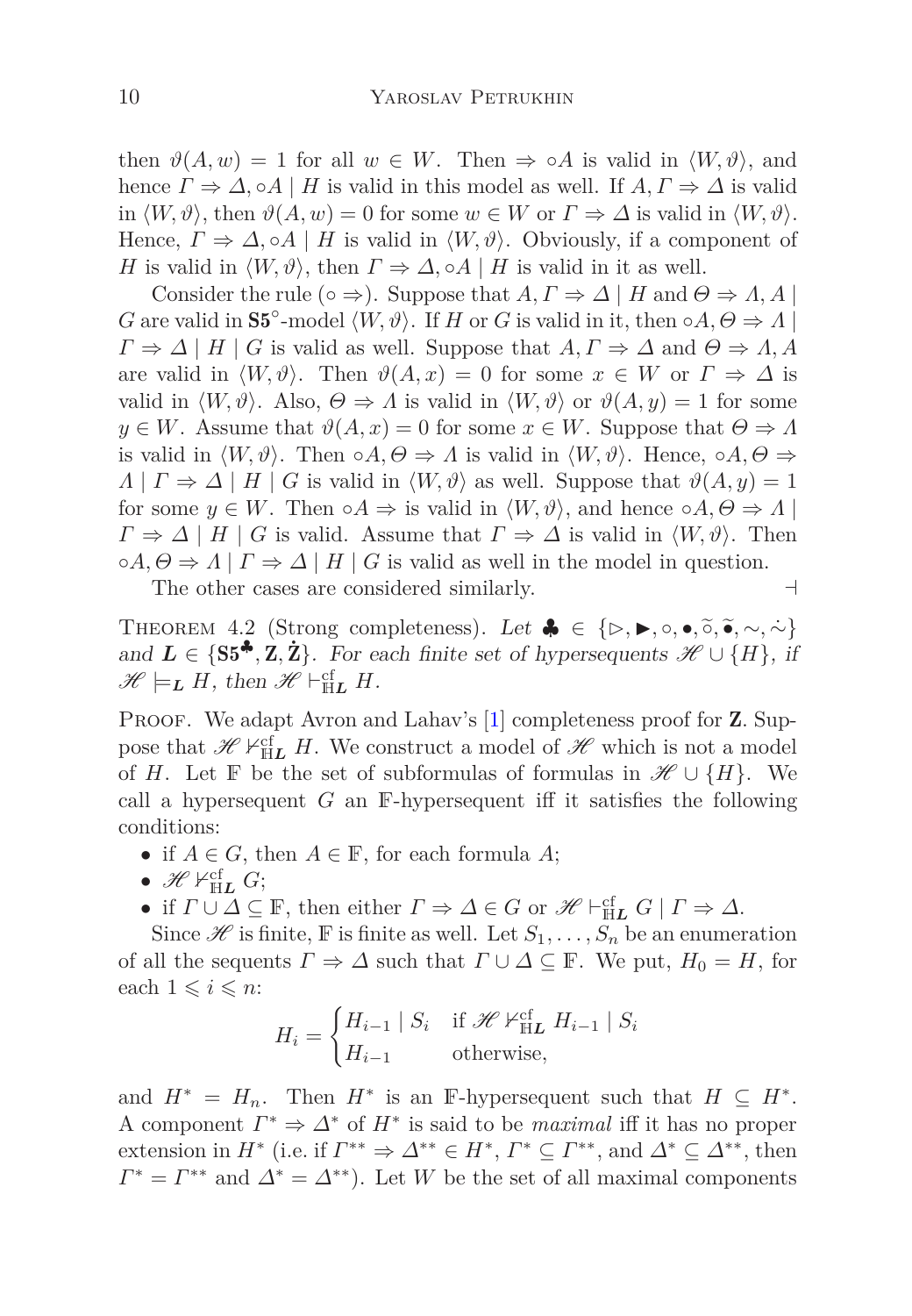then $\vartheta(A, w) = 1$ for all $w \in W$. Then $\Rightarrow \circ A$ is valid in $\langle W, \vartheta\rangle$, and hence $\Gamma \Rightarrow \Delta, \circ A \mid H$ is valid in this model as well. If $A, \Gamma \Rightarrow \Delta$ is valid in $\langle W, \vartheta\rangle$, then $\vartheta(A, w) = 0$ for some $w \in W$ or $\Gamma \Rightarrow \Delta$ is valid in $\langle W, \vartheta\rangle$. Hence, $\Gamma \Rightarrow \Delta, \circ A \mid H$ is valid in $\langle W, \vartheta\rangle$. Obviously, if a component of $H$ is valid in $\langle W, \vartheta\rangle$, then $\Gamma \Rightarrow \Delta, \circ A \mid H$ is valid in it as well.

Consider the rule $(\circ \Rightarrow)$. Suppose that $A, \Gamma \Rightarrow \Delta \mid H$ and $\Theta \Rightarrow \Lambda, A \mid G$ are valid in $\mathbf{S5}^{\circ}$-model $\langle W, \vartheta\rangle$. If $H$ or $G$ is valid in it, then $\circ A, \Theta \Rightarrow \Lambda \mid \Gamma \Rightarrow \Delta \mid H \mid G$ is valid as well. Suppose that $A, \Gamma \Rightarrow \Delta$ and $\Theta \Rightarrow \Lambda, A$ are valid in $\langle W, \vartheta\rangle$. Then $\vartheta(A, x) = 0$ for some $x \in W$ or $\Gamma \Rightarrow \Delta$ is valid in $\langle W, \vartheta\rangle$. Also, $\Theta \Rightarrow \Lambda$ is valid in $\langle W, \vartheta\rangle$ or $\vartheta(A, y) = 1$ for some $y \in W$. Assume that $\vartheta(A, x) = 0$ for some $x \in W$. Suppose that $\Theta \Rightarrow \Lambda$ is valid in $\langle W, \vartheta\rangle$. Then $\circ A, \Theta \Rightarrow \Lambda$ is valid in $\langle W, \vartheta\rangle$. Hence, $\circ A, \Theta \Rightarrow \Lambda \mid \Gamma \Rightarrow \Delta \mid H \mid G$ is valid in $\langle W, \vartheta\rangle$ as well. Suppose that $\vartheta(A, y) = 1$ for some $y \in W$. Then $\circ A \Rightarrow$ is valid in $\langle W, \vartheta\rangle$, and hence $\circ A, \Theta \Rightarrow \Lambda \mid \Gamma \Rightarrow \Delta \mid H \mid G$ is valid. Assume that $\Gamma \Rightarrow \Delta$ is valid in $\langle W, \vartheta\rangle$. Then $\circ A, \Theta \Rightarrow \Lambda \mid \Gamma \Rightarrow \Delta \mid H \mid G$ is valid as well in the model in question.

The other cases are considered similarly. $\dashv$

**Theorem 4.2** (Strong completeness). *Let* $\clubsuit \in \{\rhd, \blacktriangleright, \circ, \bullet, \widetilde{\circ}, \widetilde{\bullet}, \sim, \dot{\sim}\}$ *and* $\boldsymbol{L} \in \{\mathbf{S5}^{\clubsuit}, \mathbf{Z}, \dot{\mathbf{Z}}\}$. *For each finite set of hypersequents* $\mathscr{H} \cup \{H\}$, *if* $\mathscr{H} \models_{\boldsymbol{L}} H$, *then* $\mathscr{H} \vdash^{\mathrm{cf}}_{\mathbb{H}\boldsymbol{L}} H$.

Proof. We adapt Avron and Lahav's [1] completeness proof for $\mathbf{Z}$. Suppose that $\mathscr{H} \nvdash^{\mathrm{cf}}_{\mathbb{H}\boldsymbol{L}} H$. We construct a model of $\mathscr{H}$ which is not a model of $H$. Let $\mathbb{F}$ be the set of subformulas of formulas in $\mathscr{H} \cup \{H\}$. We call a hypersequent $G$ an $\mathbb{F}$-hypersequent iff it satisfies the following conditions:

- if $A \in G$, then $A \in \mathbb{F}$, for each formula $A$;
- $\mathscr{H} \nvdash^{\mathrm{cf}}_{\mathbb{H}\boldsymbol{L}} G$;
- if $\Gamma \cup \Delta \subseteq \mathbb{F}$, then either $\Gamma \Rightarrow \Delta \in G$ or $\mathscr{H} \vdash^{\mathrm{cf}}_{\mathbb{H}\boldsymbol{L}} G \mid \Gamma \Rightarrow \Delta$.

Since $\mathscr{H}$ is finite, $\mathbb{F}$ is finite as well. Let $S_1, \ldots, S_n$ be an enumeration of all the sequents $\Gamma \Rightarrow \Delta$ such that $\Gamma \cup \Delta \subseteq \mathbb{F}$. We put, $H_0 = H$, for each $1 \leqslant i \leqslant n$:

$$H_i = \begin{cases} H_{i-1} \mid S_i & \text{if } \mathscr{H} \nvdash^{\mathrm{cf}}_{\mathbb{H}\boldsymbol{L}} H_{i-1} \mid S_i \\ H_{i-1} & \text{otherwise,} \end{cases}$$

and $H^* = H_n$. Then $H^*$ is an $\mathbb{F}$-hypersequent such that $H \subseteq H^*$. A component $\Gamma^* \Rightarrow \Delta^*$ of $H^*$ is said to be *maximal* iff it has no proper extension in $H^*$ (i.e. if $\Gamma^{**} \Rightarrow \Delta^{**} \in H^*$, $\Gamma^* \subseteq \Gamma^{**}$, and $\Delta^* \subseteq \Delta^{**}$, then $\Gamma^* = \Gamma^{**}$ and $\Delta^* = \Delta^{**}$). Let $W$ be the set of all maximal components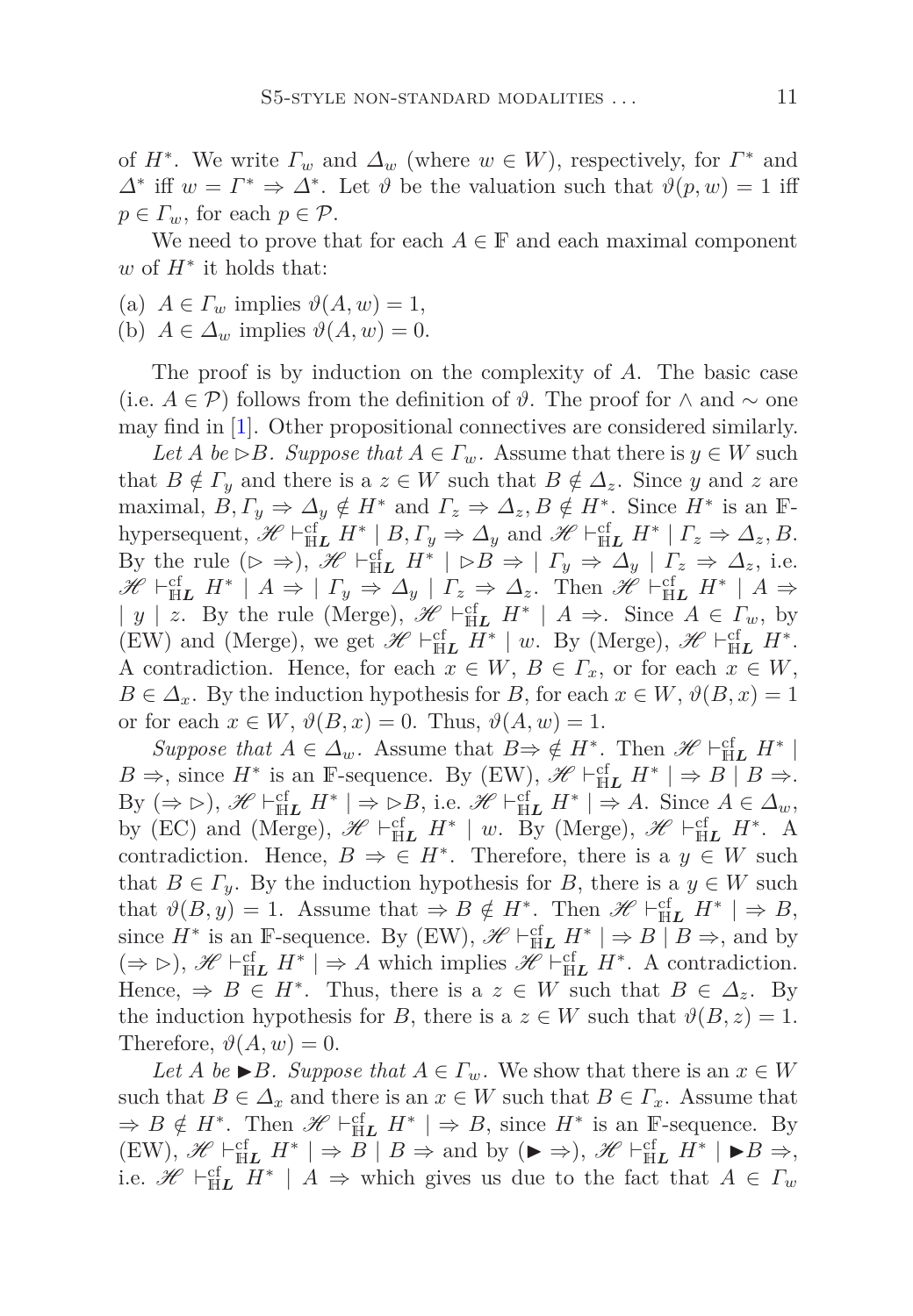of $H^*$. We write $\Gamma_w$ and $\Delta_w$ (where $w \in W$), respectively, for $\Gamma^*$ and $\Delta^*$ iff $w = \Gamma^* \Rightarrow \Delta^*$. Let $\vartheta$ be the valuation such that $\vartheta(p, w) = 1$ iff $p \in \Gamma_w$, for each $p \in \mathcal{P}$.

We need to prove that for each $A \in \mathbb{F}$ and each maximal component $w$ of $H^*$ it holds that:

(a) $A \in \Gamma_w$ implies $\vartheta(A, w) = 1$,
(b) $A \in \Delta_w$ implies $\vartheta(A, w) = 0$.

The proof is by induction on the complexity of $A$. The basic case (i.e. $A \in \mathcal{P}$) follows from the definition of $\vartheta$. The proof for $\wedge$ and $\sim$ one may find in [1]. Other propositional connectives are considered similarly.

*Let $A$ be $\rhd B$. Suppose that $A \in \Gamma_w$.* Assume that there is $y \in W$ such that $B \notin \Gamma_y$ and there is a $z \in W$ such that $B \notin \Delta_z$. Since $y$ and $z$ are maximal, $B, \Gamma_y \Rightarrow \Delta_y \notin H^*$ and $\Gamma_z \Rightarrow \Delta_z, B \notin H^*$. Since $H^*$ is an $\mathbb{F}$-hypersequent, $\mathscr{H} \vdash^{\mathrm{cf}}_{\mathbb{H}\boldsymbol{L}} H^* \mid B, \Gamma_y \Rightarrow \Delta_y$ and $\mathscr{H} \vdash^{\mathrm{cf}}_{\mathbb{H}\boldsymbol{L}} H^* \mid \Gamma_z \Rightarrow \Delta_z, B$. By the rule $(\rhd \Rightarrow)$, $\mathscr{H} \vdash^{\mathrm{cf}}_{\mathbb{H}\boldsymbol{L}} H^* \mid \rhd B \Rightarrow \mid \Gamma_y \Rightarrow \Delta_y \mid \Gamma_z \Rightarrow \Delta_z$, i.e. $\mathscr{H} \vdash^{\mathrm{cf}}_{\mathbb{H}\boldsymbol{L}} H^* \mid A \Rightarrow \mid \Gamma_y \Rightarrow \Delta_y \mid \Gamma_z \Rightarrow \Delta_z$. Then $\mathscr{H} \vdash^{\mathrm{cf}}_{\mathbb{H}\boldsymbol{L}} H^* \mid A \Rightarrow \mid y \mid z$. By the rule (Merge), $\mathscr{H} \vdash^{\mathrm{cf}}_{\mathbb{H}\boldsymbol{L}} H^* \mid A \Rightarrow$. Since $A \in \Gamma_w$, by (EW) and (Merge), we get $\mathscr{H} \vdash^{\mathrm{cf}}_{\mathbb{H}\boldsymbol{L}} H^* \mid w$. By (Merge), $\mathscr{H} \vdash^{\mathrm{cf}}_{\mathbb{H}\boldsymbol{L}} H^*$. A contradiction. Hence, for each $x \in W$, $B \in \Gamma_x$, or for each $x \in W$, $B \in \Delta_x$. By the induction hypothesis for $B$, for each $x \in W$, $\vartheta(B, x) = 1$ or for each $x \in W$, $\vartheta(B, x) = 0$. Thus, $\vartheta(A, w) = 1$.

*Suppose that $A \in \Delta_w$.* Assume that $B \Rightarrow\, \notin H^*$. Then $\mathscr{H} \vdash^{\mathrm{cf}}_{\mathbb{H}\boldsymbol{L}} H^* \mid B \Rightarrow$, since $H^*$ is an $\mathbb{F}$-sequence. By (EW), $\mathscr{H} \vdash^{\mathrm{cf}}_{\mathbb{H}\boldsymbol{L}} H^* \mid \Rightarrow B \mid B \Rightarrow$. By $(\Rightarrow \rhd)$, $\mathscr{H} \vdash^{\mathrm{cf}}_{\mathbb{H}\boldsymbol{L}} H^* \mid \Rightarrow \rhd B$, i.e. $\mathscr{H} \vdash^{\mathrm{cf}}_{\mathbb{H}\boldsymbol{L}} H^* \mid \Rightarrow A$. Since $A \in \Delta_w$, by (EC) and (Merge), $\mathscr{H} \vdash^{\mathrm{cf}}_{\mathbb{H}\boldsymbol{L}} H^* \mid w$. By (Merge), $\mathscr{H} \vdash^{\mathrm{cf}}_{\mathbb{H}\boldsymbol{L}} H^*$. A contradiction. Hence, $B \Rightarrow\, \in H^*$. Therefore, there is a $y \in W$ such that $B \in \Gamma_y$. By the induction hypothesis for $B$, there is a $y \in W$ such that $\vartheta(B, y) = 1$. Assume that $\Rightarrow B \notin H^*$. Then $\mathscr{H} \vdash^{\mathrm{cf}}_{\mathbb{H}\boldsymbol{L}} H^* \mid \Rightarrow B$, since $H^*$ is an $\mathbb{F}$-sequence. By (EW), $\mathscr{H} \vdash^{\mathrm{cf}}_{\mathbb{H}\boldsymbol{L}} H^* \mid \Rightarrow B \mid B \Rightarrow$, and by $(\Rightarrow \rhd)$, $\mathscr{H} \vdash^{\mathrm{cf}}_{\mathbb{H}\boldsymbol{L}} H^* \mid \Rightarrow A$ which implies $\mathscr{H} \vdash^{\mathrm{cf}}_{\mathbb{H}\boldsymbol{L}} H^*$. A contradiction. Hence, $\Rightarrow B \in H^*$. Thus, there is a $z \in W$ such that $B \in \Delta_z$. By the induction hypothesis for $B$, there is a $z \in W$ such that $\vartheta(B, z) = 1$. Therefore, $\vartheta(A, w) = 0$.

*Let $A$ be $\blacktriangleright B$. Suppose that $A \in \Gamma_w$.* We show that there is an $x \in W$ such that $B \in \Delta_x$ and there is an $x \in W$ such that $B \in \Gamma_x$. Assume that $\Rightarrow B \notin H^*$. Then $\mathscr{H} \vdash^{\mathrm{cf}}_{\mathbb{H}\boldsymbol{L}} H^* \mid \Rightarrow B$, since $H^*$ is an $\mathbb{F}$-sequence. By (EW), $\mathscr{H} \vdash^{\mathrm{cf}}_{\mathbb{H}\boldsymbol{L}} H^* \mid \Rightarrow B \mid B \Rightarrow$ and by $(\blacktriangleright \Rightarrow)$, $\mathscr{H} \vdash^{\mathrm{cf}}_{\mathbb{H}\boldsymbol{L}} H^* \mid \blacktriangleright B \Rightarrow$, i.e. $\mathscr{H} \vdash^{\mathrm{cf}}_{\mathbb{H}\boldsymbol{L}} H^* \mid A \Rightarrow$ which gives us due to the fact that $A \in \Gamma_w$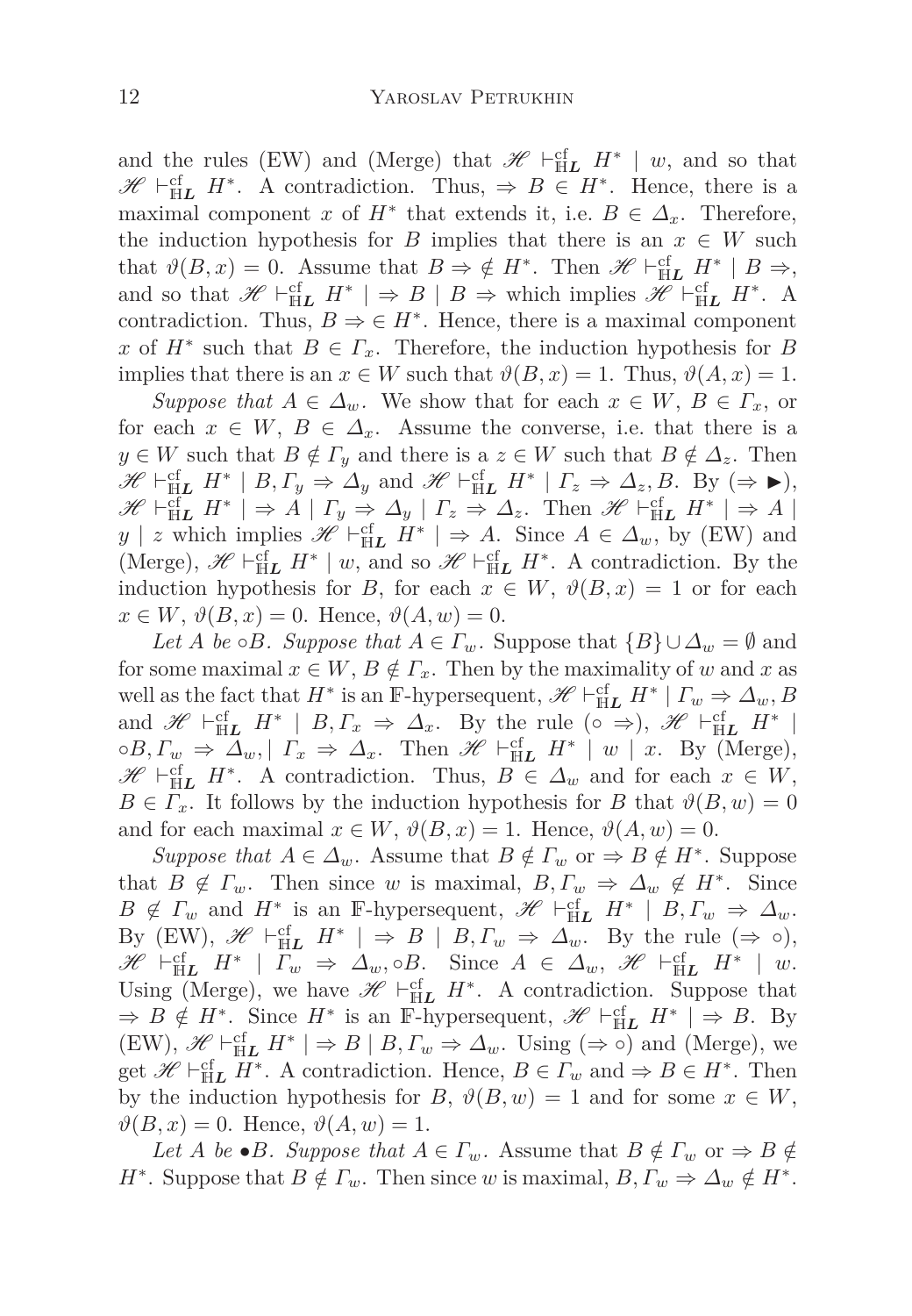and the rules (EW) and (Merge) that $\mathscr{H} \vdash^{\mathrm{cf}}_{\mathbb{H}\boldsymbol{L}} H^* \mid w$, and so that $\mathscr{H} \vdash^{\mathrm{cf}}_{\mathbb{H}\boldsymbol{L}} H^*$. A contradiction. Thus, $\Rightarrow B \in H^*$. Hence, there is a maximal component $x$ of $H^*$ that extends it, i.e. $B \in \Delta_x$. Therefore, the induction hypothesis for $B$ implies that there is an $x \in W$ such that $\vartheta(B, x) = 0$. Assume that $B \Rightarrow \notin H^*$. Then $\mathscr{H} \vdash^{\mathrm{cf}}_{\mathbb{H}\boldsymbol{L}} H^* \mid B \Rightarrow$, and so that $\mathscr{H} \vdash^{\mathrm{cf}}_{\mathbb{H}\boldsymbol{L}} H^* \mid \Rightarrow B \mid B \Rightarrow$ which implies $\mathscr{H} \vdash^{\mathrm{cf}}_{\mathbb{H}\boldsymbol{L}} H^*$. A contradiction. Thus, $B \Rightarrow \in H^*$. Hence, there is a maximal component $x$ of $H^*$ such that $B \in \Gamma_x$. Therefore, the induction hypothesis for $B$ implies that there is an $x \in W$ such that $\vartheta(B, x) = 1$. Thus, $\vartheta(A, x) = 1$.

*Suppose that* $A \in \Delta_w$. We show that for each $x \in W$, $B \in \Gamma_x$, or for each $x \in W$, $B \in \Delta_x$. Assume the converse, i.e. that there is a $y \in W$ such that $B \notin \Gamma_y$ and there is a $z \in W$ such that $B \notin \Delta_z$. Then $\mathscr{H} \vdash^{\mathrm{cf}}_{\mathbb{H}\boldsymbol{L}} H^* \mid B, \Gamma_y \Rightarrow \Delta_y$ and $\mathscr{H} \vdash^{\mathrm{cf}}_{\mathbb{H}\boldsymbol{L}} H^* \mid \Gamma_z \Rightarrow \Delta_z, B$. By $(\Rightarrow \blacktriangleright)$, $\mathscr{H} \vdash^{\mathrm{cf}}_{\mathbb{H}\boldsymbol{L}} H^* \mid \Rightarrow A \mid \Gamma_y \Rightarrow \Delta_y \mid \Gamma_z \Rightarrow \Delta_z$. Then $\mathscr{H} \vdash^{\mathrm{cf}}_{\mathbb{H}\boldsymbol{L}} H^* \mid \Rightarrow A \mid y \mid z$ which implies $\mathscr{H} \vdash^{\mathrm{cf}}_{\mathbb{H}\boldsymbol{L}} H^* \mid \Rightarrow A$. Since $A \in \Delta_w$, by (EW) and (Merge), $\mathscr{H} \vdash^{\mathrm{cf}}_{\mathbb{H}\boldsymbol{L}} H^* \mid w$, and so $\mathscr{H} \vdash^{\mathrm{cf}}_{\mathbb{H}\boldsymbol{L}} H^*$. A contradiction. By the induction hypothesis for $B$, for each $x \in W$, $\vartheta(B, x) = 1$ or for each $x \in W$, $\vartheta(B, x) = 0$. Hence, $\vartheta(A, w) = 0$.

*Let* $A$ *be* $\circ B$. *Suppose that* $A \in \Gamma_w$. Suppose that $\{B\} \cup \Delta_w = \emptyset$ and for some maximal $x \in W$, $B \notin \Gamma_x$. Then by the maximality of $w$ and $x$ as well as the fact that $H^*$ is an $\mathbb{F}$-hypersequent, $\mathscr{H} \vdash^{\mathrm{cf}}_{\mathbb{H}\boldsymbol{L}} H^* \mid \Gamma_w \Rightarrow \Delta_w, B$ and $\mathscr{H} \vdash^{\mathrm{cf}}_{\mathbb{H}\boldsymbol{L}} H^* \mid B, \Gamma_x \Rightarrow \Delta_x$. By the rule $(\circ \Rightarrow)$, $\mathscr{H} \vdash^{\mathrm{cf}}_{\mathbb{H}\boldsymbol{L}} H^* \mid \circ B, \Gamma_w \Rightarrow \Delta_w, \mid \Gamma_x \Rightarrow \Delta_x$. Then $\mathscr{H} \vdash^{\mathrm{cf}}_{\mathbb{H}\boldsymbol{L}} H^* \mid w \mid x$. By (Merge), $\mathscr{H} \vdash^{\mathrm{cf}}_{\mathbb{H}\boldsymbol{L}} H^*$. A contradiction. Thus, $B \in \Delta_w$ and for each $x \in W$, $B \in \Gamma_x$. It follows by the induction hypothesis for $B$ that $\vartheta(B, w) = 0$ and for each maximal $x \in W$, $\vartheta(B, x) = 1$. Hence, $\vartheta(A, w) = 0$.

*Suppose that* $A \in \Delta_w$. Assume that $B \notin \Gamma_w$ or $\Rightarrow B \notin H^*$. Suppose that $B \notin \Gamma_w$. Then since $w$ is maximal, $B, \Gamma_w \Rightarrow \Delta_w \notin H^*$. Since $B \notin \Gamma_w$ and $H^*$ is an $\mathbb{F}$-hypersequent, $\mathscr{H} \vdash^{\mathrm{cf}}_{\mathbb{H}\boldsymbol{L}} H^* \mid B, \Gamma_w \Rightarrow \Delta_w$. By (EW), $\mathscr{H} \vdash^{\mathrm{cf}}_{\mathbb{H}\boldsymbol{L}} H^* \mid \Rightarrow B \mid B, \Gamma_w \Rightarrow \Delta_w$. By the rule $(\Rightarrow \circ)$, $\mathscr{H} \vdash^{\mathrm{cf}}_{\mathbb{H}\boldsymbol{L}} H^* \mid \Gamma_w \Rightarrow \Delta_w, \circ B$. Since $A \in \Delta_w$, $\mathscr{H} \vdash^{\mathrm{cf}}_{\mathbb{H}\boldsymbol{L}} H^* \mid w$. Using (Merge), we have $\mathscr{H} \vdash^{\mathrm{cf}}_{\mathbb{H}\boldsymbol{L}} H^*$. A contradiction. Suppose that $\Rightarrow B \notin H^*$. Since $H^*$ is an $\mathbb{F}$-hypersequent, $\mathscr{H} \vdash^{\mathrm{cf}}_{\mathbb{H}\boldsymbol{L}} H^* \mid \Rightarrow B$. By (EW), $\mathscr{H} \vdash^{\mathrm{cf}}_{\mathbb{H}\boldsymbol{L}} H^* \mid \Rightarrow B \mid B, \Gamma_w \Rightarrow \Delta_w$. Using $(\Rightarrow \circ)$ and (Merge), we get $\mathscr{H} \vdash^{\mathrm{cf}}_{\mathbb{H}\boldsymbol{L}} H^*$. A contradiction. Hence, $B \in \Gamma_w$ and $\Rightarrow B \in H^*$. Then by the induction hypothesis for $B$, $\vartheta(B, w) = 1$ and for some $x \in W$, $\vartheta(B, x) = 0$. Hence, $\vartheta(A, w) = 1$.

*Let* $A$ *be* $\bullet B$. *Suppose that* $A \in \Gamma_w$. Assume that $B \notin \Gamma_w$ or $\Rightarrow B \notin H^*$. Suppose that $B \notin \Gamma_w$. Then since $w$ is maximal, $B, \Gamma_w \Rightarrow \Delta_w \notin H^*$.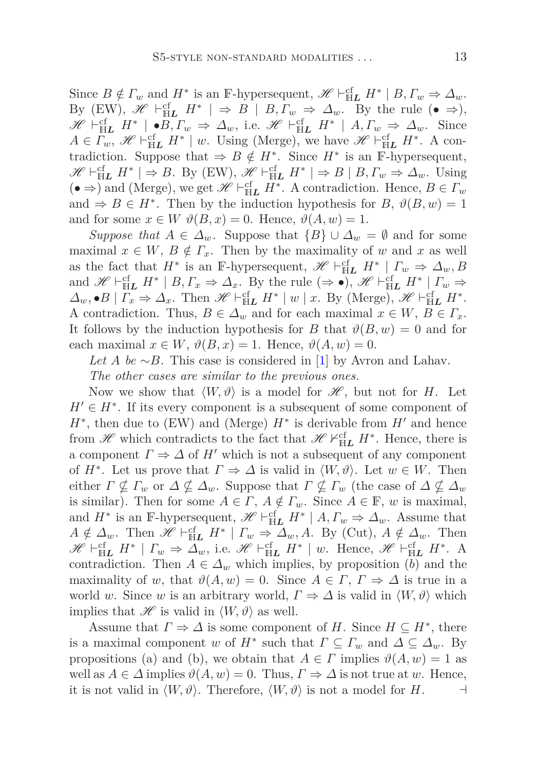Since $B \notin \Gamma_w$ and $H^*$ is an $\mathbb{F}$-hypersequent, $\mathscr{H} \vdash^{\mathrm{cf}}_{\mathbb{H}\boldsymbol{L}} H^* \mid B, \Gamma_w \Rightarrow \Delta_w$. By (EW), $\mathscr{H} \vdash^{\mathrm{cf}}_{\mathbb{H}\boldsymbol{L}} H^* \mid \Rightarrow B \mid B, \Gamma_w \Rightarrow \Delta_w$. By the rule $(\bullet \Rightarrow)$, $\mathscr{H} \vdash^{\mathrm{cf}}_{\mathbb{H}\boldsymbol{L}} H^* \mid \bullet B, \Gamma_w \Rightarrow \Delta_w$, i.e. $\mathscr{H} \vdash^{\mathrm{cf}}_{\mathbb{H}\boldsymbol{L}} H^* \mid A, \Gamma_w \Rightarrow \Delta_w$. Since $A \in \Gamma_w$, $\mathscr{H} \vdash^{\mathrm{cf}}_{\mathbb{H}\boldsymbol{L}} H^* \mid w$. Using (Merge), we have $\mathscr{H} \vdash^{\mathrm{cf}}_{\mathbb{H}\boldsymbol{L}} H^*$. A contradiction. Suppose that $\Rightarrow B \notin H^*$. Since $H^*$ is an $\mathbb{F}$-hypersequent, $\mathscr{H} \vdash^{\mathrm{cf}}_{\mathbb{H}\boldsymbol{L}} H^* \mid \Rightarrow B$. By (EW), $\mathscr{H} \vdash^{\mathrm{cf}}_{\mathbb{H}\boldsymbol{L}} H^* \mid \Rightarrow B \mid B, \Gamma_w \Rightarrow \Delta_w$. Using $(\bullet \Rightarrow)$ and (Merge), we get $\mathscr{H} \vdash^{\mathrm{cf}}_{\mathbb{H}\boldsymbol{L}} H^*$. A contradiction. Hence, $B \in \Gamma_w$ and $\Rightarrow B \in H^*$. Then by the induction hypothesis for $B$, $\vartheta(B, w) = 1$ and for some $x \in W$ $\vartheta(B, x) = 0$. Hence, $\vartheta(A, w) = 1$.

*Suppose that* $A \in \Delta_w$. Suppose that $\{B\} \cup \Delta_w = \emptyset$ and for some maximal $x \in W$, $B \notin \Gamma_x$. Then by the maximality of $w$ and $x$ as well as the fact that $H^*$ is an $\mathbb{F}$-hypersequent, $\mathscr{H} \vdash^{\mathrm{cf}}_{\mathbb{H}\boldsymbol{L}} H^* \mid \Gamma_w \Rightarrow \Delta_w, B$ and $\mathscr{H} \vdash^{\mathrm{cf}}_{\mathbb{H}\boldsymbol{L}} H^* \mid B, \Gamma_x \Rightarrow \Delta_x$. By the rule $(\Rightarrow \bullet)$, $\mathscr{H} \vdash^{\mathrm{cf}}_{\mathbb{H}\boldsymbol{L}} H^* \mid \Gamma_w \Rightarrow \Delta_w, \bullet B \mid \Gamma_x \Rightarrow \Delta_x$. Then $\mathscr{H} \vdash^{\mathrm{cf}}_{\mathbb{H}\boldsymbol{L}} H^* \mid w \mid x$. By (Merge), $\mathscr{H} \vdash^{\mathrm{cf}}_{\mathbb{H}\boldsymbol{L}} H^*$. A contradiction. Thus, $B \in \Delta_w$ and for each maximal $x \in W$, $B \in \Gamma_x$. It follows by the induction hypothesis for $B$ that $\vartheta(B, w) = 0$ and for each maximal $x \in W$, $\vartheta(B, x) = 1$. Hence, $\vartheta(A, w) = 0$.

*Let $A$ be* $\sim B$. This case is considered in [1] by Avron and Lahav.

*The other cases are similar to the previous ones.*

Now we show that $\langle W, \vartheta \rangle$ is a model for $\mathscr{H}$, but not for $H$. Let $H' \in H^*$. If its every component is a subsequent of some component of $H^*$, then due to (EW) and (Merge) $H^*$ is derivable from $H'$ and hence from $\mathscr{H}$ which contradicts to the fact that $\mathscr{H} \nvdash^{\mathrm{cf}}_{\mathbb{H}\boldsymbol{L}} H^*$. Hence, there is a component $\Gamma \Rightarrow \Delta$ of $H'$ which is not a subsequent of any component of $H^*$. Let us prove that $\Gamma \Rightarrow \Delta$ is valid in $\langle W, \vartheta \rangle$. Let $w \in W$. Then either $\Gamma \nsubseteq \Gamma_w$ or $\Delta \nsubseteq \Delta_w$. Suppose that $\Gamma \nsubseteq \Gamma_w$ (the case of $\Delta \nsubseteq \Delta_w$ is similar). Then for some $A \in \Gamma$, $A \notin \Gamma_w$. Since $A \in \mathbb{F}$, $w$ is maximal, and $H^*$ is an $\mathbb{F}$-hypersequent, $\mathscr{H} \vdash^{\mathrm{cf}}_{\mathbb{H}\boldsymbol{L}} H^* \mid A, \Gamma_w \Rightarrow \Delta_w$. Assume that $A \notin \Delta_w$. Then $\mathscr{H} \vdash^{\mathrm{cf}}_{\mathbb{H}\boldsymbol{L}} H^* \mid \Gamma_w \Rightarrow \Delta_w, A$. By (Cut), $A \notin \Delta_w$. Then $\mathscr{H} \vdash^{\mathrm{cf}}_{\mathbb{H}\boldsymbol{L}} H^* \mid \Gamma_w \Rightarrow \Delta_w$, i.e. $\mathscr{H} \vdash^{\mathrm{cf}}_{\mathbb{H}\boldsymbol{L}} H^* \mid w$. Hence, $\mathscr{H} \vdash^{\mathrm{cf}}_{\mathbb{H}\boldsymbol{L}} H^*$. A contradiction. Then $A \in \Delta_w$ which implies, by proposition (*b*) and the maximality of $w$, that $\vartheta(A, w) = 0$. Since $A \in \Gamma$, $\Gamma \Rightarrow \Delta$ is true in a world $w$. Since $w$ is an arbitrary world, $\Gamma \Rightarrow \Delta$ is valid in $\langle W, \vartheta \rangle$ which implies that $\mathscr{H}$ is valid in $\langle W, \vartheta \rangle$ as well.

Assume that $\Gamma \Rightarrow \Delta$ is some component of $H$. Since $H \subseteq H^*$, there is a maximal component $w$ of $H^*$ such that $\Gamma \subseteq \Gamma_w$ and $\Delta \subseteq \Delta_w$. By propositions (a) and (b), we obtain that $A \in \Gamma$ implies $\vartheta(A, w) = 1$ as well as $A \in \Delta$ implies $\vartheta(A, w) = 0$. Thus, $\Gamma \Rightarrow \Delta$ is not true at $w$. Hence, it is not valid in $\langle W, \vartheta \rangle$. Therefore, $\langle W, \vartheta \rangle$ is not a model for $H$. $\dashv$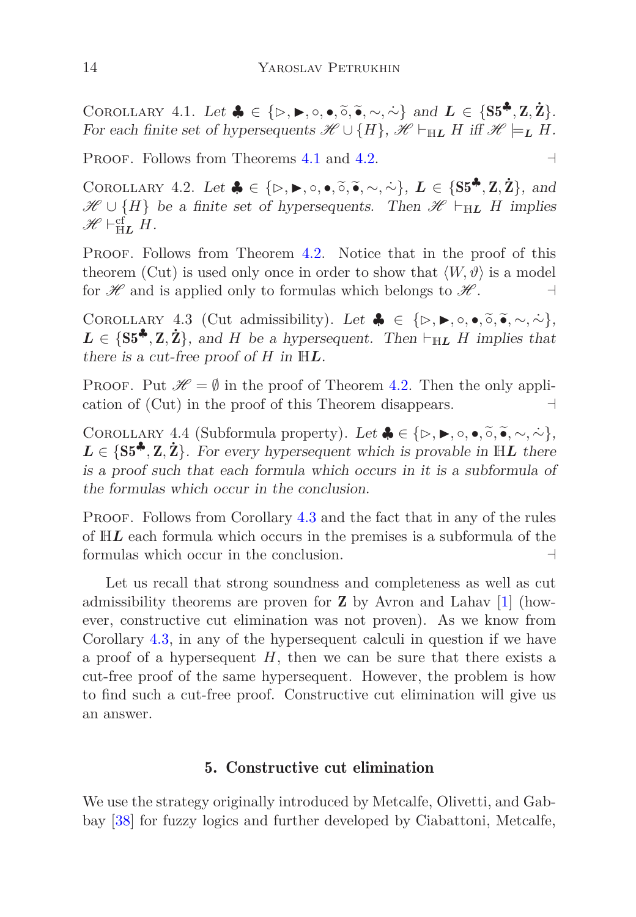Corollary 4.1. *Let* $\clubsuit \in \{\triangleright, \blacktriangleright, \circ, \bullet, \widetilde{\circ}, \widetilde{\bullet}, \sim, \dot{\sim}\}$ *and* $\boldsymbol{L} \in \{\mathbf{S5}^{\clubsuit}, \mathbf{Z}, \dot{\mathbf{Z}}\}$. *For each finite set of hypersequents* $\mathscr{H} \cup \{H\}$, $\mathscr{H} \vdash_{\mathbb{H}\boldsymbol{L}} H$ *iff* $\mathscr{H} \models_{\boldsymbol{L}} H$.

Proof. Follows from Theorems 4.1 and 4.2. ⊣

Corollary 4.2. *Let* $\clubsuit \in \{\triangleright, \blacktriangleright, \circ, \bullet, \widetilde{\circ}, \widetilde{\bullet}, \sim, \dot{\sim}\}$, $\boldsymbol{L} \in \{\mathbf{S5}^{\clubsuit}, \mathbf{Z}, \dot{\mathbf{Z}}\}$, *and* $\mathscr{H} \cup \{H\}$ *be a finite set of hypersequents. Then* $\mathscr{H} \vdash_{\mathbb{H}\boldsymbol{L}} H$ *implies* $\mathscr{H} \vdash^{\mathrm{cf}}_{\mathbb{H}\boldsymbol{L}} H$.

Proof. Follows from Theorem 4.2. Notice that in the proof of this theorem (Cut) is used only once in order to show that $\langle W, \vartheta \rangle$ is a model for $\mathscr{H}$ and is applied only to formulas which belongs to $\mathscr{H}$. ⊣

Corollary 4.3 (Cut admissibility). *Let* $\clubsuit \in \{\triangleright, \blacktriangleright, \circ, \bullet, \widetilde{\circ}, \widetilde{\bullet}, \sim, \dot{\sim}\}$, $\boldsymbol{L} \in \{\mathbf{S5}^{\clubsuit}, \mathbf{Z}, \dot{\mathbf{Z}}\}$, *and* $H$ *be a hypersequent. Then* $\vdash_{\mathbb{H}\boldsymbol{L}} H$ *implies that there is a cut-free proof of* $H$ *in* $\mathbb{H}\boldsymbol{L}$.

Proof. Put $\mathscr{H} = \emptyset$ in the proof of Theorem 4.2. Then the only application of (Cut) in the proof of this Theorem disappears. ⊣

Corollary 4.4 (Subformula property). *Let* $\clubsuit \in \{\triangleright, \blacktriangleright, \circ, \bullet, \widetilde{\circ}, \widetilde{\bullet}, \sim, \dot{\sim}\}$, $\boldsymbol{L} \in \{\mathbf{S5}^{\clubsuit}, \mathbf{Z}, \dot{\mathbf{Z}}\}$. *For every hypersequent which is provable in* $\mathbb{H}\boldsymbol{L}$ *there is a proof such that each formula which occurs in it is a subformula of the formulas which occur in the conclusion.*

Proof. Follows from Corollary 4.3 and the fact that in any of the rules of $\mathbb{H}\boldsymbol{L}$ each formula which occurs in the premises is a subformula of the formulas which occur in the conclusion. ⊣

Let us recall that strong soundness and completeness as well as cut admissibility theorems are proven for **Z** by Avron and Lahav [1] (however, constructive cut elimination was not proven). As we know from Corollary 4.3, in any of the hypersequent calculi in question if we have a proof of a hypersequent $H$, then we can be sure that there exists a cut-free proof of the same hypersequent. However, the problem is how to find such a cut-free proof. Constructive cut elimination will give us an answer.

## 5. Constructive cut elimination

We use the strategy originally introduced by Metcalfe, Olivetti, and Gabbay [38] for fuzzy logics and further developed by Ciabattoni, Metcalfe,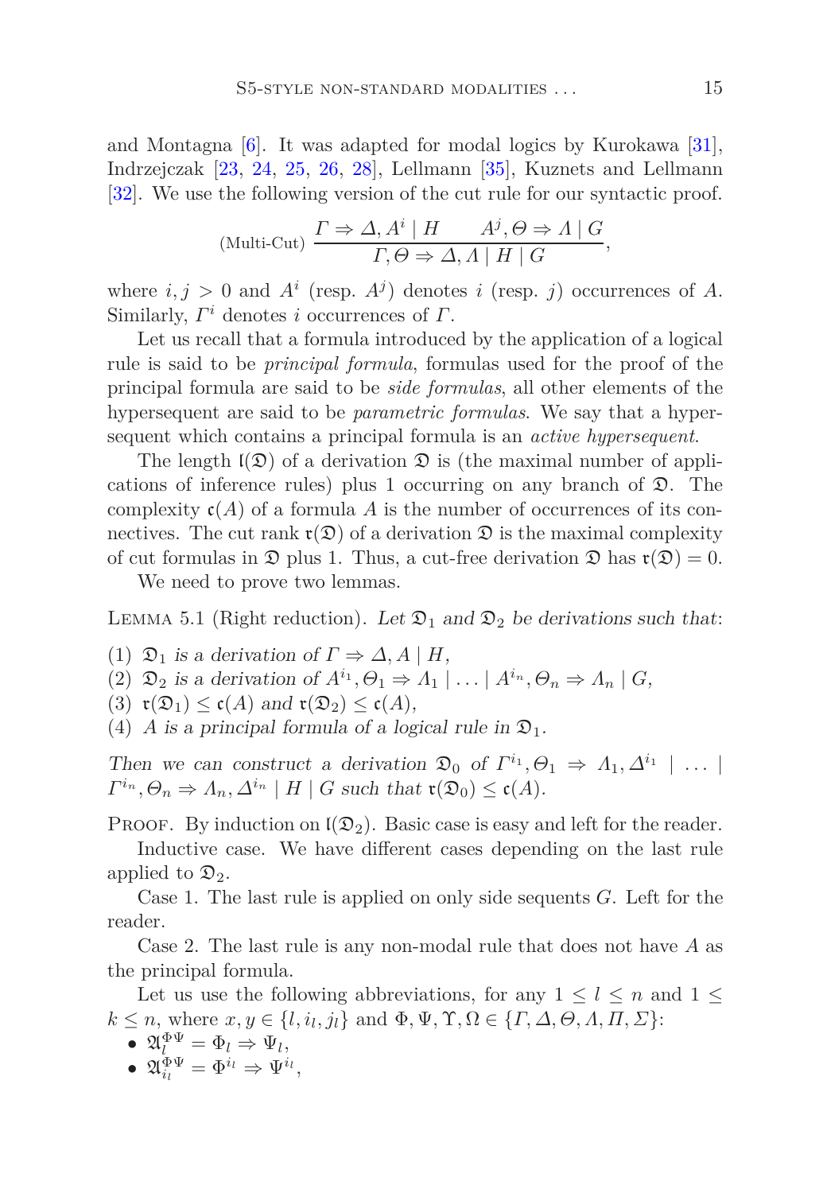and Montagna [6]. It was adapted for modal logics by Kurokawa [31], Indrzejczak [23, 24, 25, 26, 28], Lellmann [35], Kuznets and Lellmann [32]. We use the following version of the cut rule for our syntactic proof.

$$\text{(Multi-Cut)}\ \frac{\Gamma \Rightarrow \Delta, A^i \mid H \qquad A^j, \Theta \Rightarrow \Lambda \mid G}{\Gamma, \Theta \Rightarrow \Delta, \Lambda \mid H \mid G},$$

where $i, j > 0$ and $A^i$ (resp. $A^j$) denotes $i$ (resp. $j$) occurrences of $A$. Similarly, $\Gamma^i$ denotes $i$ occurrences of $\Gamma$.

Let us recall that a formula introduced by the application of a logical rule is said to be *principal formula*, formulas used for the proof of the principal formula are said to be *side formulas*, all other elements of the hypersequent are said to be *parametric formulas*. We say that a hypersequent which contains a principal formula is an *active hypersequent*.

The length $\mathfrak{l}(\mathfrak{D})$ of a derivation $\mathfrak{D}$ is (the maximal number of applications of inference rules) plus 1 occurring on any branch of $\mathfrak{D}$. The complexity $\mathfrak{c}(A)$ of a formula $A$ is the number of occurrences of its connectives. The cut rank $\mathfrak{r}(\mathfrak{D})$ of a derivation $\mathfrak{D}$ is the maximal complexity of cut formulas in $\mathfrak{D}$ plus 1. Thus, a cut-free derivation $\mathfrak{D}$ has $\mathfrak{r}(\mathfrak{D}) = 0$.

We need to prove two lemmas.

Lemma 5.1 (Right reduction). *Let $\mathfrak{D}_1$ and $\mathfrak{D}_2$ be derivations such that*:

1. *$\mathfrak{D}_1$ is a derivation of $\Gamma \Rightarrow \Delta, A \mid H$,*
2. *$\mathfrak{D}_2$ is a derivation of $A^{i_1}, \Theta_1 \Rightarrow \Lambda_1 \mid \ldots \mid A^{i_n}, \Theta_n \Rightarrow \Lambda_n \mid G$,*
3. *$\mathfrak{r}(\mathfrak{D}_1) \leq \mathfrak{c}(A)$ and $\mathfrak{r}(\mathfrak{D}_2) \leq \mathfrak{c}(A)$,*
4. *$A$ is a principal formula of a logical rule in $\mathfrak{D}_1$.*

*Then we can construct a derivation $\mathfrak{D}_0$ of $\Gamma^{i_1}, \Theta_1 \Rightarrow \Lambda_1, \Delta^{i_1} \mid \ldots \mid \Gamma^{i_n}, \Theta_n \Rightarrow \Lambda_n, \Delta^{i_n} \mid H \mid G$ such that $\mathfrak{r}(\mathfrak{D}_0) \leq \mathfrak{c}(A)$.*

Proof. By induction on $\mathfrak{l}(\mathfrak{D}_2)$. Basic case is easy and left for the reader.

Inductive case. We have different cases depending on the last rule applied to $\mathfrak{D}_2$.

Case 1. The last rule is applied on only side sequents $G$. Left for the reader.

Case 2. The last rule is any non-modal rule that does not have $A$ as the principal formula.

Let us use the following abbreviations, for any $1 \leq l \leq n$ and $1 \leq k \leq n$, where $x, y \in \{l, i_l, j_l\}$ and $\Phi, \Psi, \Upsilon, \Omega \in \{\Gamma, \Delta, \Theta, \Lambda, \Pi, \Sigma\}$:

- $\mathfrak{A}_l^{\Phi\Psi} = \Phi_l \Rightarrow \Psi_l$,
- $\mathfrak{A}_{i_l}^{\Phi\Psi} = \Phi^{i_l} \Rightarrow \Psi^{i_l}$,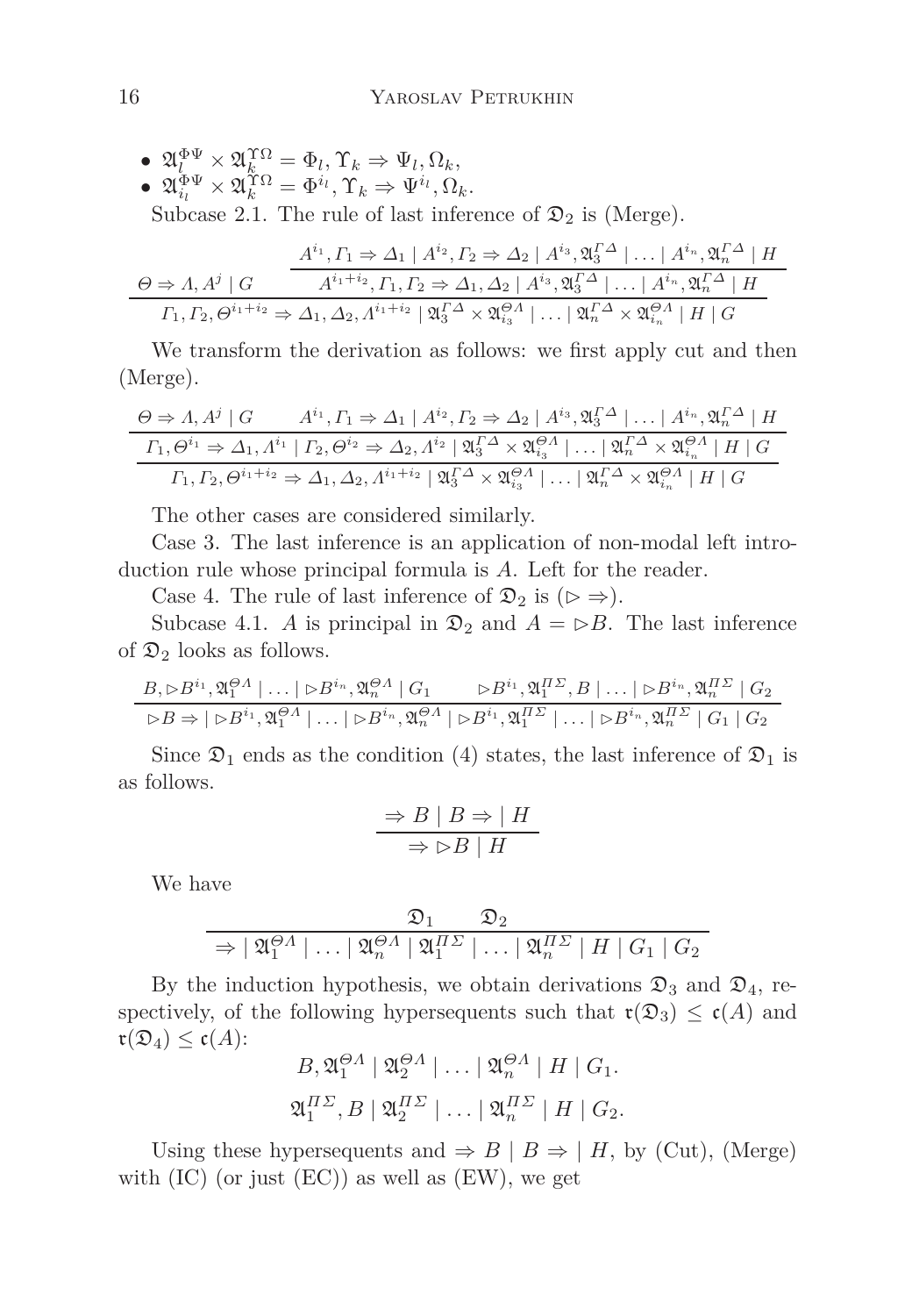- $\mathfrak{A}_l^{\Phi\Psi} \times \mathfrak{A}_k^{\Upsilon\Omega} = \Phi_l, \Upsilon_k \Rightarrow \Psi_l, \Omega_k$,
- $\mathfrak{A}_{i_l}^{\Phi\Psi} \times \mathfrak{A}_k^{\Upsilon\Omega} = \Phi^{i_l}, \Upsilon_k \Rightarrow \Psi^{i_l}, \Omega_k$.

Subcase 2.1. The rule of last inference of $\mathfrak{D}_2$ is (Merge).

$$
\dfrac{\Theta \Rightarrow \Lambda, A^j \mid G \qquad \dfrac{A^{i_1}, \Gamma_1 \Rightarrow \Delta_1 \mid A^{i_2}, \Gamma_2 \Rightarrow \Delta_2 \mid A^{i_3}, \mathfrak{A}_3^{\Gamma\Delta} \mid \ldots \mid A^{i_n}, \mathfrak{A}_n^{\Gamma\Delta} \mid H}{A^{i_1+i_2}, \Gamma_1, \Gamma_2 \Rightarrow \Delta_1, \Delta_2 \mid A^{i_3}, \mathfrak{A}_3^{\Gamma\Delta} \mid \ldots \mid A^{i_n}, \mathfrak{A}_n^{\Gamma\Delta} \mid H}}{\Gamma_1, \Gamma_2, \Theta^{i_1+i_2} \Rightarrow \Delta_1, \Delta_2, \Lambda^{i_1+i_2} \mid \mathfrak{A}_3^{\Gamma\Delta} \times \mathfrak{A}_{i_3}^{\Theta\Lambda} \mid \ldots \mid \mathfrak{A}_n^{\Gamma\Delta} \times \mathfrak{A}_{i_n}^{\Theta\Lambda} \mid H \mid G}
$$

We transform the derivation as follows: we first apply cut and then (Merge).

$$
\dfrac{\dfrac{\Theta \Rightarrow \Lambda, A^j \mid G \qquad A^{i_1}, \Gamma_1 \Rightarrow \Delta_1 \mid A^{i_2}, \Gamma_2 \Rightarrow \Delta_2 \mid A^{i_3}, \mathfrak{A}_3^{\Gamma\Delta} \mid \ldots \mid A^{i_n}, \mathfrak{A}_n^{\Gamma\Delta} \mid H}{\Gamma_1, \Theta^{i_1} \Rightarrow \Delta_1, \Lambda^{i_1} \mid \Gamma_2, \Theta^{i_2} \Rightarrow \Delta_2, \Lambda^{i_2} \mid \mathfrak{A}_3^{\Gamma\Delta} \times \mathfrak{A}_{i_3}^{\Theta\Lambda} \mid \ldots \mid \mathfrak{A}_n^{\Gamma\Delta} \times \mathfrak{A}_{i_n}^{\Theta\Lambda} \mid H \mid G}}{\Gamma_1, \Gamma_2, \Theta^{i_1+i_2} \Rightarrow \Delta_1, \Delta_2, \Lambda^{i_1+i_2} \mid \mathfrak{A}_3^{\Gamma\Delta} \times \mathfrak{A}_{i_3}^{\Theta\Lambda} \mid \ldots \mid \mathfrak{A}_n^{\Gamma\Delta} \times \mathfrak{A}_{i_n}^{\Theta\Lambda} \mid H \mid G}
$$

The other cases are considered similarly.

Case 3. The last inference is an application of non-modal left introduction rule whose principal formula is $A$. Left for the reader.

Case 4. The rule of last inference of $\mathfrak{D}_2$ is $(\rhd \Rightarrow)$.

Subcase 4.1. $A$ is principal in $\mathfrak{D}_2$ and $A = \rhd B$. The last inference of $\mathfrak{D}_2$ looks as follows.

$$
\dfrac{B, \rhd B^{i_1}, \mathfrak{A}_1^{\Theta\Lambda} \mid \ldots \mid \rhd B^{i_n}, \mathfrak{A}_n^{\Theta\Lambda} \mid G_1 \qquad \rhd B^{i_1}, \mathfrak{A}_1^{\Pi\Sigma}, B \mid \ldots \mid \rhd B^{i_n}, \mathfrak{A}_n^{\Pi\Sigma} \mid G_2}{\rhd B \Rightarrow \mid \rhd B^{i_1}, \mathfrak{A}_1^{\Theta\Lambda} \mid \ldots \mid \rhd B^{i_n}, \mathfrak{A}_n^{\Theta\Lambda} \mid \rhd B^{i_1}, \mathfrak{A}_1^{\Pi\Sigma} \mid \ldots \mid \rhd B^{i_n}, \mathfrak{A}_n^{\Pi\Sigma} \mid G_1 \mid G_2}
$$

Since $\mathfrak{D}_1$ ends as the condition (4) states, the last inference of $\mathfrak{D}_1$ is as follows.

$$
\dfrac{\Rightarrow B \mid B \Rightarrow \mid H}{\Rightarrow \rhd B \mid H}
$$

We have

$$
\dfrac{\mathfrak{D}_1 \qquad \mathfrak{D}_2}{\Rightarrow \mid \mathfrak{A}_1^{\Theta\Lambda} \mid \ldots \mid \mathfrak{A}_n^{\Theta\Lambda} \mid \mathfrak{A}_1^{\Pi\Sigma} \mid \ldots \mid \mathfrak{A}_n^{\Pi\Sigma} \mid H \mid G_1 \mid G_2}
$$

By the induction hypothesis, we obtain derivations $\mathfrak{D}_3$ and $\mathfrak{D}_4$, respectively, of the following hypersequents such that $\mathfrak{r}(\mathfrak{D}_3) \leq \mathfrak{c}(A)$ and $\mathfrak{r}(\mathfrak{D}_4) \leq \mathfrak{c}(A)$:

$$
B, \mathfrak{A}_1^{\Theta\Lambda} \mid \mathfrak{A}_2^{\Theta\Lambda} \mid \ldots \mid \mathfrak{A}_n^{\Theta\Lambda} \mid H \mid G_1.
$$

$$
\mathfrak{A}_1^{\Pi\Sigma}, B \mid \mathfrak{A}_2^{\Pi\Sigma} \mid \ldots \mid \mathfrak{A}_n^{\Pi\Sigma} \mid H \mid G_2.
$$

Using these hypersequents and $\Rightarrow B \mid B \Rightarrow \mid H$, by (Cut), (Merge) with (IC) (or just (EC)) as well as (EW), we get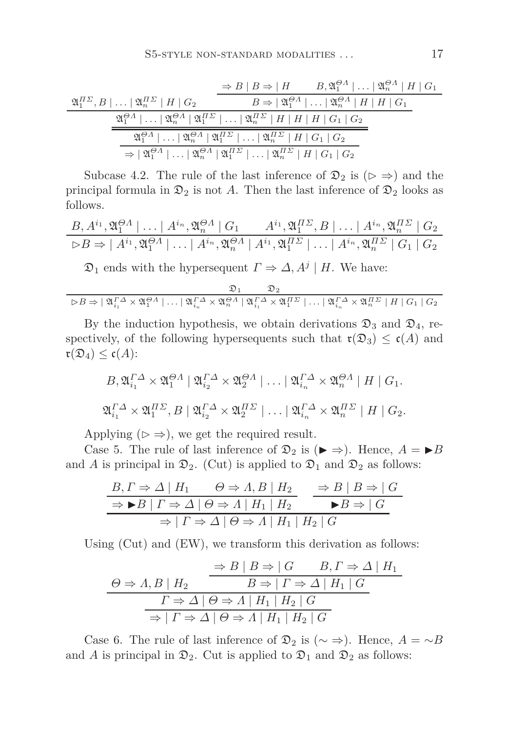$$
\dfrac{\mathfrak{A}_1^{\Pi\Sigma}, B \mid \ldots \mid \mathfrak{A}_n^{\Pi\Sigma} \mid H \mid G_2 \qquad \dfrac{\Rightarrow B \mid B \Rightarrow \mid H \qquad B, \mathfrak{A}_1^{\Theta\Lambda} \mid \ldots \mid \mathfrak{A}_n^{\Theta\Lambda} \mid H \mid G_1}{B \Rightarrow \mid \mathfrak{A}_1^{\Theta\Lambda} \mid \ldots \mid \mathfrak{A}_n^{\Theta\Lambda} \mid H \mid H \mid G_1}}{\dfrac{\mathfrak{A}_1^{\Theta\Lambda} \mid \ldots \mid \mathfrak{A}_n^{\Theta\Lambda} \mid \mathfrak{A}_1^{\Pi\Sigma} \mid \ldots \mid \mathfrak{A}_n^{\Pi\Sigma} \mid H \mid H \mid H \mid G_1 \mid G_2}{\dfrac{\mathfrak{A}_1^{\Theta\Lambda} \mid \ldots \mid \mathfrak{A}_n^{\Theta\Lambda} \mid \mathfrak{A}_1^{\Pi\Sigma} \mid \ldots \mid \mathfrak{A}_n^{\Pi\Sigma} \mid H \mid G_1 \mid G_2}{\Rightarrow \mid \mathfrak{A}_1^{\Theta\Lambda} \mid \ldots \mid \mathfrak{A}_n^{\Theta\Lambda} \mid \mathfrak{A}_1^{\Pi\Sigma} \mid \ldots \mid \mathfrak{A}_n^{\Pi\Sigma} \mid H \mid G_1 \mid G_2}}}
$$

Subcase 4.2. The rule of the last inference of $\mathfrak{D}_2$ is $(\rhd \Rightarrow)$ and the principal formula in $\mathfrak{D}_2$ is not $A$. Then the last inference of $\mathfrak{D}_2$ looks as follows.

$$
\dfrac{B, A^{i_1}, \mathfrak{A}_1^{\Theta\Lambda} \mid \ldots \mid A^{i_n}, \mathfrak{A}_n^{\Theta\Lambda} \mid G_1 \qquad A^{i_1}, \mathfrak{A}_1^{\Pi\Sigma}, B \mid \ldots \mid A^{i_n}, \mathfrak{A}_n^{\Pi\Sigma} \mid G_2}{\rhd B \Rightarrow \mid A^{i_1}, \mathfrak{A}_1^{\Theta\Lambda} \mid \ldots \mid A^{i_n}, \mathfrak{A}_n^{\Theta\Lambda} \mid A^{i_1}, \mathfrak{A}_1^{\Pi\Sigma} \mid \ldots \mid A^{i_n}, \mathfrak{A}_n^{\Pi\Sigma} \mid G_1 \mid G_2}
$$

$\mathfrak{D}_1$ ends with the hypersequent $\Gamma \Rightarrow \Delta, A^j \mid H$. We have:

$$
\dfrac{\mathfrak{D}_1 \qquad \mathfrak{D}_2}{\rhd B \Rightarrow \mid \mathfrak{A}_{i_1}^{\Gamma\Delta} \times \mathfrak{A}_1^{\Theta\Lambda} \mid \ldots \mid \mathfrak{A}_{i_n}^{\Gamma\Delta} \times \mathfrak{A}_n^{\Theta\Lambda} \mid \mathfrak{A}_{i_1}^{\Gamma\Delta} \times \mathfrak{A}_1^{\Pi\Sigma} \mid \ldots \mid \mathfrak{A}_{i_n}^{\Gamma\Delta} \times \mathfrak{A}_n^{\Pi\Sigma} \mid H \mid G_1 \mid G_2}
$$

By the induction hypothesis, we obtain derivations $\mathfrak{D}_3$ and $\mathfrak{D}_4$, respectively, of the following hypersequents such that $\mathfrak{r}(\mathfrak{D}_3) \leq \mathfrak{c}(A)$ and $\mathfrak{r}(\mathfrak{D}_4) \leq \mathfrak{c}(A)$:

$$
B, \mathfrak{A}_{i_1}^{\Gamma\Delta} \times \mathfrak{A}_1^{\Theta\Lambda} \mid \mathfrak{A}_{i_2}^{\Gamma\Delta} \times \mathfrak{A}_2^{\Theta\Lambda} \mid \ldots \mid \mathfrak{A}_{i_n}^{\Gamma\Delta} \times \mathfrak{A}_n^{\Theta\Lambda} \mid H \mid G_1.
$$

$$
\mathfrak{A}_{i_1}^{\Gamma\Delta} \times \mathfrak{A}_1^{\Pi\Sigma}, B \mid \mathfrak{A}_{i_2}^{\Gamma\Delta} \times \mathfrak{A}_2^{\Pi\Sigma} \mid \ldots \mid \mathfrak{A}_{i_n}^{\Gamma\Delta} \times \mathfrak{A}_n^{\Pi\Sigma} \mid H \mid G_2.
$$

Applying $(\rhd \Rightarrow)$, we get the required result.

Case 5. The rule of last inference of $\mathfrak{D}_2$ is $(\blacktriangleright \Rightarrow)$. Hence, $A = \blacktriangleright B$ and $A$ is principal in $\mathfrak{D}_2$. (Cut) is applied to $\mathfrak{D}_1$ and $\mathfrak{D}_2$ as follows:

$$
\dfrac{\dfrac{B, \Gamma \Rightarrow \Delta \mid H_1 \qquad \Theta \Rightarrow \Lambda, B \mid H_2}{\Rightarrow \blacktriangleright B \mid \Gamma \Rightarrow \Delta \mid \Theta \Rightarrow \Lambda \mid H_1 \mid H_2} \qquad \dfrac{\Rightarrow B \mid B \Rightarrow \mid G}{\blacktriangleright B \Rightarrow \mid G}}{\Rightarrow \mid \Gamma \Rightarrow \Delta \mid \Theta \Rightarrow \Lambda \mid H_1 \mid H_2 \mid G}
$$

Using (Cut) and (EW), we transform this derivation as follows:

$$
\dfrac{\dfrac{\Theta \Rightarrow \Lambda, B \mid H_2 \qquad \dfrac{\Rightarrow B \mid B \Rightarrow \mid G \qquad B, \Gamma \Rightarrow \Delta \mid H_1}{B \Rightarrow \mid \Gamma \Rightarrow \Delta \mid H_1 \mid G}}{\Gamma \Rightarrow \Delta \mid \Theta \Rightarrow \Lambda \mid H_1 \mid H_2 \mid G}}{\Rightarrow \mid \Gamma \Rightarrow \Delta \mid \Theta \Rightarrow \Lambda \mid H_1 \mid H_2 \mid G}
$$

Case 6. The rule of last inference of $\mathfrak{D}_2$ is $({\sim} \Rightarrow)$. Hence, $A = {\sim} B$ and $A$ is principal in $\mathfrak{D}_2$. Cut is applied to $\mathfrak{D}_1$ and $\mathfrak{D}_2$ as follows: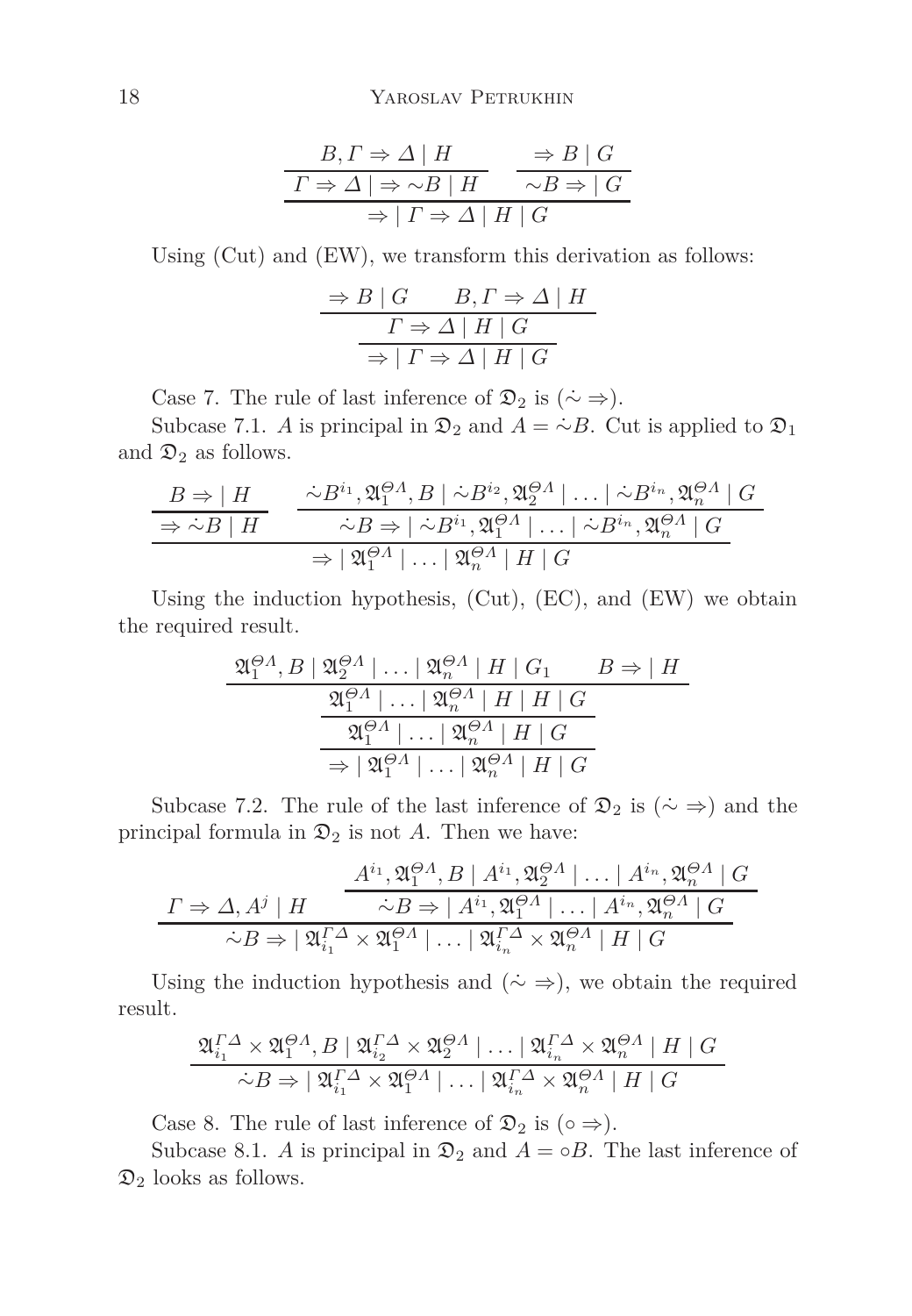$$
\dfrac{\dfrac{B, \Gamma \Rightarrow \Delta \mid H}{\Gamma \Rightarrow \Delta \mid \Rightarrow \sim B \mid H} \qquad \dfrac{\Rightarrow B \mid G}{\sim B \Rightarrow \mid G}}{\Rightarrow \mid \Gamma \Rightarrow \Delta \mid H \mid G}
$$

Using (Cut) and (EW), we transform this derivation as follows:

$$
\dfrac{\dfrac{\Rightarrow B \mid G \qquad B, \Gamma \Rightarrow \Delta \mid H}{\Gamma \Rightarrow \Delta \mid H \mid G}}{\Rightarrow \mid \Gamma \Rightarrow \Delta \mid H \mid G}
$$

Case 7. The rule of last inference of $\mathfrak{D}_2$ is $(\dot{\sim} \Rightarrow)$.

Subcase 7.1. $A$ is principal in $\mathfrak{D}_2$ and $A = \dot{\sim} B$. Cut is applied to $\mathfrak{D}_1$ and $\mathfrak{D}_2$ as follows.

$$
\dfrac{\dfrac{B \Rightarrow \mid H}{\Rightarrow \dot{\sim} B \mid H} \qquad \dfrac{\dot{\sim} B^{i_1}, \mathfrak{A}_1^{\Theta\Lambda}, B \mid \dot{\sim} B^{i_2}, \mathfrak{A}_2^{\Theta\Lambda} \mid \ldots \mid \dot{\sim} B^{i_n}, \mathfrak{A}_n^{\Theta\Lambda} \mid G}{\dot{\sim} B \Rightarrow \mid \dot{\sim} B^{i_1}, \mathfrak{A}_1^{\Theta\Lambda} \mid \ldots \mid \dot{\sim} B^{i_n}, \mathfrak{A}_n^{\Theta\Lambda} \mid G}}{\Rightarrow \mid \mathfrak{A}_1^{\Theta\Lambda} \mid \ldots \mid \mathfrak{A}_n^{\Theta\Lambda} \mid H \mid G}
$$

Using the induction hypothesis, (Cut), (EC), and (EW) we obtain the required result.

$$
\dfrac{\dfrac{\dfrac{\mathfrak{A}_1^{\Theta\Lambda}, B \mid \mathfrak{A}_2^{\Theta\Lambda} \mid \ldots \mid \mathfrak{A}_n^{\Theta\Lambda} \mid H \mid G_1 \qquad B \Rightarrow \mid H}{\mathfrak{A}_1^{\Theta\Lambda} \mid \ldots \mid \mathfrak{A}_n^{\Theta\Lambda} \mid H \mid H \mid G}}{\mathfrak{A}_1^{\Theta\Lambda} \mid \ldots \mid \mathfrak{A}_n^{\Theta\Lambda} \mid H \mid G}}{\Rightarrow \mid \mathfrak{A}_1^{\Theta\Lambda} \mid \ldots \mid \mathfrak{A}_n^{\Theta\Lambda} \mid H \mid G}
$$

Subcase 7.2. The rule of the last inference of $\mathfrak{D}_2$ is $(\dot{\sim} \Rightarrow)$ and the principal formula in $\mathfrak{D}_2$ is not $A$. Then we have:

$$
\dfrac{\Gamma \Rightarrow \Delta, A^j \mid H \qquad \dfrac{A^{i_1}, \mathfrak{A}_1^{\Theta\Lambda}, B \mid A^{i_1}, \mathfrak{A}_2^{\Theta\Lambda} \mid \ldots \mid A^{i_n}, \mathfrak{A}_n^{\Theta\Lambda} \mid G}{\dot{\sim} B \Rightarrow \mid A^{i_1}, \mathfrak{A}_1^{\Theta\Lambda} \mid \ldots \mid A^{i_n}, \mathfrak{A}_n^{\Theta\Lambda} \mid G}}{\dot{\sim} B \Rightarrow \mid \mathfrak{A}_{i_1}^{\Gamma\Delta} \times \mathfrak{A}_1^{\Theta\Lambda} \mid \ldots \mid \mathfrak{A}_{i_n}^{\Gamma\Delta} \times \mathfrak{A}_n^{\Theta\Lambda} \mid H \mid G}
$$

Using the induction hypothesis and $(\dot{\sim} \Rightarrow)$, we obtain the required result.

$$
\dfrac{\mathfrak{A}_{i_1}^{\Gamma\Delta} \times \mathfrak{A}_1^{\Theta\Lambda}, B \mid \mathfrak{A}_{i_2}^{\Gamma\Delta} \times \mathfrak{A}_2^{\Theta\Lambda} \mid \ldots \mid \mathfrak{A}_{i_n}^{\Gamma\Delta} \times \mathfrak{A}_n^{\Theta\Lambda} \mid H \mid G}{\dot{\sim} B \Rightarrow \mid \mathfrak{A}_{i_1}^{\Gamma\Delta} \times \mathfrak{A}_1^{\Theta\Lambda} \mid \ldots \mid \mathfrak{A}_{i_n}^{\Gamma\Delta} \times \mathfrak{A}_n^{\Theta\Lambda} \mid H \mid G}
$$

Case 8. The rule of last inference of $\mathfrak{D}_2$ is $(\circ \Rightarrow)$.

Subcase 8.1. $A$ is principal in $\mathfrak{D}_2$ and $A = \circ B$. The last inference of $\mathfrak{D}_2$ looks as follows.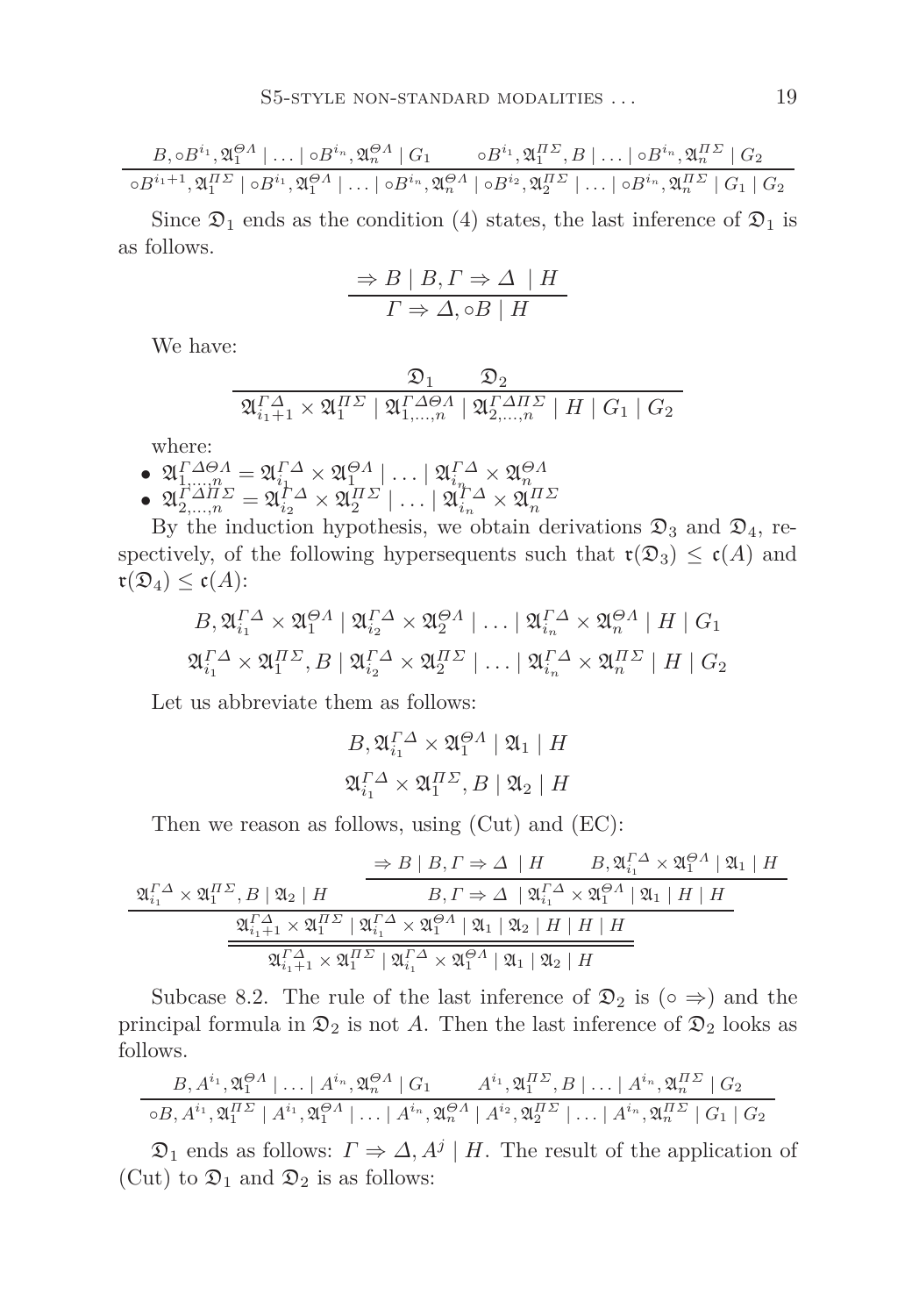$$\frac{B, \circ B^{i_1}, \mathfrak{A}_1^{\Theta\Lambda} \mid \ldots \mid \circ B^{i_n}, \mathfrak{A}_n^{\Theta\Lambda} \mid G_1 \qquad \circ B^{i_1}, \mathfrak{A}_1^{\Pi\Sigma}, B \mid \ldots \mid \circ B^{i_n}, \mathfrak{A}_n^{\Pi\Sigma} \mid G_2}{\circ B^{i_1+1}, \mathfrak{A}_1^{\Pi\Sigma} \mid \circ B^{i_1}, \mathfrak{A}_1^{\Theta\Lambda} \mid \ldots \mid \circ B^{i_n}, \mathfrak{A}_n^{\Theta\Lambda} \mid \circ B^{i_2}, \mathfrak{A}_2^{\Pi\Sigma} \mid \ldots \mid \circ B^{i_n}, \mathfrak{A}_n^{\Pi\Sigma} \mid G_1 \mid G_2}$$

Since $\mathfrak{D}_1$ ends as the condition (4) states, the last inference of $\mathfrak{D}_1$ is as follows.

$$\frac{\Rightarrow B \mid B, \Gamma \Rightarrow \Delta \ \mid H}{\Gamma \Rightarrow \Delta, \circ B \mid H}$$

We have:

$$\frac{\mathfrak{D}_1 \qquad \mathfrak{D}_2}{\mathfrak{A}_{i_1+1}^{\Gamma\Delta} \times \mathfrak{A}_1^{\Pi\Sigma} \mid \mathfrak{A}_{1,\ldots,n}^{\Gamma\Delta\Theta\Lambda} \mid \mathfrak{A}_{2,\ldots,n}^{\Gamma\Delta\Pi\Sigma} \mid H \mid G_1 \mid G_2}$$

where:

- $\mathfrak{A}_{1,\ldots,n}^{\Gamma\Delta\Theta\Lambda} = \mathfrak{A}_{i_1}^{\Gamma\Delta} \times \mathfrak{A}_1^{\Theta\Lambda} \mid \ldots \mid \mathfrak{A}_{i_n}^{\Gamma\Delta} \times \mathfrak{A}_n^{\Theta\Lambda}$
- $\mathfrak{A}_{2,\ldots,n}^{\Gamma\Delta\Pi\Sigma} = \mathfrak{A}_{i_2}^{\Gamma\Delta} \times \mathfrak{A}_2^{\Pi\Sigma} \mid \ldots \mid \mathfrak{A}_{i_n}^{\Gamma\Delta} \times \mathfrak{A}_n^{\Pi\Sigma}$

By the induction hypothesis, we obtain derivations $\mathfrak{D}_3$ and $\mathfrak{D}_4$, respectively, of the following hypersequents such that $\mathfrak{r}(\mathfrak{D}_3) \leq \mathfrak{c}(A)$ and $\mathfrak{r}(\mathfrak{D}_4) \leq \mathfrak{c}(A)$:

$$B, \mathfrak{A}_{i_1}^{\Gamma\Delta} \times \mathfrak{A}_1^{\Theta\Lambda} \mid \mathfrak{A}_{i_2}^{\Gamma\Delta} \times \mathfrak{A}_2^{\Theta\Lambda} \mid \ldots \mid \mathfrak{A}_{i_n}^{\Gamma\Delta} \times \mathfrak{A}_n^{\Theta\Lambda} \mid H \mid G_1$$

$$\mathfrak{A}_{i_1}^{\Gamma\Delta} \times \mathfrak{A}_1^{\Pi\Sigma}, B \mid \mathfrak{A}_{i_2}^{\Gamma\Delta} \times \mathfrak{A}_2^{\Pi\Sigma} \mid \ldots \mid \mathfrak{A}_{i_n}^{\Gamma\Delta} \times \mathfrak{A}_n^{\Pi\Sigma} \mid H \mid G_2$$

Let us abbreviate them as follows:

$$B, \mathfrak{A}_{i_1}^{\Gamma\Delta} \times \mathfrak{A}_1^{\Theta\Lambda} \mid \mathfrak{A}_1 \mid H$$

$$\mathfrak{A}_{i_1}^{\Gamma\Delta} \times \mathfrak{A}_1^{\Pi\Sigma}, B \mid \mathfrak{A}_2 \mid H$$

Then we reason as follows, using (Cut) and (EC):

$$\dfrac{\dfrac{\dfrac{\mathfrak{A}_{i_1}^{\Gamma\Delta} \times \mathfrak{A}_1^{\Pi\Sigma}, B \mid \mathfrak{A}_2 \mid H \qquad \dfrac{\Rightarrow B \mid B, \Gamma \Rightarrow \Delta \ \mid H \qquad B, \mathfrak{A}_{i_1}^{\Gamma\Delta} \times \mathfrak{A}_1^{\Theta\Lambda} \mid \mathfrak{A}_1 \mid H}{B, \Gamma \Rightarrow \Delta \ \mid \mathfrak{A}_{i_1}^{\Gamma\Delta} \times \mathfrak{A}_1^{\Theta\Lambda} \mid \mathfrak{A}_1 \mid H \mid H}}{\mathfrak{A}_{i_1+1}^{\Gamma\Delta} \times \mathfrak{A}_1^{\Pi\Sigma} \mid \mathfrak{A}_{i_1}^{\Gamma\Delta} \times \mathfrak{A}_1^{\Theta\Lambda} \mid \mathfrak{A}_1 \mid \mathfrak{A}_2 \mid H \mid H \mid H}}{}}{\mathfrak{A}_{i_1+1}^{\Gamma\Delta} \times \mathfrak{A}_1^{\Pi\Sigma} \mid \mathfrak{A}_{i_1}^{\Gamma\Delta} \times \mathfrak{A}_1^{\Theta\Lambda} \mid \mathfrak{A}_1 \mid \mathfrak{A}_2 \mid H}$$

Subcase 8.2. The rule of the last inference of $\mathfrak{D}_2$ is $(\circ \Rightarrow)$ and the principal formula in $\mathfrak{D}_2$ is not $A$. Then the last inference of $\mathfrak{D}_2$ looks as follows.

$$\frac{B, A^{i_1}, \mathfrak{A}_1^{\Theta\Lambda} \mid \ldots \mid A^{i_n}, \mathfrak{A}_n^{\Theta\Lambda} \mid G_1 \qquad A^{i_1}, \mathfrak{A}_1^{\Pi\Sigma}, B \mid \ldots \mid A^{i_n}, \mathfrak{A}_n^{\Pi\Sigma} \mid G_2}{\circ B, A^{i_1}, \mathfrak{A}_1^{\Pi\Sigma} \mid A^{i_1}, \mathfrak{A}_1^{\Theta\Lambda} \mid \ldots \mid A^{i_n}, \mathfrak{A}_n^{\Theta\Lambda} \mid A^{i_2}, \mathfrak{A}_2^{\Pi\Sigma} \mid \ldots \mid A^{i_n}, \mathfrak{A}_n^{\Pi\Sigma} \mid G_1 \mid G_2}$$

$\mathfrak{D}_1$ ends as follows: $\Gamma \Rightarrow \Delta, A^j \mid H$. The result of the application of (Cut) to $\mathfrak{D}_1$ and $\mathfrak{D}_2$ is as follows: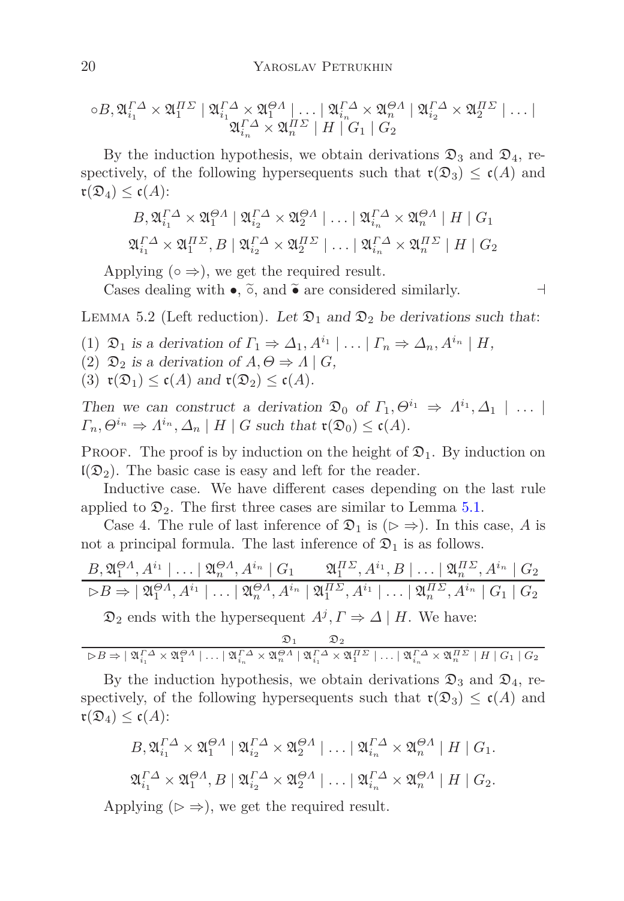$$\circ B, \mathfrak{A}^{\Gamma\Delta}_{i_1} \times \mathfrak{A}^{\Pi\Sigma}_1 \mid \mathfrak{A}^{\Gamma\Delta}_{i_1} \times \mathfrak{A}^{\Theta\Lambda}_1 \mid \ldots \mid \mathfrak{A}^{\Gamma\Delta}_{i_n} \times \mathfrak{A}^{\Theta\Lambda}_n \mid \mathfrak{A}^{\Gamma\Delta}_{i_2} \times \mathfrak{A}^{\Pi\Sigma}_2 \mid \ldots \mid \mathfrak{A}^{\Gamma\Delta}_{i_n} \times \mathfrak{A}^{\Pi\Sigma}_n \mid H \mid G_1 \mid G_2$$

By the induction hypothesis, we obtain derivations $\mathfrak{D}_3$ and $\mathfrak{D}_4$, respectively, of the following hypersequents such that $\mathfrak{r}(\mathfrak{D}_3) \leq \mathfrak{c}(A)$ and $\mathfrak{r}(\mathfrak{D}_4) \leq \mathfrak{c}(A)$:

$$B, \mathfrak{A}^{\Gamma\Delta}_{i_1} \times \mathfrak{A}^{\Theta\Lambda}_1 \mid \mathfrak{A}^{\Gamma\Delta}_{i_2} \times \mathfrak{A}^{\Theta\Lambda}_2 \mid \ldots \mid \mathfrak{A}^{\Gamma\Delta}_{i_n} \times \mathfrak{A}^{\Theta\Lambda}_n \mid H \mid G_1$$

$$\mathfrak{A}^{\Gamma\Delta}_{i_1} \times \mathfrak{A}^{\Pi\Sigma}_1, B \mid \mathfrak{A}^{\Gamma\Delta}_{i_2} \times \mathfrak{A}^{\Pi\Sigma}_2 \mid \ldots \mid \mathfrak{A}^{\Gamma\Delta}_{i_n} \times \mathfrak{A}^{\Pi\Sigma}_n \mid H \mid G_2$$

Applying $(\circ \Rightarrow)$, we get the required result.

Cases dealing with $\bullet$, $\widetilde{\circ}$, and $\widetilde{\bullet}$ are considered similarly. $\dashv$

Lemma 5.2 (Left reduction). *Let $\mathfrak{D}_1$ and $\mathfrak{D}_2$ be derivations such that*:

1. *$\mathfrak{D}_1$ is a derivation of $\Gamma_1 \Rightarrow \Delta_1, A^{i_1} \mid \ldots \mid \Gamma_n \Rightarrow \Delta_n, A^{i_n} \mid H$,*
2. *$\mathfrak{D}_2$ is a derivation of $A, \Theta \Rightarrow \Lambda \mid G$,*
3. *$\mathfrak{r}(\mathfrak{D}_1) \leq \mathfrak{c}(A)$ and $\mathfrak{r}(\mathfrak{D}_2) \leq \mathfrak{c}(A)$.*

*Then we can construct a derivation $\mathfrak{D}_0$ of $\Gamma_1, \Theta^{i_1} \Rightarrow \Lambda^{i_1}, \Delta_1 \mid \ldots \mid \Gamma_n, \Theta^{i_n} \Rightarrow \Lambda^{i_n}, \Delta_n \mid H \mid G$ such that $\mathfrak{r}(\mathfrak{D}_0) \leq \mathfrak{c}(A)$.*

Proof. The proof is by induction on the height of $\mathfrak{D}_1$. By induction on $\mathfrak{l}(\mathfrak{D}_2)$. The basic case is easy and left for the reader.

Inductive case. We have different cases depending on the last rule applied to $\mathfrak{D}_2$. The first three cases are similar to Lemma 5.1.

Case 4. The rule of last inference of $\mathfrak{D}_1$ is $(\rhd \Rightarrow)$. In this case, $A$ is not a principal formula. The last inference of $\mathfrak{D}_1$ is as follows.

$$\frac{B, \mathfrak{A}^{\Theta\Lambda}_1, A^{i_1} \mid \ldots \mid \mathfrak{A}^{\Theta\Lambda}_n, A^{i_n} \mid G_1 \qquad \mathfrak{A}^{\Pi\Sigma}_1, A^{i_1}, B \mid \ldots \mid \mathfrak{A}^{\Pi\Sigma}_n, A^{i_n} \mid G_2}{\rhd B \Rightarrow \mid \mathfrak{A}^{\Theta\Lambda}_1, A^{i_1} \mid \ldots \mid \mathfrak{A}^{\Theta\Lambda}_n, A^{i_n} \mid \mathfrak{A}^{\Pi\Sigma}_1, A^{i_1} \mid \ldots \mid \mathfrak{A}^{\Pi\Sigma}_n, A^{i_n} \mid G_1 \mid G_2}$$

$\mathfrak{D}_2$ ends with the hypersequent $A^j, \Gamma \Rightarrow \Delta \mid H$. We have:

$$\frac{\mathfrak{D}_1 \qquad \mathfrak{D}_2}{\rhd B \Rightarrow \mid \mathfrak{A}^{\Gamma\Delta}_{i_1} \times \mathfrak{A}^{\Theta\Lambda}_1 \mid \ldots \mid \mathfrak{A}^{\Gamma\Delta}_{i_n} \times \mathfrak{A}^{\Theta\Lambda}_n \mid \mathfrak{A}^{\Gamma\Delta}_{i_1} \times \mathfrak{A}^{\Pi\Sigma}_1 \mid \ldots \mid \mathfrak{A}^{\Gamma\Delta}_{i_n} \times \mathfrak{A}^{\Pi\Sigma}_n \mid H \mid G_1 \mid G_2}$$

By the induction hypothesis, we obtain derivations $\mathfrak{D}_3$ and $\mathfrak{D}_4$, respectively, of the following hypersequents such that $\mathfrak{r}(\mathfrak{D}_3) \leq \mathfrak{c}(A)$ and $\mathfrak{r}(\mathfrak{D}_4) \leq \mathfrak{c}(A)$:

$$B, \mathfrak{A}^{\Gamma\Delta}_{i_1} \times \mathfrak{A}^{\Theta\Lambda}_1 \mid \mathfrak{A}^{\Gamma\Delta}_{i_2} \times \mathfrak{A}^{\Theta\Lambda}_2 \mid \ldots \mid \mathfrak{A}^{\Gamma\Delta}_{i_n} \times \mathfrak{A}^{\Theta\Lambda}_n \mid H \mid G_1.$$

$$\mathfrak{A}^{\Gamma\Delta}_{i_1} \times \mathfrak{A}^{\Theta\Lambda}_1, B \mid \mathfrak{A}^{\Gamma\Delta}_{i_2} \times \mathfrak{A}^{\Theta\Lambda}_2 \mid \ldots \mid \mathfrak{A}^{\Gamma\Delta}_{i_n} \times \mathfrak{A}^{\Theta\Lambda}_n \mid H \mid G_2.$$

Applying $(\rhd \Rightarrow)$, we get the required result.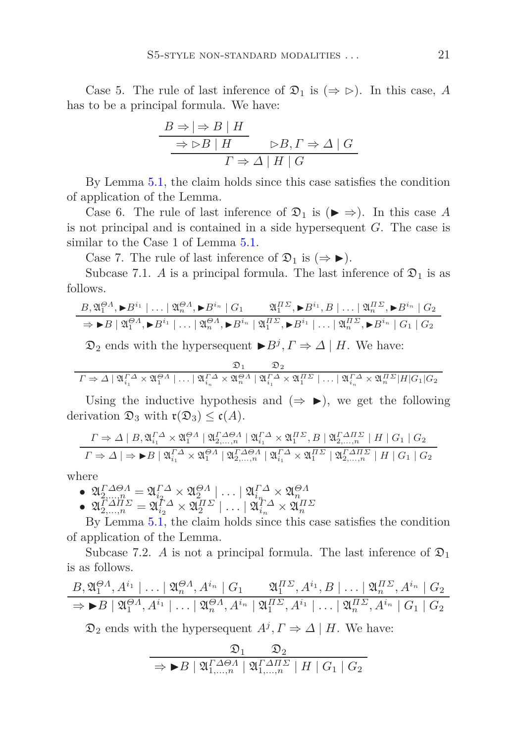Case 5. The rule of last inference of $\mathfrak{D}_1$ is $(\Rightarrow \triangleright)$. In this case, $A$ has to be a principal formula. We have:

$$\dfrac{\dfrac{B \Rightarrow \mid \Rightarrow B \mid H}{\Rightarrow \triangleright B \mid H} \qquad \triangleright B, \Gamma \Rightarrow \Delta \mid G}{\Gamma \Rightarrow \Delta \mid H \mid G}$$

By Lemma 5.1, the claim holds since this case satisfies the condition of application of the Lemma.

Case 6. The rule of last inference of $\mathfrak{D}_1$ is $(\blacktriangleright \Rightarrow)$. In this case $A$ is not principal and is contained in a side hypersequent $G$. The case is similar to the Case 1 of Lemma 5.1.

Case 7. The rule of last inference of $\mathfrak{D}_1$ is $(\Rightarrow \blacktriangleright)$.

Subcase 7.1. $A$ is a principal formula. The last inference of $\mathfrak{D}_1$ is as follows.

$$\dfrac{B, \mathfrak{A}_1^{\Theta\Lambda}, \blacktriangleright B^{i_1} \mid \ldots \mid \mathfrak{A}_n^{\Theta\Lambda}, \blacktriangleright B^{i_n} \mid G_1 \qquad \mathfrak{A}_1^{\Pi\Sigma}, \blacktriangleright B^{i_1}, B \mid \ldots \mid \mathfrak{A}_n^{\Pi\Sigma}, \blacktriangleright B^{i_n} \mid G_2}{\Rightarrow \blacktriangleright B \mid \mathfrak{A}_1^{\Theta\Lambda}, \blacktriangleright B^{i_1} \mid \ldots \mid \mathfrak{A}_n^{\Theta\Lambda}, \blacktriangleright B^{i_n} \mid \mathfrak{A}_1^{\Pi\Sigma}, \blacktriangleright B^{i_1} \mid \ldots \mid \mathfrak{A}_n^{\Pi\Sigma}, \blacktriangleright B^{i_n} \mid G_1 \mid G_2}$$

$\mathfrak{D}_2$ ends with the hypersequent $\blacktriangleright B^j, \Gamma \Rightarrow \Delta \mid H$. We have:

$$\dfrac{\mathfrak{D}_1 \qquad \mathfrak{D}_2}{\Gamma \Rightarrow \Delta \mid \mathfrak{A}_{i_1}^{\Gamma\Delta} \times \mathfrak{A}_1^{\Theta\Lambda} \mid \ldots \mid \mathfrak{A}_{i_n}^{\Gamma\Delta} \times \mathfrak{A}_n^{\Theta\Lambda} \mid \mathfrak{A}_{i_1}^{\Gamma\Delta} \times \mathfrak{A}_1^{\Pi\Sigma} \mid \ldots \mid \mathfrak{A}_{i_n}^{\Gamma\Delta} \times \mathfrak{A}_n^{\Pi\Sigma} \mid H \mid G_1 \mid G_2}$$

Using the inductive hypothesis and $(\Rightarrow \blacktriangleright)$, we get the following derivation $\mathfrak{D}_3$ with $\mathfrak{r}(\mathfrak{D}_3) \leq \mathfrak{c}(A)$.

$$\dfrac{\Gamma \Rightarrow \Delta \mid B, \mathfrak{A}_{i_1}^{\Gamma\Delta} \times \mathfrak{A}_1^{\Theta\Lambda} \mid \mathfrak{A}_{2,\ldots,n}^{\Gamma\Delta\Theta\Lambda} \mid \mathfrak{A}_{i_1}^{\Gamma\Delta} \times \mathfrak{A}_1^{\Pi\Sigma}, B \mid \mathfrak{A}_{2,\ldots,n}^{\Gamma\Delta\Pi\Sigma} \mid H \mid G_1 \mid G_2}{\Gamma \Rightarrow \Delta \mid \Rightarrow \blacktriangleright B \mid \mathfrak{A}_{i_1}^{\Gamma\Delta} \times \mathfrak{A}_1^{\Theta\Lambda} \mid \mathfrak{A}_{2,\ldots,n}^{\Gamma\Delta\Theta\Lambda} \mid \mathfrak{A}_{i_1}^{\Gamma\Delta} \times \mathfrak{A}_1^{\Pi\Sigma} \mid \mathfrak{A}_{2,\ldots,n}^{\Gamma\Delta\Pi\Sigma} \mid H \mid G_1 \mid G_2}$$

where

- $\mathfrak{A}_{2,\ldots,n}^{\Gamma\Delta\Theta\Lambda} = \mathfrak{A}_{i_2}^{\Gamma\Delta} \times \mathfrak{A}_2^{\Theta\Lambda} \mid \ldots \mid \mathfrak{A}_{i_n}^{\Gamma\Delta} \times \mathfrak{A}_n^{\Theta\Lambda}$
- $\mathfrak{A}_{2,\ldots,n}^{\Gamma\Delta\Pi\Sigma} = \mathfrak{A}_{i_2}^{\Gamma\Delta} \times \mathfrak{A}_2^{\Pi\Sigma} \mid \ldots \mid \mathfrak{A}_{i_n}^{\Gamma\Delta} \times \mathfrak{A}_n^{\Pi\Sigma}$

By Lemma 5.1, the claim holds since this case satisfies the condition of application of the Lemma.

Subcase 7.2. $A$ is not a principal formula. The last inference of $\mathfrak{D}_1$ is as follows.

$$\dfrac{B, \mathfrak{A}_1^{\Theta\Lambda}, A^{i_1} \mid \ldots \mid \mathfrak{A}_n^{\Theta\Lambda}, A^{i_n} \mid G_1 \qquad \mathfrak{A}_1^{\Pi\Sigma}, A^{i_1}, B \mid \ldots \mid \mathfrak{A}_n^{\Pi\Sigma}, A^{i_n} \mid G_2}{\Rightarrow \blacktriangleright B \mid \mathfrak{A}_1^{\Theta\Lambda}, A^{i_1} \mid \ldots \mid \mathfrak{A}_n^{\Theta\Lambda}, A^{i_n} \mid \mathfrak{A}_1^{\Pi\Sigma}, A^{i_1} \mid \ldots \mid \mathfrak{A}_n^{\Pi\Sigma}, A^{i_n} \mid G_1 \mid G_2}$$

$\mathfrak{D}_2$ ends with the hypersequent $A^j, \Gamma \Rightarrow \Delta \mid H$. We have:

$$\dfrac{\mathfrak{D}_1 \qquad \mathfrak{D}_2}{\Rightarrow \blacktriangleright B \mid \mathfrak{A}_{1,\ldots,n}^{\Gamma\Delta\Theta\Lambda} \mid \mathfrak{A}_{1,\ldots,n}^{\Gamma\Delta\Pi\Sigma} \mid H \mid G_1 \mid G_2}$$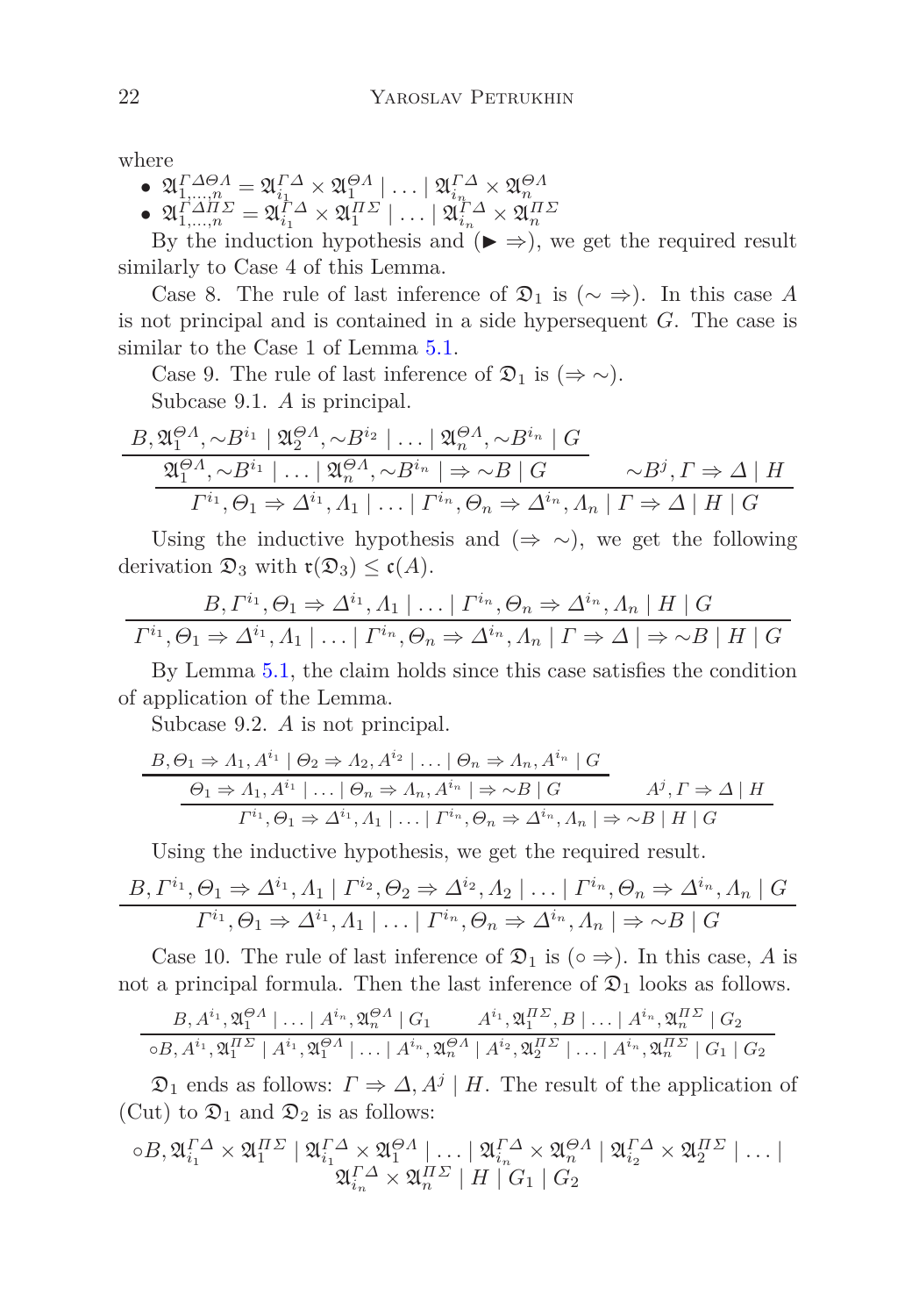where

- $\mathfrak{A}^{\Gamma\Delta\Theta\Lambda}_{1,\dots,n} = \mathfrak{A}^{\Gamma\Delta}_{i_1} \times \mathfrak{A}^{\Theta\Lambda}_1 \mid \dots \mid \mathfrak{A}^{\Gamma\Delta}_{i_n} \times \mathfrak{A}^{\Theta\Lambda}_n$
- $\mathfrak{A}^{\Gamma\Delta\Pi\Sigma}_{1,\dots,n} = \mathfrak{A}^{\Gamma\Delta}_{i_1} \times \mathfrak{A}^{\Pi\Sigma}_1 \mid \dots \mid \mathfrak{A}^{\Gamma\Delta}_{i_n} \times \mathfrak{A}^{\Pi\Sigma}_n$

By the induction hypothesis and ($\blacktriangleright \Rightarrow$), we get the required result similarly to Case 4 of this Lemma.

Case 8. The rule of last inference of $\mathfrak{D}_1$ is ($\sim \Rightarrow$). In this case $A$ is not principal and is contained in a side hypersequent $G$. The case is similar to the Case 1 of Lemma 5.1.

Case 9. The rule of last inference of $\mathfrak{D}_1$ is ($\Rightarrow \sim$).

Subcase 9.1. $A$ is principal.

$$\dfrac{\dfrac{B, \mathfrak{A}^{\Theta\Lambda}_1, {\sim}B^{i_1} \mid \mathfrak{A}^{\Theta\Lambda}_2, {\sim}B^{i_2} \mid \dots \mid \mathfrak{A}^{\Theta\Lambda}_n, {\sim}B^{i_n} \mid G}{\mathfrak{A}^{\Theta\Lambda}_1, {\sim}B^{i_1} \mid \dots \mid \mathfrak{A}^{\Theta\Lambda}_n, {\sim}B^{i_n} \mid \Rightarrow {\sim}B \mid G} \qquad {\sim}B^j, \Gamma \Rightarrow \Delta \mid H}{\Gamma^{i_1}, \Theta_1 \Rightarrow \Delta^{i_1}, \Lambda_1 \mid \dots \mid \Gamma^{i_n}, \Theta_n \Rightarrow \Delta^{i_n}, \Lambda_n \mid \Gamma \Rightarrow \Delta \mid H \mid G}$$

Using the inductive hypothesis and ($\Rightarrow \sim$), we get the following derivation $\mathfrak{D}_3$ with $\mathfrak{r}(\mathfrak{D}_3) \leq \mathfrak{c}(A)$.

$$\dfrac{B, \Gamma^{i_1}, \Theta_1 \Rightarrow \Delta^{i_1}, \Lambda_1 \mid \dots \mid \Gamma^{i_n}, \Theta_n \Rightarrow \Delta^{i_n}, \Lambda_n \mid H \mid G}{\Gamma^{i_1}, \Theta_1 \Rightarrow \Delta^{i_1}, \Lambda_1 \mid \dots \mid \Gamma^{i_n}, \Theta_n \Rightarrow \Delta^{i_n}, \Lambda_n \mid \Gamma \Rightarrow \Delta \mid \Rightarrow {\sim}B \mid H \mid G}$$

By Lemma 5.1, the claim holds since this case satisfies the condition of application of the Lemma.

Subcase 9.2. $A$ is not principal.

$$\dfrac{\dfrac{B, \Theta_1 \Rightarrow \Lambda_1, A^{i_1} \mid \Theta_2 \Rightarrow \Lambda_2, A^{i_2} \mid \dots \mid \Theta_n \Rightarrow \Lambda_n, A^{i_n} \mid G}{\Theta_1 \Rightarrow \Lambda_1, A^{i_1} \mid \dots \mid \Theta_n \Rightarrow \Lambda_n, A^{i_n} \mid \Rightarrow {\sim}B \mid G} \qquad A^j, \Gamma \Rightarrow \Delta \mid H}{\Gamma^{i_1}, \Theta_1 \Rightarrow \Delta^{i_1}, \Lambda_1 \mid \dots \mid \Gamma^{i_n}, \Theta_n \Rightarrow \Delta^{i_n}, \Lambda_n \mid \Rightarrow {\sim}B \mid H \mid G}$$

Using the inductive hypothesis, we get the required result.

$$\dfrac{B, \Gamma^{i_1}, \Theta_1 \Rightarrow \Delta^{i_1}, \Lambda_1 \mid \Gamma^{i_2}, \Theta_2 \Rightarrow \Delta^{i_2}, \Lambda_2 \mid \dots \mid \Gamma^{i_n}, \Theta_n \Rightarrow \Delta^{i_n}, \Lambda_n \mid G}{\Gamma^{i_1}, \Theta_1 \Rightarrow \Delta^{i_1}, \Lambda_1 \mid \dots \mid \Gamma^{i_n}, \Theta_n \Rightarrow \Delta^{i_n}, \Lambda_n \mid \Rightarrow {\sim}B \mid G}$$

Case 10. The rule of last inference of $\mathfrak{D}_1$ is ($\circ \Rightarrow$). In this case, $A$ is not a principal formula. Then the last inference of $\mathfrak{D}_1$ looks as follows.

$$\dfrac{B, A^{i_1}, \mathfrak{A}^{\Theta\Lambda}_1 \mid \dots \mid A^{i_n}, \mathfrak{A}^{\Theta\Lambda}_n \mid G_1 \qquad A^{i_1}, \mathfrak{A}^{\Pi\Sigma}_1, B \mid \dots \mid A^{i_n}, \mathfrak{A}^{\Pi\Sigma}_n \mid G_2}{\circ B, A^{i_1}, \mathfrak{A}^{\Pi\Sigma}_1 \mid A^{i_1}, \mathfrak{A}^{\Theta\Lambda}_1 \mid \dots \mid A^{i_n}, \mathfrak{A}^{\Theta\Lambda}_n \mid A^{i_2}, \mathfrak{A}^{\Pi\Sigma}_2 \mid \dots \mid A^{i_n}, \mathfrak{A}^{\Pi\Sigma}_n \mid G_1 \mid G_2}$$

$\mathfrak{D}_1$ ends as follows: $\Gamma \Rightarrow \Delta, A^j \mid H$. The result of the application of (Cut) to $\mathfrak{D}_1$ and $\mathfrak{D}_2$ is as follows:

$$\circ B, \mathfrak{A}^{\Gamma\Delta}_{i_1} \times \mathfrak{A}^{\Pi\Sigma}_1 \mid \mathfrak{A}^{\Gamma\Delta}_{i_1} \times \mathfrak{A}^{\Theta\Lambda}_1 \mid \dots \mid \mathfrak{A}^{\Gamma\Delta}_{i_n} \times \mathfrak{A}^{\Theta\Lambda}_n \mid \mathfrak{A}^{\Gamma\Delta}_{i_2} \times \mathfrak{A}^{\Pi\Sigma}_2 \mid \dots \mid \mathfrak{A}^{\Gamma\Delta}_{i_n} \times \mathfrak{A}^{\Pi\Sigma}_n \mid H \mid G_1 \mid G_2$$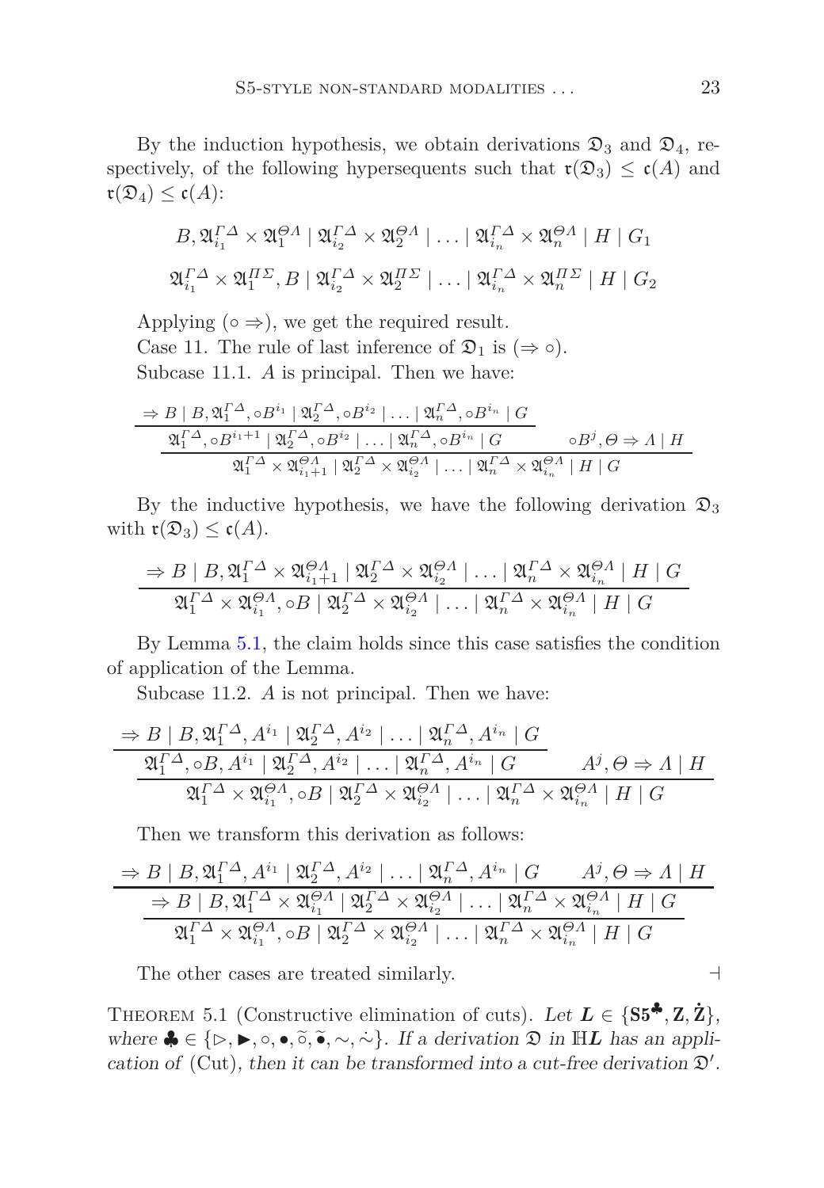By the induction hypothesis, we obtain derivations $\mathfrak{D}_3$ and $\mathfrak{D}_4$, respectively, of the following hypersequents such that $\mathfrak{r}(\mathfrak{D}_3) \leq \mathfrak{c}(A)$ and $\mathfrak{r}(\mathfrak{D}_4) \leq \mathfrak{c}(A)$:

$$B, \mathfrak{A}^{\Gamma\Delta}_{i_1} \times \mathfrak{A}^{\Theta\Lambda}_1 \mid \mathfrak{A}^{\Gamma\Delta}_{i_2} \times \mathfrak{A}^{\Theta\Lambda}_2 \mid \ldots \mid \mathfrak{A}^{\Gamma\Delta}_{i_n} \times \mathfrak{A}^{\Theta\Lambda}_n \mid H \mid G_1$$

$$\mathfrak{A}^{\Gamma\Delta}_{i_1} \times \mathfrak{A}^{\Pi\Sigma}_1, B \mid \mathfrak{A}^{\Gamma\Delta}_{i_2} \times \mathfrak{A}^{\Pi\Sigma}_2 \mid \ldots \mid \mathfrak{A}^{\Gamma\Delta}_{i_n} \times \mathfrak{A}^{\Pi\Sigma}_n \mid H \mid G_2$$

Applying $(\circ \Rightarrow)$, we get the required result.

Case 11. The rule of last inference of $\mathfrak{D}_1$ is $(\Rightarrow \circ)$.

Subcase 11.1. $A$ is principal. Then we have:

$$\cfrac{\cfrac{\Rightarrow B \mid B, \mathfrak{A}^{\Gamma\Delta}_1, \circ B^{i_1} \mid \mathfrak{A}^{\Gamma\Delta}_2, \circ B^{i_2} \mid \ldots \mid \mathfrak{A}^{\Gamma\Delta}_n, \circ B^{i_n} \mid G}{\mathfrak{A}^{\Gamma\Delta}_1, \circ B^{i_1+1} \mid \mathfrak{A}^{\Gamma\Delta}_2, \circ B^{i_2} \mid \ldots \mid \mathfrak{A}^{\Gamma\Delta}_n, \circ B^{i_n} \mid G} \qquad \circ B^j, \Theta \Rightarrow \Lambda \mid H}{\mathfrak{A}^{\Gamma\Delta}_1 \times \mathfrak{A}^{\Theta\Lambda}_{i_1+1} \mid \mathfrak{A}^{\Gamma\Delta}_2 \times \mathfrak{A}^{\Theta\Lambda}_{i_2} \mid \ldots \mid \mathfrak{A}^{\Gamma\Delta}_n \times \mathfrak{A}^{\Theta\Lambda}_{i_n} \mid H \mid G}$$

By the inductive hypothesis, we have the following derivation $\mathfrak{D}_3$ with $\mathfrak{r}(\mathfrak{D}_3) \leq \mathfrak{c}(A)$.

$$\cfrac{\Rightarrow B \mid B, \mathfrak{A}^{\Gamma\Delta}_1 \times \mathfrak{A}^{\Theta\Lambda}_{i_1+1} \mid \mathfrak{A}^{\Gamma\Delta}_2 \times \mathfrak{A}^{\Theta\Lambda}_{i_2} \mid \ldots \mid \mathfrak{A}^{\Gamma\Delta}_n \times \mathfrak{A}^{\Theta\Lambda}_{i_n} \mid H \mid G}{\mathfrak{A}^{\Gamma\Delta}_1 \times \mathfrak{A}^{\Theta\Lambda}_{i_1}, \circ B \mid \mathfrak{A}^{\Gamma\Delta}_2 \times \mathfrak{A}^{\Theta\Lambda}_{i_2} \mid \ldots \mid \mathfrak{A}^{\Gamma\Delta}_n \times \mathfrak{A}^{\Theta\Lambda}_{i_n} \mid H \mid G}$$

By Lemma 5.1, the claim holds since this case satisfies the condition of application of the Lemma.

Subcase 11.2. $A$ is not principal. Then we have:

$$\cfrac{\cfrac{\Rightarrow B \mid B, \mathfrak{A}^{\Gamma\Delta}_1, A^{i_1} \mid \mathfrak{A}^{\Gamma\Delta}_2, A^{i_2} \mid \ldots \mid \mathfrak{A}^{\Gamma\Delta}_n, A^{i_n} \mid G}{\mathfrak{A}^{\Gamma\Delta}_1, \circ B, A^{i_1} \mid \mathfrak{A}^{\Gamma\Delta}_2, A^{i_2} \mid \ldots \mid \mathfrak{A}^{\Gamma\Delta}_n, A^{i_n} \mid G} \qquad A^j, \Theta \Rightarrow \Lambda \mid H}{\mathfrak{A}^{\Gamma\Delta}_1 \times \mathfrak{A}^{\Theta\Lambda}_{i_1}, \circ B \mid \mathfrak{A}^{\Gamma\Delta}_2 \times \mathfrak{A}^{\Theta\Lambda}_{i_2} \mid \ldots \mid \mathfrak{A}^{\Gamma\Delta}_n \times \mathfrak{A}^{\Theta\Lambda}_{i_n} \mid H \mid G}$$

Then we transform this derivation as follows:

$$\cfrac{\cfrac{\Rightarrow B \mid B, \mathfrak{A}^{\Gamma\Delta}_1, A^{i_1} \mid \mathfrak{A}^{\Gamma\Delta}_2, A^{i_2} \mid \ldots \mid \mathfrak{A}^{\Gamma\Delta}_n, A^{i_n} \mid G \qquad A^j, \Theta \Rightarrow \Lambda \mid H}{\Rightarrow B \mid B, \mathfrak{A}^{\Gamma\Delta}_1 \times \mathfrak{A}^{\Theta\Lambda}_{i_1} \mid \mathfrak{A}^{\Gamma\Delta}_2 \times \mathfrak{A}^{\Theta\Lambda}_{i_2} \mid \ldots \mid \mathfrak{A}^{\Gamma\Delta}_n \times \mathfrak{A}^{\Theta\Lambda}_{i_n} \mid H \mid G}}{\mathfrak{A}^{\Gamma\Delta}_1 \times \mathfrak{A}^{\Theta\Lambda}_{i_1}, \circ B \mid \mathfrak{A}^{\Gamma\Delta}_2 \times \mathfrak{A}^{\Theta\Lambda}_{i_2} \mid \ldots \mid \mathfrak{A}^{\Gamma\Delta}_n \times \mathfrak{A}^{\Theta\Lambda}_{i_n} \mid H \mid G}$$

The other cases are treated similarly. $\dashv$

Theorem 5.1 (Constructive elimination of cuts). *Let $\boldsymbol{L} \in \{\mathbf{S5}^{\clubsuit}, \mathbf{Z}, \dot{\mathbf{Z}}\}$, where $\clubsuit \in \{\rhd, \blacktriangleright, \circ, \bullet, \widetilde{\circ}, \widetilde{\bullet}, \sim, \dot{\sim}\}$. If a derivation $\mathfrak{D}$ in $\mathbb{H}\boldsymbol{L}$ has an application of* (Cut)*, then it can be transformed into a cut-free derivation $\mathfrak{D}'$.*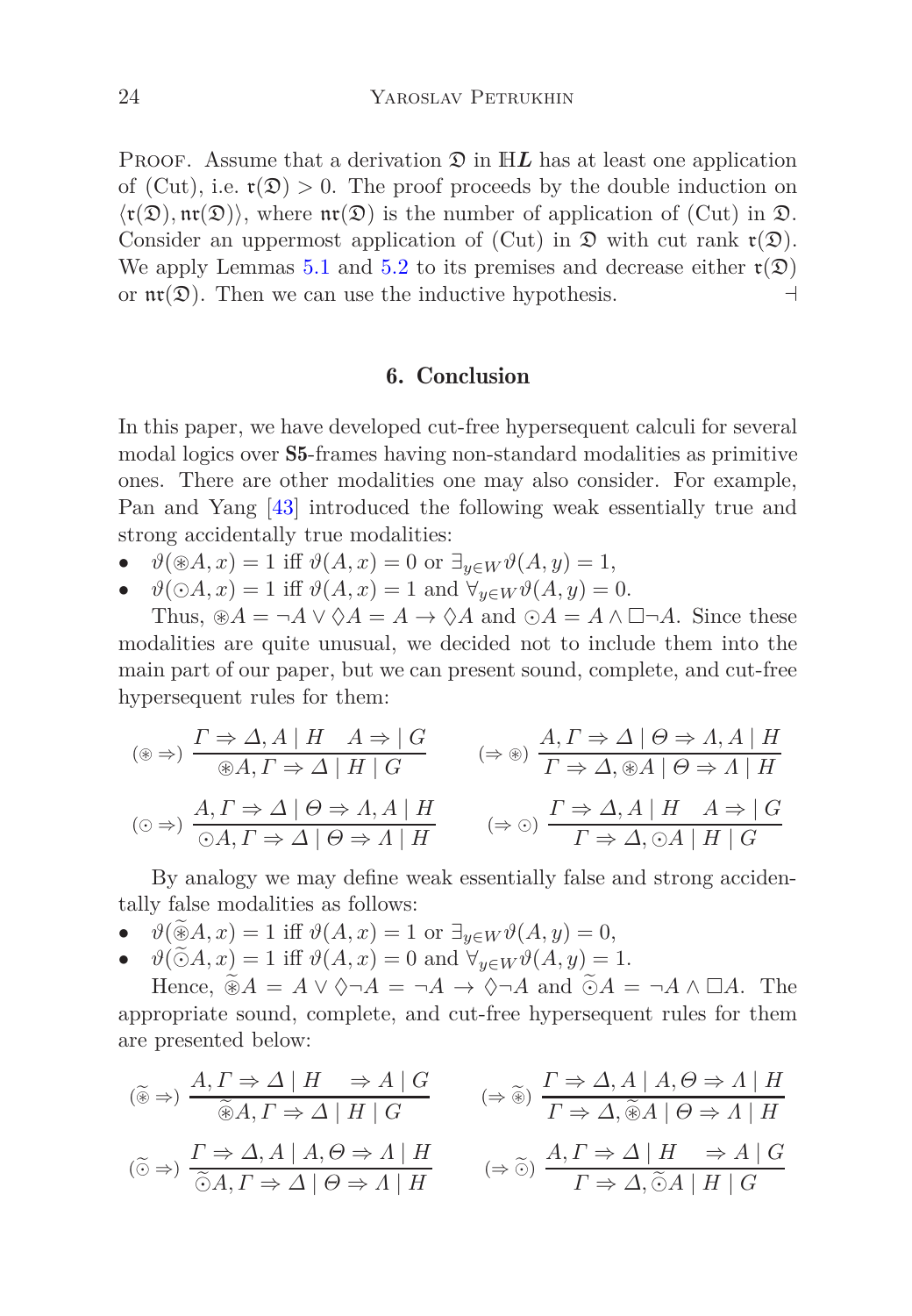PROOF. Assume that a derivation $\mathfrak{D}$ in $\mathbb{H}\boldsymbol{L}$ has at least one application of (Cut), i.e. $\mathfrak{r}(\mathfrak{D}) > 0$. The proof proceeds by the double induction on $\langle \mathfrak{r}(\mathfrak{D}), \mathfrak{nr}(\mathfrak{D})\rangle$, where $\mathfrak{nr}(\mathfrak{D})$ is the number of application of (Cut) in $\mathfrak{D}$. Consider an uppermost application of (Cut) in $\mathfrak{D}$ with cut rank $\mathfrak{r}(\mathfrak{D})$. We apply Lemmas 5.1 and 5.2 to its premises and decrease either $\mathfrak{r}(\mathfrak{D})$ or $\mathfrak{nr}(\mathfrak{D})$. Then we can use the inductive hypothesis. ⊣

## 6. Conclusion

In this paper, we have developed cut-free hypersequent calculi for several modal logics over **S5**-frames having non-standard modalities as primitive ones. There are other modalities one may also consider. For example, Pan and Yang [43] introduced the following weak essentially true and strong accidentally true modalities:

- $\vartheta(\circledast A, x) = 1$ iff $\vartheta(A, x) = 0$ or $\exists_{y \in W} \vartheta(A, y) = 1$,
- $\vartheta(\odot A, x) = 1$ iff $\vartheta(A, x) = 1$ and $\forall_{y \in W} \vartheta(A, y) = 0$.

Thus, $\circledast A = \neg A \vee \Diamond A = A \to \Diamond A$ and $\odot A = A \wedge \Box \neg A$. Since these modalities are quite unusual, we decided not to include them into the main part of our paper, but we can present sound, complete, and cut-free hypersequent rules for them:

$$(\circledast \Rightarrow)\ \frac{\Gamma \Rightarrow \Delta, A \mid H \quad A \Rightarrow \mid G}{\circledast A, \Gamma \Rightarrow \Delta \mid H \mid G} \qquad (\Rightarrow \circledast)\ \frac{A, \Gamma \Rightarrow \Delta \mid \Theta \Rightarrow \Lambda, A \mid H}{\Gamma \Rightarrow \Delta, \circledast A \mid \Theta \Rightarrow \Lambda \mid H}$$

$$(\odot \Rightarrow)\ \frac{A, \Gamma \Rightarrow \Delta \mid \Theta \Rightarrow \Lambda, A \mid H}{\odot A, \Gamma \Rightarrow \Delta \mid \Theta \Rightarrow \Lambda \mid H} \qquad (\Rightarrow \odot)\ \frac{\Gamma \Rightarrow \Delta, A \mid H \quad A \Rightarrow \mid G}{\Gamma \Rightarrow \Delta, \odot A \mid H \mid G}$$

By analogy we may define weak essentially false and strong accidentally false modalities as follows:

- $\vartheta(\widetilde{\circledast} A, x) = 1$ iff $\vartheta(A, x) = 1$ or $\exists_{y \in W} \vartheta(A, y) = 0$,
- $\vartheta(\widetilde{\odot} A, x) = 1$ iff $\vartheta(A, x) = 0$ and $\forall_{y \in W} \vartheta(A, y) = 1$.

Hence, $\widetilde{\circledast} A = A \vee \Diamond \neg A = \neg A \to \Diamond \neg A$ and $\widetilde{\odot} A = \neg A \wedge \Box A$. The appropriate sound, complete, and cut-free hypersequent rules for them are presented below:

$$(\widetilde{\circledast} \Rightarrow)\ \frac{A, \Gamma \Rightarrow \Delta \mid H \quad \Rightarrow A \mid G}{\widetilde{\circledast} A, \Gamma \Rightarrow \Delta \mid H \mid G} \qquad (\Rightarrow \widetilde{\circledast})\ \frac{\Gamma \Rightarrow \Delta, A \mid A, \Theta \Rightarrow \Lambda \mid H}{\Gamma \Rightarrow \Delta, \widetilde{\circledast} A \mid \Theta \Rightarrow \Lambda \mid H}$$

$$(\widetilde{\odot} \Rightarrow)\ \frac{\Gamma \Rightarrow \Delta, A \mid A, \Theta \Rightarrow \Lambda \mid H}{\widetilde{\odot} A, \Gamma \Rightarrow \Delta \mid \Theta \Rightarrow \Lambda \mid H} \qquad (\Rightarrow \widetilde{\odot})\ \frac{A, \Gamma \Rightarrow \Delta \mid H \quad \Rightarrow A \mid G}{\Gamma \Rightarrow \Delta, \widetilde{\odot} A \mid H \mid G}$$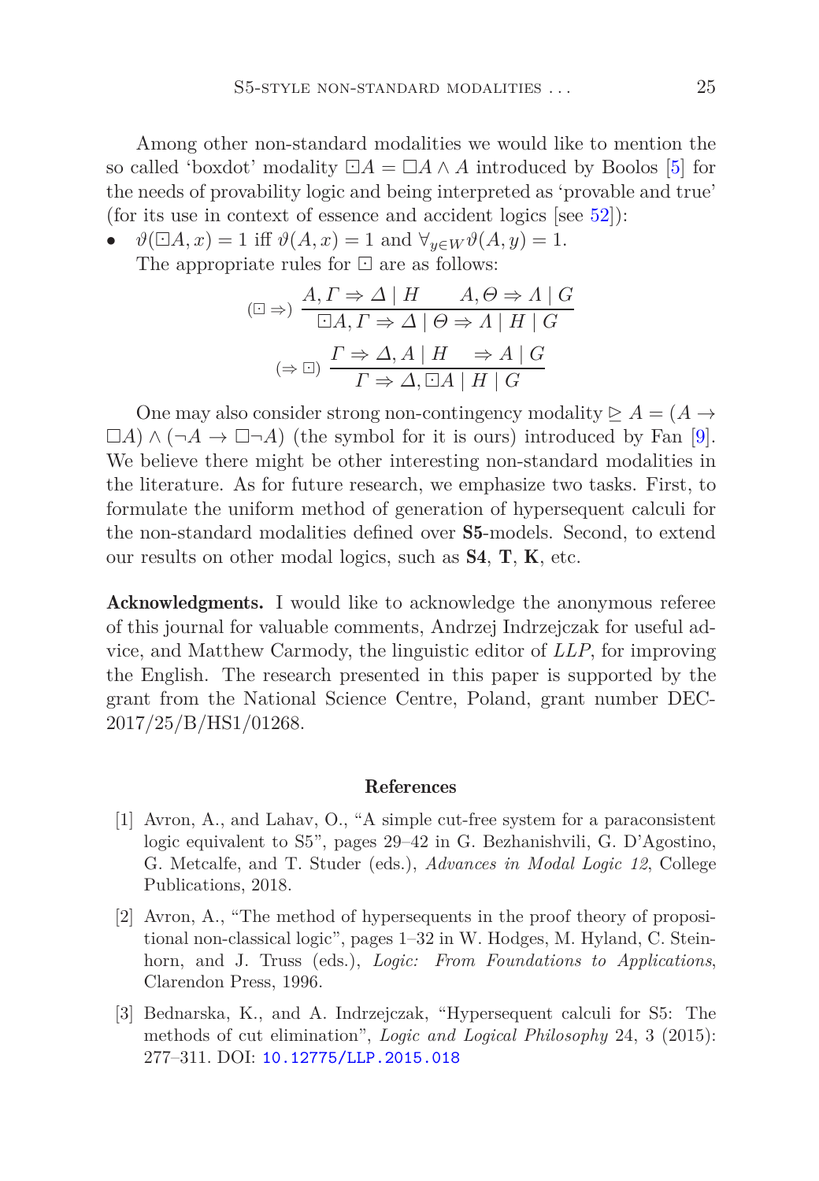Among other non-standard modalities we would like to mention the so called 'boxdot' modality $\boxdot A = \Box A \wedge A$ introduced by Boolos [5] for the needs of provability logic and being interpreted as 'provable and true' (for its use in context of essence and accident logics [see 52]):

- $\vartheta(\boxdot A, x) = 1$ iff $\vartheta(A, x) = 1$ and $\forall_{y \in W} \vartheta(A, y) = 1$.

  The appropriate rules for $\boxdot$ are as follows:

$$(\boxdot \Rightarrow)\ \frac{A, \Gamma \Rightarrow \Delta \mid H \qquad A, \Theta \Rightarrow \Lambda \mid G}{\boxdot A, \Gamma \Rightarrow \Delta \mid \Theta \Rightarrow \Lambda \mid H \mid G}$$

$$(\Rightarrow \boxdot)\ \frac{\Gamma \Rightarrow \Delta, A \mid H \qquad \Rightarrow A \mid G}{\Gamma \Rightarrow \Delta, \boxdot A \mid H \mid G}$$

One may also consider strong non-contingency modality $\trianglerighteq A = (A \rightarrow \Box A) \wedge (\neg A \rightarrow \Box \neg A)$ (the symbol for it is ours) introduced by Fan [9]. We believe there might be other interesting non-standard modalities in the literature. As for future research, we emphasize two tasks. First, to formulate the uniform method of generation of hypersequent calculi for the non-standard modalities defined over **S5**-models. Second, to extend our results on other modal logics, such as **S4**, **T**, **K**, etc.

**Acknowledgments.** I would like to acknowledge the anonymous referee of this journal for valuable comments, Andrzej Indrzejczak for useful advice, and Matthew Carmody, the linguistic editor of *LLP*, for improving the English. The research presented in this paper is supported by the grant from the National Science Centre, Poland, grant number DEC-2017/25/B/HS1/01268.

## References

[1] Avron, A., and Lahav, O., "A simple cut-free system for a paraconsistent logic equivalent to S5", pages 29–42 in G. Bezhanishvili, G. D'Agostino, G. Metcalfe, and T. Studer (eds.), *Advances in Modal Logic 12*, College Publications, 2018.

[2] Avron, A., "The method of hypersequents in the proof theory of propositional non-classical logic", pages 1–32 in W. Hodges, M. Hyland, C. Steinhorn, and J. Truss (eds.), *Logic: From Foundations to Applications*, Clarendon Press, 1996.

[3] Bednarska, K., and A. Indrzejczak, "Hypersequent calculi for S5: The methods of cut elimination", *Logic and Logical Philosophy* 24, 3 (2015): 277–311. DOI: 10.12775/LLP.2015.018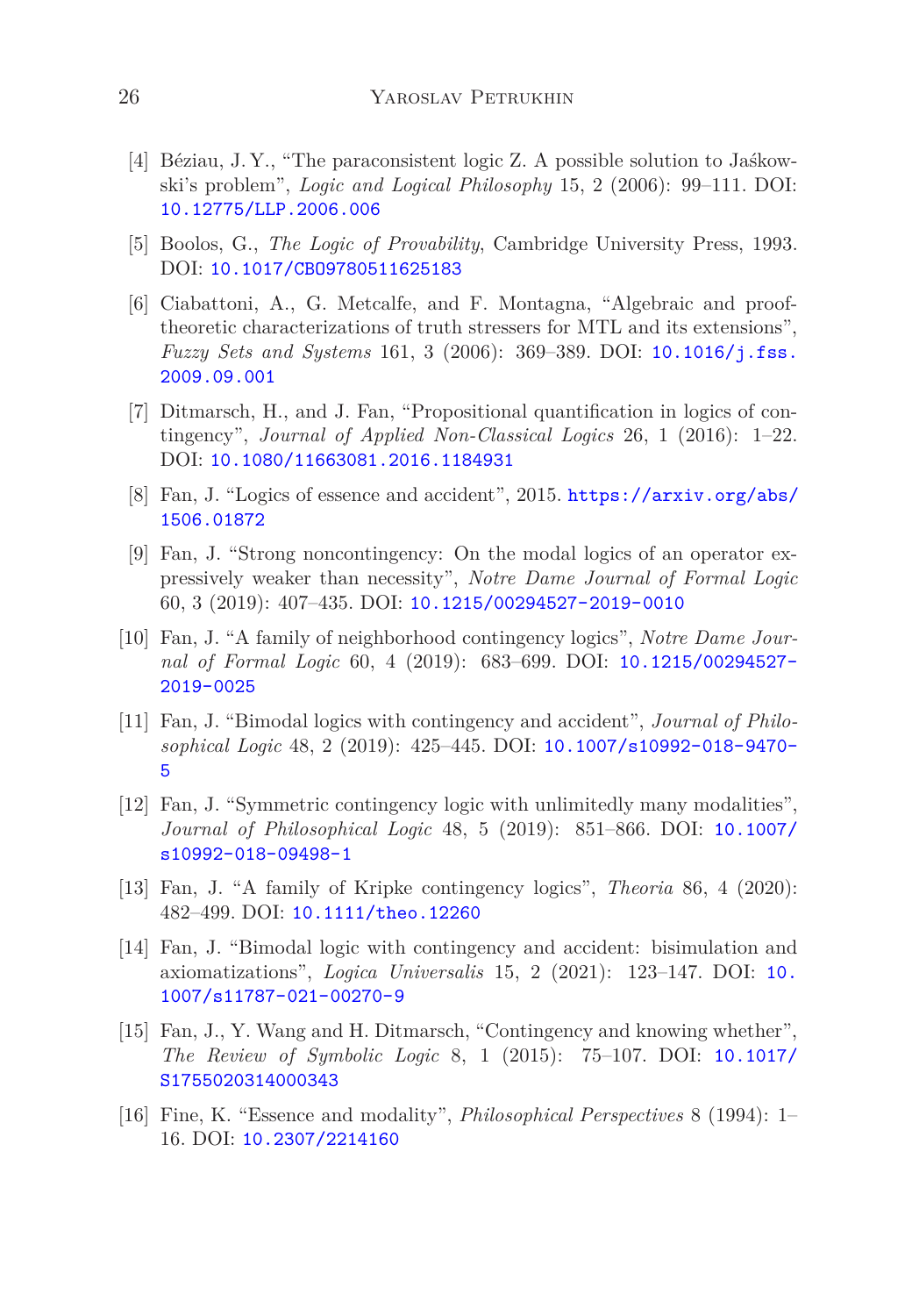[4] Béziau, J. Y., "The paraconsistent logic Z. A possible solution to Jaśkowski's problem", *Logic and Logical Philosophy* 15, 2 (2006): 99–111. DOI: 10.12775/LLP.2006.006

[5] Boolos, G., *The Logic of Provability*, Cambridge University Press, 1993. DOI: 10.1017/CBO9780511625183

[6] Ciabattoni, A., G. Metcalfe, and F. Montagna, "Algebraic and proof-theoretic characterizations of truth stressers for MTL and its extensions", *Fuzzy Sets and Systems* 161, 3 (2006): 369–389. DOI: 10.1016/j.fss.2009.09.001

[7] Ditmarsch, H., and J. Fan, "Propositional quantification in logics of contingency", *Journal of Applied Non-Classical Logics* 26, 1 (2016): 1–22. DOI: 10.1080/11663081.2016.1184931

[8] Fan, J. "Logics of essence and accident", 2015. https://arxiv.org/abs/1506.01872

[9] Fan, J. "Strong noncontingency: On the modal logics of an operator expressively weaker than necessity", *Notre Dame Journal of Formal Logic* 60, 3 (2019): 407–435. DOI: 10.1215/00294527-2019-0010

[10] Fan, J. "A family of neighborhood contingency logics", *Notre Dame Journal of Formal Logic* 60, 4 (2019): 683–699. DOI: 10.1215/00294527-2019-0025

[11] Fan, J. "Bimodal logics with contingency and accident", *Journal of Philosophical Logic* 48, 2 (2019): 425–445. DOI: 10.1007/s10992-018-9470-5

[12] Fan, J. "Symmetric contingency logic with unlimitedly many modalities", *Journal of Philosophical Logic* 48, 5 (2019): 851–866. DOI: 10.1007/s10992-018-09498-1

[13] Fan, J. "A family of Kripke contingency logics", *Theoria* 86, 4 (2020): 482–499. DOI: 10.1111/theo.12260

[14] Fan, J. "Bimodal logic with contingency and accident: bisimulation and axiomatizations", *Logica Universalis* 15, 2 (2021): 123–147. DOI: 10.1007/s11787-021-00270-9

[15] Fan, J., Y. Wang and H. Ditmarsch, "Contingency and knowing whether", *The Review of Symbolic Logic* 8, 1 (2015): 75–107. DOI: 10.1017/S1755020314000343

[16] Fine, K. "Essence and modality", *Philosophical Perspectives* 8 (1994): 1–16. DOI: 10.2307/2214160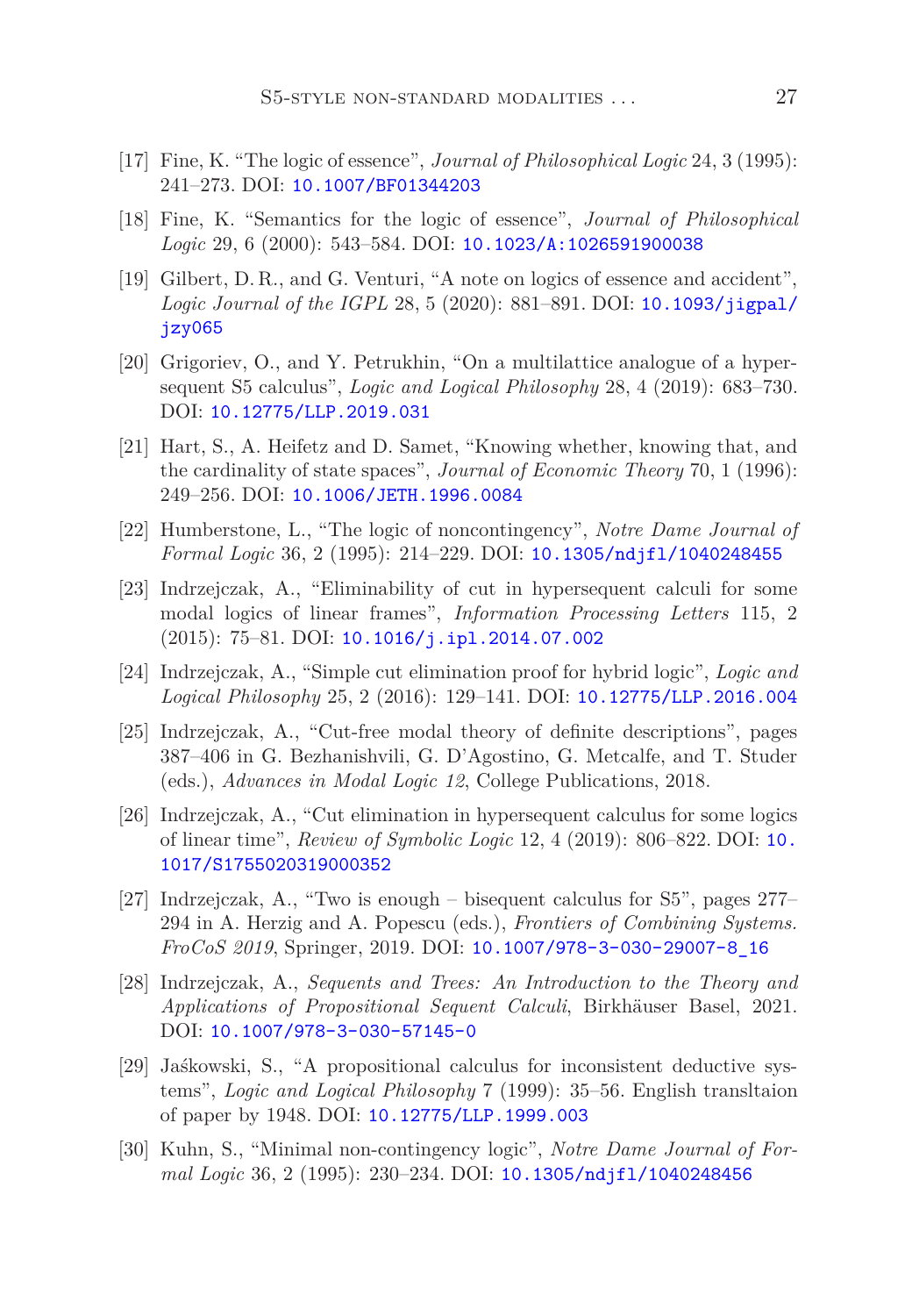[17] Fine, K. "The logic of essence", *Journal of Philosophical Logic* 24, 3 (1995): 241–273. DOI: 10.1007/BF01344203

[18] Fine, K. "Semantics for the logic of essence", *Journal of Philosophical Logic* 29, 6 (2000): 543–584. DOI: 10.1023/A:1026591900038

[19] Gilbert, D. R., and G. Venturi, "A note on logics of essence and accident", *Logic Journal of the IGPL* 28, 5 (2020): 881–891. DOI: 10.1093/jigpal/jzy065

[20] Grigoriev, O., and Y. Petrukhin, "On a multilattice analogue of a hypersequent S5 calculus", *Logic and Logical Philosophy* 28, 4 (2019): 683–730. DOI: 10.12775/LLP.2019.031

[21] Hart, S., A. Heifetz and D. Samet, "Knowing whether, knowing that, and the cardinality of state spaces", *Journal of Economic Theory* 70, 1 (1996): 249–256. DOI: 10.1006/JETH.1996.0084

[22] Humberstone, L., "The logic of noncontingency", *Notre Dame Journal of Formal Logic* 36, 2 (1995): 214–229. DOI: 10.1305/ndjfl/1040248455

[23] Indrzejczak, A., "Eliminability of cut in hypersequent calculi for some modal logics of linear frames", *Information Processing Letters* 115, 2 (2015): 75–81. DOI: 10.1016/j.ipl.2014.07.002

[24] Indrzejczak, A., "Simple cut elimination proof for hybrid logic", *Logic and Logical Philosophy* 25, 2 (2016): 129–141. DOI: 10.12775/LLP.2016.004

[25] Indrzejczak, A., "Cut-free modal theory of definite descriptions", pages 387–406 in G. Bezhanishvili, G. D'Agostino, G. Metcalfe, and T. Studer (eds.), *Advances in Modal Logic 12*, College Publications, 2018.

[26] Indrzejczak, A., "Cut elimination in hypersequent calculus for some logics of linear time", *Review of Symbolic Logic* 12, 4 (2019): 806–822. DOI: 10.1017/S1755020319000352

[27] Indrzejczak, A., "Two is enough – bisequent calculus for S5", pages 277–294 in A. Herzig and A. Popescu (eds.), *Frontiers of Combining Systems. FroCoS 2019*, Springer, 2019. DOI: 10.1007/978-3-030-29007-8_16

[28] Indrzejczak, A., *Sequents and Trees: An Introduction to the Theory and Applications of Propositional Sequent Calculi*, Birkhäuser Basel, 2021. DOI: 10.1007/978-3-030-57145-0

[29] Jaśkowski, S., "A propositional calculus for inconsistent deductive systems", *Logic and Logical Philosophy* 7 (1999): 35–56. English transltaion of paper by 1948. DOI: 10.12775/LLP.1999.003

[30] Kuhn, S., "Minimal non-contingency logic", *Notre Dame Journal of Formal Logic* 36, 2 (1995): 230–234. DOI: 10.1305/ndjfl/1040248456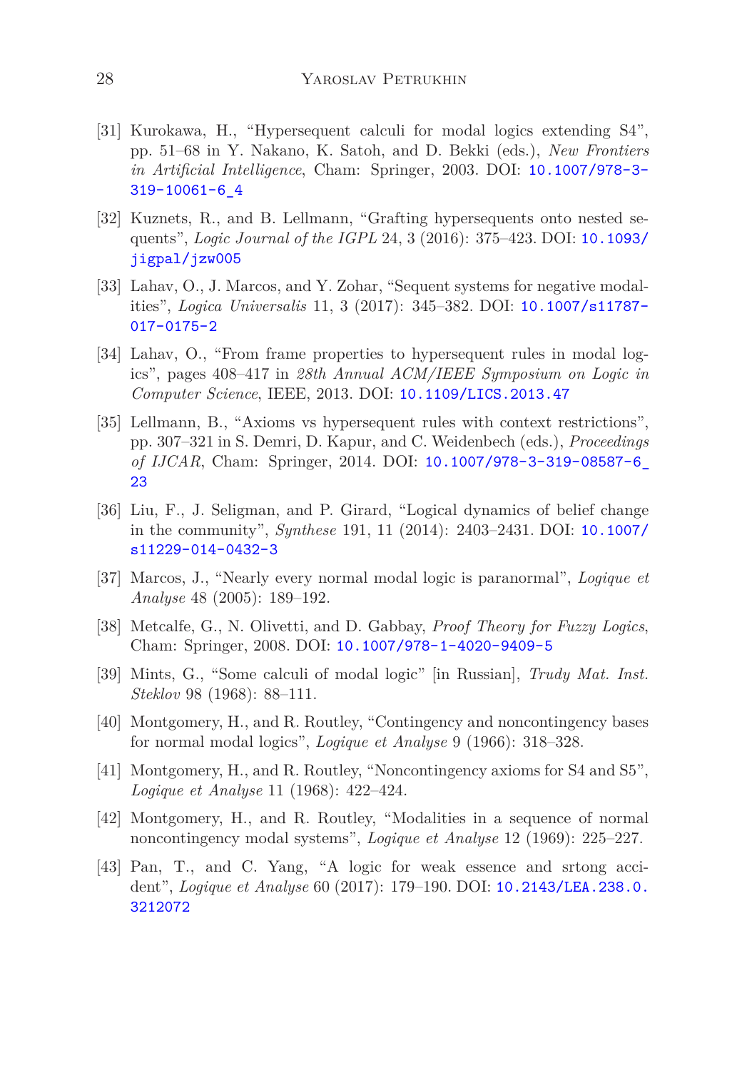[31] Kurokawa, H., "Hypersequent calculi for modal logics extending S4", pp. 51–68 in Y. Nakano, K. Satoh, and D. Bekki (eds.), *New Frontiers in Artificial Intelligence*, Cham: Springer, 2003. DOI: 10.1007/978-3-319-10061-6_4

[32] Kuznets, R., and B. Lellmann, "Grafting hypersequents onto nested sequents", *Logic Journal of the IGPL* 24, 3 (2016): 375–423. DOI: 10.1093/jigpal/jzw005

[33] Lahav, O., J. Marcos, and Y. Zohar, "Sequent systems for negative modalities", *Logica Universalis* 11, 3 (2017): 345–382. DOI: 10.1007/s11787-017-0175-2

[34] Lahav, O., "From frame properties to hypersequent rules in modal logics", pages 408–417 in *28th Annual ACM/IEEE Symposium on Logic in Computer Science*, IEEE, 2013. DOI: 10.1109/LICS.2013.47

[35] Lellmann, B., "Axioms vs hypersequent rules with context restrictions", pp. 307–321 in S. Demri, D. Kapur, and C. Weidenbech (eds.), *Proceedings of IJCAR*, Cham: Springer, 2014. DOI: 10.1007/978-3-319-08587-6_23

[36] Liu, F., J. Seligman, and P. Girard, "Logical dynamics of belief change in the community", *Synthese* 191, 11 (2014): 2403–2431. DOI: 10.1007/s11229-014-0432-3

[37] Marcos, J., "Nearly every normal modal logic is paranormal", *Logique et Analyse* 48 (2005): 189–192.

[38] Metcalfe, G., N. Olivetti, and D. Gabbay, *Proof Theory for Fuzzy Logics*, Cham: Springer, 2008. DOI: 10.1007/978-1-4020-9409-5

[39] Mints, G., "Some calculi of modal logic" [in Russian], *Trudy Mat. Inst. Steklov* 98 (1968): 88–111.

[40] Montgomery, H., and R. Routley, "Contingency and noncontingency bases for normal modal logics", *Logique et Analyse* 9 (1966): 318–328.

[41] Montgomery, H., and R. Routley, "Noncontingency axioms for S4 and S5", *Logique et Analyse* 11 (1968): 422–424.

[42] Montgomery, H., and R. Routley, "Modalities in a sequence of normal noncontingency modal systems", *Logique et Analyse* 12 (1969): 225–227.

[43] Pan, T., and C. Yang, "A logic for weak essence and srtong accident", *Logique et Analyse* 60 (2017): 179–190. DOI: 10.2143/LEA.238.0.3212072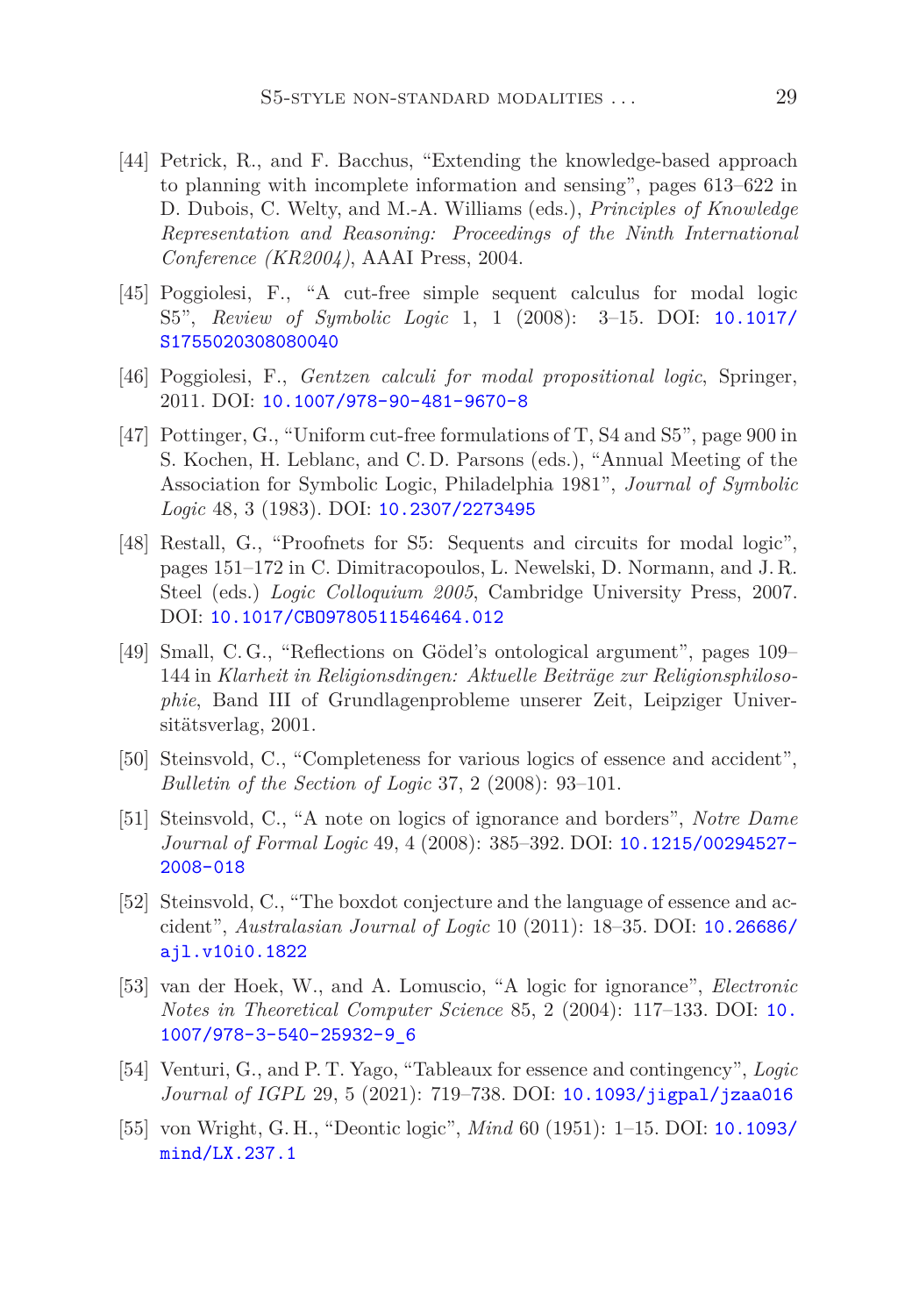[44] Petrick, R., and F. Bacchus, "Extending the knowledge-based approach to planning with incomplete information and sensing", pages 613–622 in D. Dubois, C. Welty, and M.-A. Williams (eds.), *Principles of Knowledge Representation and Reasoning: Proceedings of the Ninth International Conference (KR2004)*, AAAI Press, 2004.

[45] Poggiolesi, F., "A cut-free simple sequent calculus for modal logic S5", *Review of Symbolic Logic* 1, 1 (2008): 3–15. DOI: 10.1017/S1755020308080040

[46] Poggiolesi, F., *Gentzen calculi for modal propositional logic*, Springer, 2011. DOI: 10.1007/978-90-481-9670-8

[47] Pottinger, G., "Uniform cut-free formulations of T, S4 and S5", page 900 in S. Kochen, H. Leblanc, and C. D. Parsons (eds.), "Annual Meeting of the Association for Symbolic Logic, Philadelphia 1981", *Journal of Symbolic Logic* 48, 3 (1983). DOI: 10.2307/2273495

[48] Restall, G., "Proofnets for S5: Sequents and circuits for modal logic", pages 151–172 in C. Dimitracopoulos, L. Newelski, D. Normann, and J. R. Steel (eds.) *Logic Colloquium 2005*, Cambridge University Press, 2007. DOI: 10.1017/CBO9780511546464.012

[49] Small, C. G., "Reflections on Gödel's ontological argument", pages 109–144 in *Klarheit in Religionsdingen: Aktuelle Beiträge zur Religionsphilosophie*, Band III of Grundlagenprobleme unserer Zeit, Leipziger Universitätsverlag, 2001.

[50] Steinsvold, C., "Completeness for various logics of essence and accident", *Bulletin of the Section of Logic* 37, 2 (2008): 93–101.

[51] Steinsvold, C., "A note on logics of ignorance and borders", *Notre Dame Journal of Formal Logic* 49, 4 (2008): 385–392. DOI: 10.1215/00294527-2008-018

[52] Steinsvold, C., "The boxdot conjecture and the language of essence and accident", *Australasian Journal of Logic* 10 (2011): 18–35. DOI: 10.26686/ajl.v10i0.1822

[53] van der Hoek, W., and A. Lomuscio, "A logic for ignorance", *Electronic Notes in Theoretical Computer Science* 85, 2 (2004): 117–133. DOI: 10.1007/978-3-540-25932-9_6

[54] Venturi, G., and P. T. Yago, "Tableaux for essence and contingency", *Logic Journal of IGPL* 29, 5 (2021): 719–738. DOI: 10.1093/jigpal/jzaa016

[55] von Wright, G. H., "Deontic logic", *Mind* 60 (1951): 1–15. DOI: 10.1093/mind/LX.237.1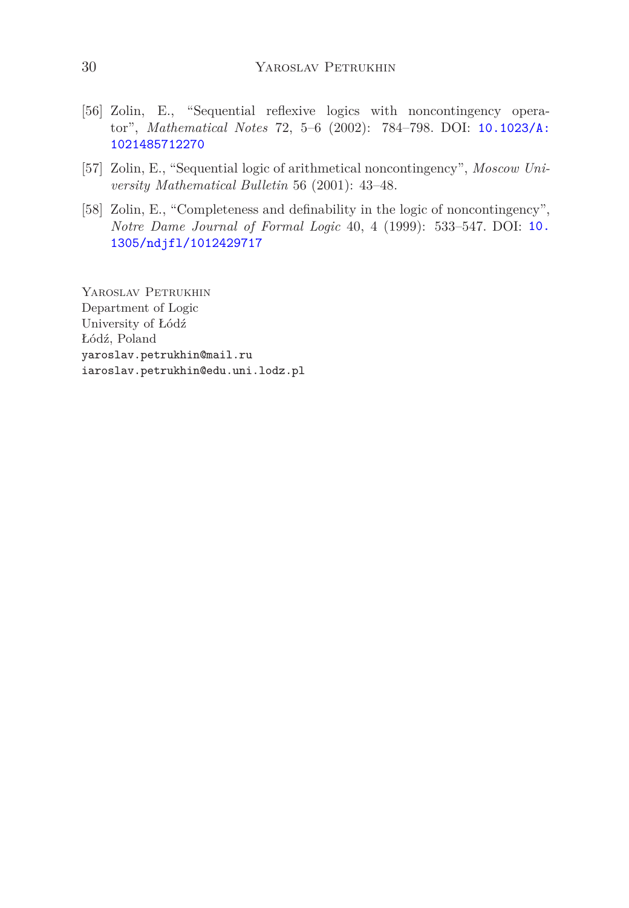[56] Zolin, E., "Sequential reflexive logics with noncontingency operator", *Mathematical Notes* 72, 5–6 (2002): 784–798. DOI: 10.1023/A:1021485712270

[57] Zolin, E., "Sequential logic of arithmetical noncontingency", *Moscow University Mathematical Bulletin* 56 (2001): 43–48.

[58] Zolin, E., "Completeness and definability in the logic of noncontingency", *Notre Dame Journal of Formal Logic* 40, 4 (1999): 533–547. DOI: 10.1305/ndjfl/1012429717

Yaroslav Petrukhin
Department of Logic
University of Łódź
Łódź, Poland
yaroslav.petrukhin@mail.ru
iaroslav.petrukhin@edu.uni.lodz.pl